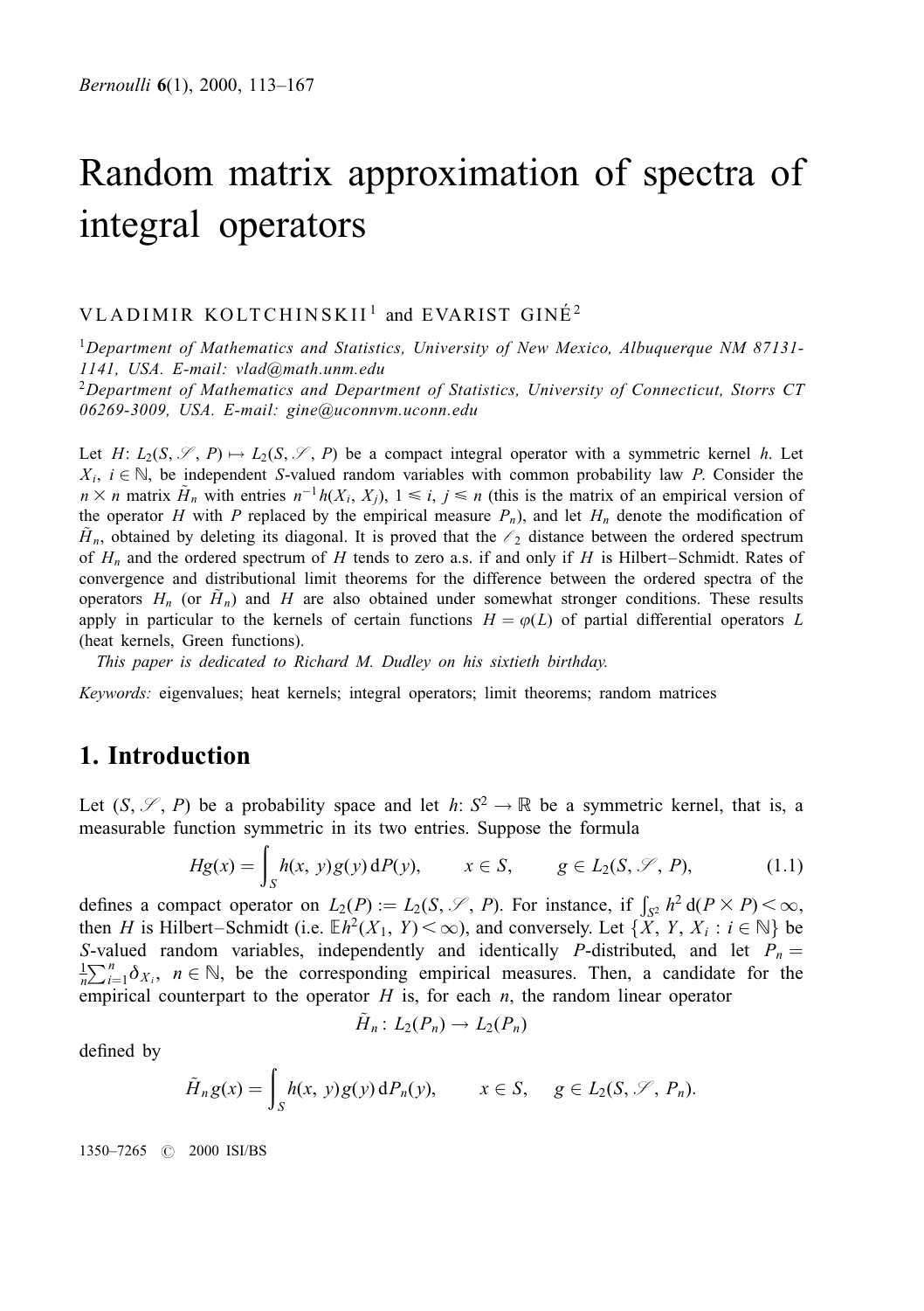# Random matrix approximation of spectra of integral operators

VLADIMIR KOLTCHINSKII[1] and EVARIST GINÉ[2]

[1] *Department of Mathematics and Statistics, University of New Mexico, Albuquerque NM 87131-1141, USA. E-mail: vlad@math.unm.edu*

[2] *Department of Mathematics and Department of Statistics, University of Connecticut, Storrs CT 06269-3009, USA. E-mail: gine@uconnvm.uconn.edu*

Let $H: L_2(S, \mathscr{S}, P) \mapsto L_2(S, \mathscr{S}, P)$ be a compact integral operator with a symmetric kernel $h$. Let $X_i$, $i \in \mathbb{N}$, be independent $S$-valued random variables with common probability law $P$. Consider the $n \times n$ matrix $\tilde{H}_n$ with entries $n^{-1}h(X_i, X_j)$, $1 \leqslant i, j \leqslant n$ (this is the matrix of an empirical version of the operator $H$ with $P$ replaced by the empirical measure $P_n$), and let $H_n$ denote the modification of $\tilde{H}_n$, obtained by deleting its diagonal. It is proved that the $\ell_2$ distance between the ordered spectrum of $H_n$ and the ordered spectrum of $H$ tends to zero a.s. if and only if $H$ is Hilbert–Schmidt. Rates of convergence and distributional limit theorems for the difference between the ordered spectra of the operators $H_n$ (or $\tilde{H}_n$) and $H$ are also obtained under somewhat stronger conditions. These results apply in particular to the kernels of certain functions $H = \varphi(L)$ of partial differential operators $L$ (heat kernels, Green functions).

*This paper is dedicated to Richard M. Dudley on his sixtieth birthday.*

*Keywords:* eigenvalues; heat kernels; integral operators; limit theorems; random matrices

## 1. Introduction

Let $(S, \mathscr{S}, P)$ be a probability space and let $h: S^2 \to \mathbb{R}$ be a symmetric kernel, that is, a measurable function symmetric in its two entries. Suppose the formula

$$Hg(x) = \int_S h(x, y)g(y)\,\mathrm{d}P(y), \qquad x \in S, \qquad g \in L_2(S, \mathscr{S}, P), \tag{1.1}$$

defines a compact operator on $L_2(P) := L_2(S, \mathscr{S}, P)$. For instance, if $\int_{S^2} h^2\,\mathrm{d}(P \times P) < \infty$, then $H$ is Hilbert–Schmidt (i.e. $\mathbb{E}h^2(X_1, Y) < \infty$), and conversely. Let $\{X, Y, X_i : i \in \mathbb{N}\}$ be $S$-valued random variables, independently and identically $P$-distributed, and let $P_n = \frac{1}{n}\sum_{i=1}^n \delta_{X_i}$, $n \in \mathbb{N}$, be the corresponding empirical measures. Then, a candidate for the empirical counterpart to the operator $H$ is, for each $n$, the random linear operator

$$\tilde{H}_n : L_2(P_n) \to L_2(P_n)$$

defined by

$$\tilde{H}_n g(x) = \int_S h(x, y)g(y)\,\mathrm{d}P_n(y), \qquad x \in S, \quad g \in L_2(S, \mathscr{S}, P_n).$$

1350–7265 © 2000 ISI/BS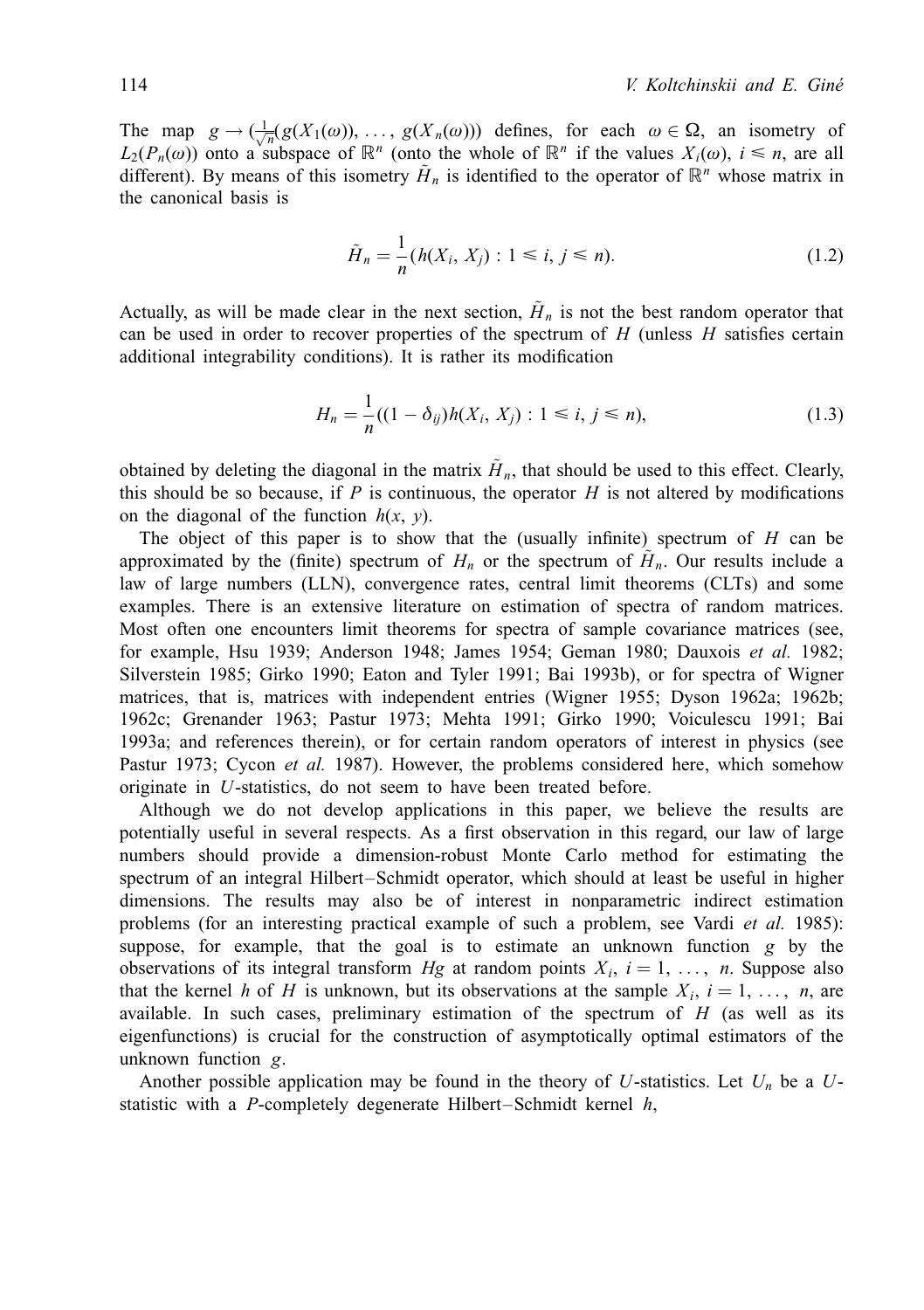The map $g \to (\frac{1}{\sqrt{n}}(g(X_1(\omega)), \ldots, g(X_n(\omega)))$ defines, for each $\omega \in \Omega$, an isometry of $L_2(P_n(\omega))$ onto a subspace of $\mathbb{R}^n$ (onto the whole of $\mathbb{R}^n$ if the values $X_i(\omega)$, $i \leqslant n$, are all different). By means of this isometry $\tilde{H}_n$ is identified to the operator of $\mathbb{R}^n$ whose matrix in the canonical basis is

$$\tilde{H}_n = \frac{1}{n}(h(X_i, X_j) : 1 \leqslant i, j \leqslant n). \tag{1.2}$$

Actually, as will be made clear in the next section, $\tilde{H}_n$ is not the best random operator that can be used in order to recover properties of the spectrum of $H$ (unless $H$ satisfies certain additional integrability conditions). It is rather its modification

$$H_n = \frac{1}{n}((1 - \delta_{ij})h(X_i, X_j) : 1 \leqslant i, j \leqslant n), \tag{1.3}$$

obtained by deleting the diagonal in the matrix $\tilde{H}_n$, that should be used to this effect. Clearly, this should be so because, if $P$ is continuous, the operator $H$ is not altered by modifications on the diagonal of the function $h(x, y)$.

The object of this paper is to show that the (usually infinite) spectrum of $H$ can be approximated by the (finite) spectrum of $H_n$ or the spectrum of $\tilde{H}_n$. Our results include a law of large numbers (LLN), convergence rates, central limit theorems (CLTs) and some examples. There is an extensive literature on estimation of spectra of random matrices. Most often one encounters limit theorems for spectra of sample covariance matrices (see, for example, Hsu 1939; Anderson 1948; James 1954; Geman 1980; Dauxois *et al.* 1982; Silverstein 1985; Girko 1990; Eaton and Tyler 1991; Bai 1993b), or for spectra of Wigner matrices, that is, matrices with independent entries (Wigner 1955; Dyson 1962a; 1962b; 1962c; Grenander 1963; Pastur 1973; Mehta 1991; Girko 1990; Voiculescu 1991; Bai 1993a; and references therein), or for certain random operators of interest in physics (see Pastur 1973; Cycon *et al.* 1987). However, the problems considered here, which somehow originate in $U$-statistics, do not seem to have been treated before.

Although we do not develop applications in this paper, we believe the results are potentially useful in several respects. As a first observation in this regard, our law of large numbers should provide a dimension-robust Monte Carlo method for estimating the spectrum of an integral Hilbert–Schmidt operator, which should at least be useful in higher dimensions. The results may also be of interest in nonparametric indirect estimation problems (for an interesting practical example of such a problem, see Vardi *et al.* 1985): suppose, for example, that the goal is to estimate an unknown function $g$ by the observations of its integral transform $Hg$ at random points $X_i$, $i = 1, \ldots, n$. Suppose also that the kernel $h$ of $H$ is unknown, but its observations at the sample $X_i$, $i = 1, \ldots, n$, are available. In such cases, preliminary estimation of the spectrum of $H$ (as well as its eigenfunctions) is crucial for the construction of asymptotically optimal estimators of the unknown function $g$.

Another possible application may be found in the theory of $U$-statistics. Let $U_n$ be a $U$-statistic with a $P$-completely degenerate Hilbert–Schmidt kernel $h$,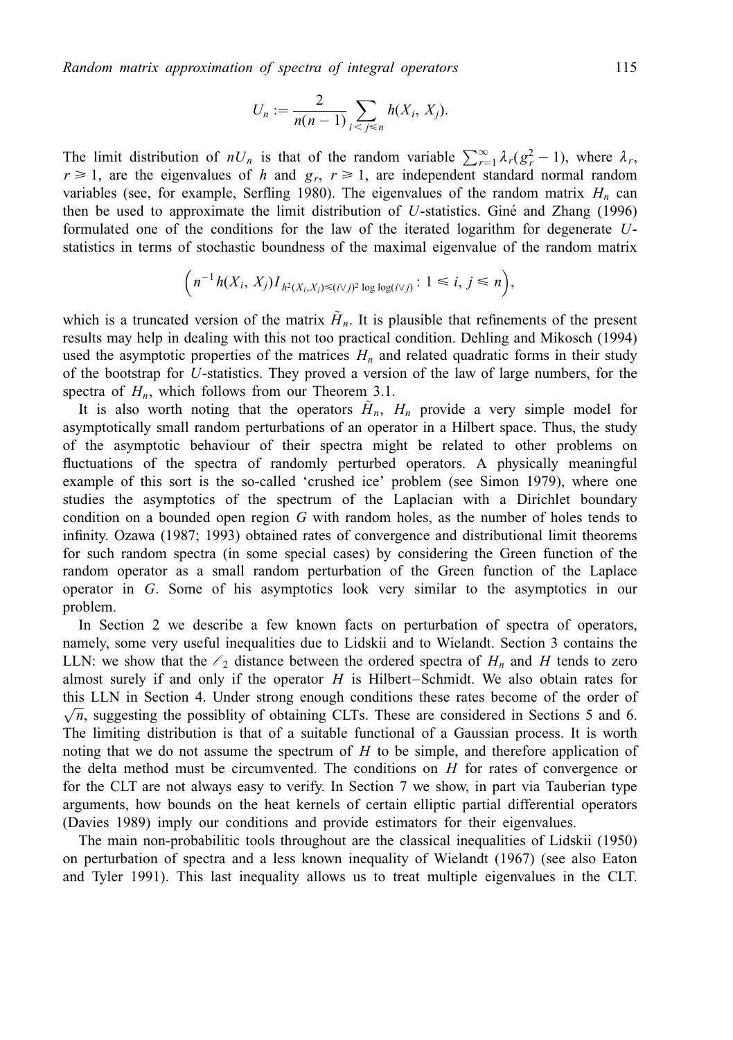$$U_n := \frac{2}{n(n-1)} \sum_{i<j\leqslant n} h(X_i, X_j).$$

The limit distribution of $nU_n$ is that of the random variable $\sum_{r=1}^{\infty} \lambda_r (g_r^2 - 1)$, where $\lambda_r$, $r \geqslant 1$, are the eigenvalues of $h$ and $g_r$, $r \geqslant 1$, are independent standard normal random variables (see, for example, Serfling 1980). The eigenvalues of the random matrix $H_n$ can then be used to approximate the limit distribution of $U$-statistics. Giné and Zhang (1996) formulated one of the conditions for the law of the iterated logarithm for degenerate $U$-statistics in terms of stochastic boundness of the maximal eigenvalue of the random matrix

$$\left( n^{-1} h(X_i, X_j) I_{h^2(X_i, X_j) \leqslant (i \vee j)^2 \log\log(i \vee j)} : 1 \leqslant i, j \leqslant n \right),$$

which is a truncated version of the matrix $\tilde{H}_n$. It is plausible that refinements of the present results may help in dealing with this not too practical condition. Dehling and Mikosch (1994) used the asymptotic properties of the matrices $H_n$ and related quadratic forms in their study of the bootstrap for $U$-statistics. They proved a version of the law of large numbers, for the spectra of $H_n$, which follows from our Theorem 3.1.

It is also worth noting that the operators $\tilde{H}_n$, $H_n$ provide a very simple model for asymptotically small random perturbations of an operator in a Hilbert space. Thus, the study of the asymptotic behaviour of their spectra might be related to other problems on fluctuations of the spectra of randomly perturbed operators. A physically meaningful example of this sort is the so-called 'crushed ice' problem (see Simon 1979), where one studies the asymptotics of the spectrum of the Laplacian with a Dirichlet boundary condition on a bounded open region $G$ with random holes, as the number of holes tends to infinity. Ozawa (1987; 1993) obtained rates of convergence and distributional limit theorems for such random spectra (in some special cases) by considering the Green function of the random operator as a small random perturbation of the Green function of the Laplace operator in $G$. Some of his asymptotics look very similar to the asymptotics in our problem.

In Section 2 we describe a few known facts on perturbation of spectra of operators, namely, some very useful inequalities due to Lidskii and to Wielandt. Section 3 contains the LLN: we show that the $\ell_2$ distance between the ordered spectra of $H_n$ and $H$ tends to zero almost surely if and only if the operator $H$ is Hilbert–Schmidt. We also obtain rates for this LLN in Section 4. Under strong enough conditions these rates become of the order of $\sqrt{n}$, suggesting the possiblity of obtaining CLTs. These are considered in Sections 5 and 6. The limiting distribution is that of a suitable functional of a Gaussian process. It is worth noting that we do not assume the spectrum of $H$ to be simple, and therefore application of the delta method must be circumvented. The conditions on $H$ for rates of convergence or for the CLT are not always easy to verify. In Section 7 we show, in part via Tauberian type arguments, how bounds on the heat kernels of certain elliptic partial differential operators (Davies 1989) imply our conditions and provide estimators for their eigenvalues.

The main non-probabilitic tools throughout are the classical inequalities of Lidskii (1950) on perturbation of spectra and a less known inequality of Wielandt (1967) (see also Eaton and Tyler 1991). This last inequality allows us to treat multiple eigenvalues in the CLT.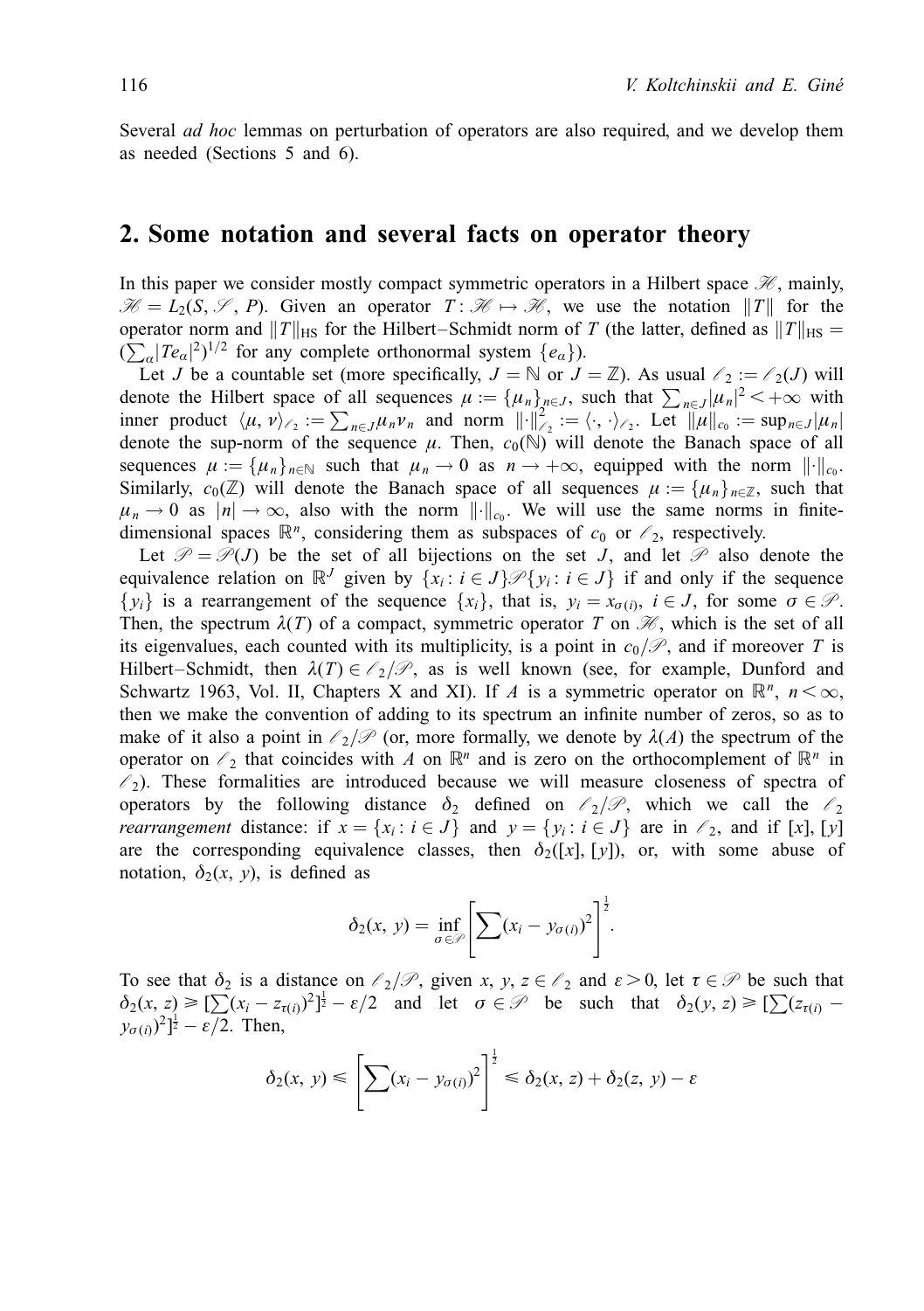Several *ad hoc* lemmas on perturbation of operators are also required, and we develop them as needed (Sections 5 and 6).

## 2. Some notation and several facts on operator theory

In this paper we consider mostly compact symmetric operators in a Hilbert space $\mathscr{H}$, mainly, $\mathscr{H} = L_2(S, \mathscr{S}, P)$. Given an operator $T : \mathscr{H} \mapsto \mathscr{H}$, we use the notation $\|T\|$ for the operator norm and $\|T\|_{\mathrm{HS}}$ for the Hilbert–Schmidt norm of $T$ (the latter, defined as $\|T\|_{\mathrm{HS}} = (\sum_\alpha |Te_\alpha|^2)^{1/2}$ for any complete orthonormal system $\{e_\alpha\}$).

Let $J$ be a countable set (more specifically, $J = \mathbb{N}$ or $J = \mathbb{Z}$). As usual $\ell_2 := \ell_2(J)$ will denote the Hilbert space of all sequences $\mu := \{\mu_n\}_{n \in J}$, such that $\sum_{n \in J} |\mu_n|^2 < +\infty$ with inner product $\langle \mu, \nu \rangle_{\ell_2} := \sum_{n \in J} \mu_n \nu_n$ and norm $\|\cdot\|_{\ell_2}^2 := \langle \cdot, \cdot \rangle_{\ell_2}$. Let $\|\mu\|_{c_0} := \sup_{n \in J} |\mu_n|$ denote the sup-norm of the sequence $\mu$. Then, $c_0(\mathbb{N})$ will denote the Banach space of all sequences $\mu := \{\mu_n\}_{n \in \mathbb{N}}$ such that $\mu_n \to 0$ as $n \to +\infty$, equipped with the norm $\|\cdot\|_{c_0}$. Similarly, $c_0(\mathbb{Z})$ will denote the Banach space of all sequences $\mu := \{\mu_n\}_{n \in \mathbb{Z}}$, such that $\mu_n \to 0$ as $|n| \to \infty$, also with the norm $\|\cdot\|_{c_0}$. We will use the same norms in finite-dimensional spaces $\mathbb{R}^n$, considering them as subspaces of $c_0$ or $\ell_2$, respectively.

Let $\mathscr{P} = \mathscr{P}(J)$ be the set of all bijections on the set $J$, and let $\mathscr{P}$ also denote the equivalence relation on $\mathbb{R}^J$ given by $\{x_i : i \in J\} \mathscr{P} \{y_i : i \in J\}$ if and only if the sequence $\{y_i\}$ is a rearrangement of the sequence $\{x_i\}$, that is, $y_i = x_{\sigma(i)}$, $i \in J$, for some $\sigma \in \mathscr{P}$. Then, the spectrum $\lambda(T)$ of a compact, symmetric operator $T$ on $\mathscr{H}$, which is the set of all its eigenvalues, each counted with its multiplicity, is a point in $c_0/\mathscr{P}$, and if moreover $T$ is Hilbert–Schmidt, then $\lambda(T) \in \ell_2/\mathscr{P}$, as is well known (see, for example, Dunford and Schwartz 1963, Vol. II, Chapters X and XI). If $A$ is a symmetric operator on $\mathbb{R}^n$, $n < \infty$, then we make the convention of adding to its spectrum an infinite number of zeros, so as to make of it also a point in $\ell_2/\mathscr{P}$ (or, more formally, we denote by $\lambda(A)$ the spectrum of the operator on $\ell_2$ that coincides with $A$ on $\mathbb{R}^n$ and is zero on the orthocomplement of $\mathbb{R}^n$ in $\ell_2$). These formalities are introduced because we will measure closeness of spectra of operators by the following distance $\delta_2$ defined on $\ell_2/\mathscr{P}$, which we call the $\ell_2$ *rearrangement* distance: if $x = \{x_i : i \in J\}$ and $y = \{y_i : i \in J\}$ are in $\ell_2$, and if $[x]$, $[y]$ are the corresponding equivalence classes, then $\delta_2([x], [y])$, or, with some abuse of notation, $\delta_2(x, y)$, is defined as

$$\delta_2(x, y) = \inf_{\sigma \in \mathscr{P}} \left[ \sum (x_i - y_{\sigma(i)})^2 \right]^{\frac{1}{2}}.$$

To see that $\delta_2$ is a distance on $\ell_2/\mathscr{P}$, given $x, y, z \in \ell_2$ and $\varepsilon > 0$, let $\tau \in \mathscr{P}$ be such that $\delta_2(x, z) \geq [\sum (x_i - z_{\tau(i)})^2]^{\frac{1}{2}} - \varepsilon/2$ and let $\sigma \in \mathscr{P}$ be such that $\delta_2(y, z) \geq [\sum (z_{\tau(i)} - y_{\sigma(i)})^2]^{\frac{1}{2}} - \varepsilon/2$. Then,

$$\delta_2(x, y) \leq \left[ \sum (x_i - y_{\sigma(i)})^2 \right]^{\frac{1}{2}} \leq \delta_2(x, z) + \delta_2(z, y) - \varepsilon$$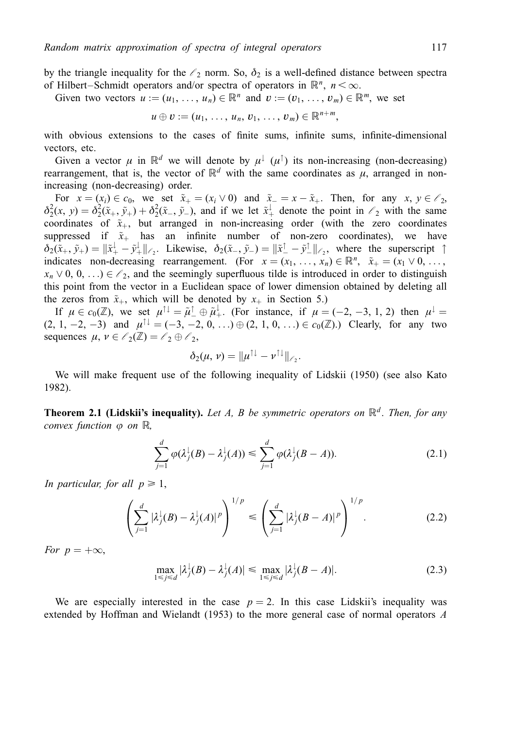by the triangle inequality for the $\ell_2$ norm. So, $\delta_2$ is a well-defined distance between spectra of Hilbert–Schmidt operators and/or spectra of operators in $\mathbb{R}^n$, $n < \infty$.

Given two vectors $u := (u_1, \ldots, u_n) \in \mathbb{R}^n$ and $v := (v_1, \ldots, v_m) \in \mathbb{R}^m$, we set

$$u \oplus v := (u_1, \ldots, u_n, v_1, \ldots, v_m) \in \mathbb{R}^{n+m},$$

with obvious extensions to the cases of finite sums, infinite sums, infinite-dimensional vectors, etc.

Given a vector $\mu$ in $\mathbb{R}^d$ we will denote by $\mu^{\downarrow}$ ($\mu^{\uparrow}$) its non-increasing (non-decreasing) rearrangement, that is, the vector of $\mathbb{R}^d$ with the same coordinates as $\mu$, arranged in non-increasing (non-decreasing) order.

For $x = (x_i) \in c_0$, we set $\tilde{x}_+ = (x_i \vee 0)$ and $\tilde{x}_- = x - \tilde{x}_+$. Then, for any $x, y \in \ell_2$, $\delta_2^2(x, y) = \delta_2^2(\tilde{x}_+, \tilde{y}_+) + \delta_2^2(\tilde{x}_-, \tilde{y}_-)$, and if we let $\tilde{x}_+^{\downarrow}$ denote the point in $\ell_2$ with the same coordinates of $\tilde{x}_+$, but arranged in non-increasing order (with the zero coordinates suppressed if $\tilde{x}_+$ has an infinite number of non-zero coordinates), we have $\delta_2(\tilde{x}_+, \tilde{y}_+) = \|\tilde{x}_+^{\downarrow} - \tilde{y}_+^{\downarrow}\|_{\ell_2}$. Likewise, $\delta_2(\tilde{x}_-, \tilde{y}_-) = \|\tilde{x}_-^{\uparrow} - \tilde{y}_-^{\uparrow}\|_{\ell_2}$, where the superscript $\uparrow$ indicates non-decreasing rearrangement. (For $x = (x_1, \ldots, x_n) \in \mathbb{R}^n$, $\tilde{x}_+ = (x_1 \vee 0, \ldots, x_n \vee 0, 0, \ldots) \in \ell_2$, and the seemingly superfluous tilde is introduced in order to distinguish this point from the vector in a Euclidean space of lower dimension obtained by deleting all the zeros from $\tilde{x}_+$, which will be denoted by $x_+$ in Section 5.)

If $\mu \in c_0(\mathbb{Z})$, we set $\mu^{\uparrow\downarrow} = \tilde{\mu}_-^{\uparrow} \oplus \tilde{\mu}_+^{\downarrow}$. (For instance, if $\mu = (-2, -3, 1, 2)$ then $\mu^{\downarrow} = (2, 1, -2, -3)$ and $\mu^{\uparrow\downarrow} = (-3, -2, 0, \ldots) \oplus (2, 1, 0, \ldots) \in c_0(\mathbb{Z})$.) Clearly, for any two sequences $\mu, \nu \in \ell_2(\mathbb{Z}) = \ell_2 \oplus \ell_2$,

$$\delta_2(\mu, \nu) = \|\mu^{\uparrow\downarrow} - \nu^{\uparrow\downarrow}\|_{\ell_2}.$$

We will make frequent use of the following inequality of Lidskii (1950) (see also Kato 1982).

**Theorem 2.1 (Lidskii's inequality).** *Let $A$, $B$ be symmetric operators on $\mathbb{R}^d$. Then, for any convex function $\varphi$ on $\mathbb{R}$,*

$$\sum_{j=1}^{d} \varphi(\lambda_j^{\downarrow}(B) - \lambda_j^{\downarrow}(A)) \leqslant \sum_{j=1}^{d} \varphi(\lambda_j^{\downarrow}(B - A)). \tag{2.1}$$

*In particular, for all $p \geqslant 1$,*

$$\left( \sum_{j=1}^{d} |\lambda_j^{\downarrow}(B) - \lambda_j^{\downarrow}(A)|^p \right)^{1/p} \leqslant \left( \sum_{j=1}^{d} |\lambda_j^{\downarrow}(B - A)|^p \right)^{1/p}. \tag{2.2}$$

*For $p = +\infty$,*

$$\max_{1 \leqslant j \leqslant d} |\lambda_j^{\downarrow}(B) - \lambda_j^{\downarrow}(A)| \leqslant \max_{1 \leqslant j \leqslant d} |\lambda_j^{\downarrow}(B - A)|. \tag{2.3}$$

We are especially interested in the case $p = 2$. In this case Lidskii's inequality was extended by Hoffman and Wielandt (1953) to the more general case of normal operators $A$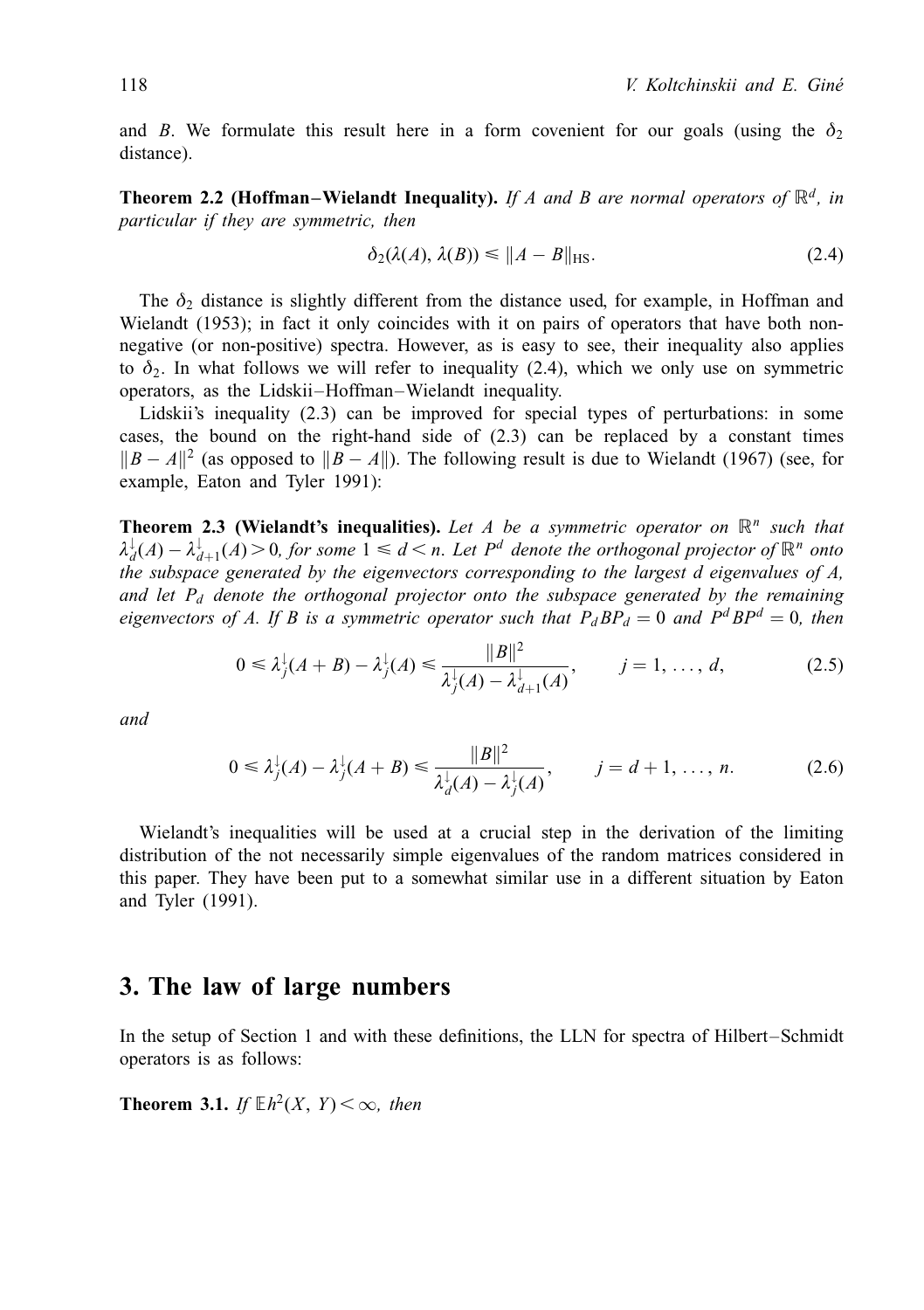and $B$. We formulate this result here in a form covenient for our goals (using the $\delta_2$ distance).

**Theorem 2.2 (Hoffman–Wielandt Inequality).** *If $A$ and $B$ are normal operators of $\mathbb{R}^d$, in particular if they are symmetric, then*

$$\delta_2(\lambda(A), \lambda(B)) \leqslant \|A - B\|_{\mathrm{HS}}. \tag{2.4}$$

The $\delta_2$ distance is slightly different from the distance used, for example, in Hoffman and Wielandt (1953); in fact it only coincides with it on pairs of operators that have both non-negative (or non-positive) spectra. However, as is easy to see, their inequality also applies to $\delta_2$. In what follows we will refer to inequality (2.4), which we only use on symmetric operators, as the Lidskii–Hoffman–Wielandt inequality.

Lidskii's inequality (2.3) can be improved for special types of perturbations: in some cases, the bound on the right-hand side of (2.3) can be replaced by a constant times $\|B - A\|^2$ (as opposed to $\|B - A\|$). The following result is due to Wielandt (1967) (see, for example, Eaton and Tyler 1991):

**Theorem 2.3 (Wielandt's inequalities).** *Let $A$ be a symmetric operator on $\mathbb{R}^n$ such that $\lambda_d^{\downarrow}(A) - \lambda_{d+1}^{\downarrow}(A) > 0$, for some $1 \leqslant d < n$. Let $P^d$ denote the orthogonal projector of $\mathbb{R}^n$ onto the subspace generated by the eigenvectors corresponding to the largest $d$ eigenvalues of $A$, and let $P_d$ denote the orthogonal projector onto the subspace generated by the remaining eigenvectors of $A$. If $B$ is a symmetric operator such that $P_d B P_d = 0$ and $P^d B P^d = 0$, then*

$$0 \leqslant \lambda_j^{\downarrow}(A + B) - \lambda_j^{\downarrow}(A) \leqslant \frac{\|B\|^2}{\lambda_j^{\downarrow}(A) - \lambda_{d+1}^{\downarrow}(A)}, \qquad j = 1, \ldots, d, \tag{2.5}$$

*and*

$$0 \leqslant \lambda_j^{\downarrow}(A) - \lambda_j^{\downarrow}(A + B) \leqslant \frac{\|B\|^2}{\lambda_d^{\downarrow}(A) - \lambda_j^{\downarrow}(A)}, \qquad j = d + 1, \ldots, n. \tag{2.6}$$

Wielandt's inequalities will be used at a crucial step in the derivation of the limiting distribution of the not necessarily simple eigenvalues of the random matrices considered in this paper. They have been put to a somewhat similar use in a different situation by Eaton and Tyler (1991).

## 3. The law of large numbers

In the setup of Section 1 and with these definitions, the LLN for spectra of Hilbert–Schmidt operators is as follows:

**Theorem 3.1.** *If $\mathbb{E}h^2(X, Y) < \infty$, then*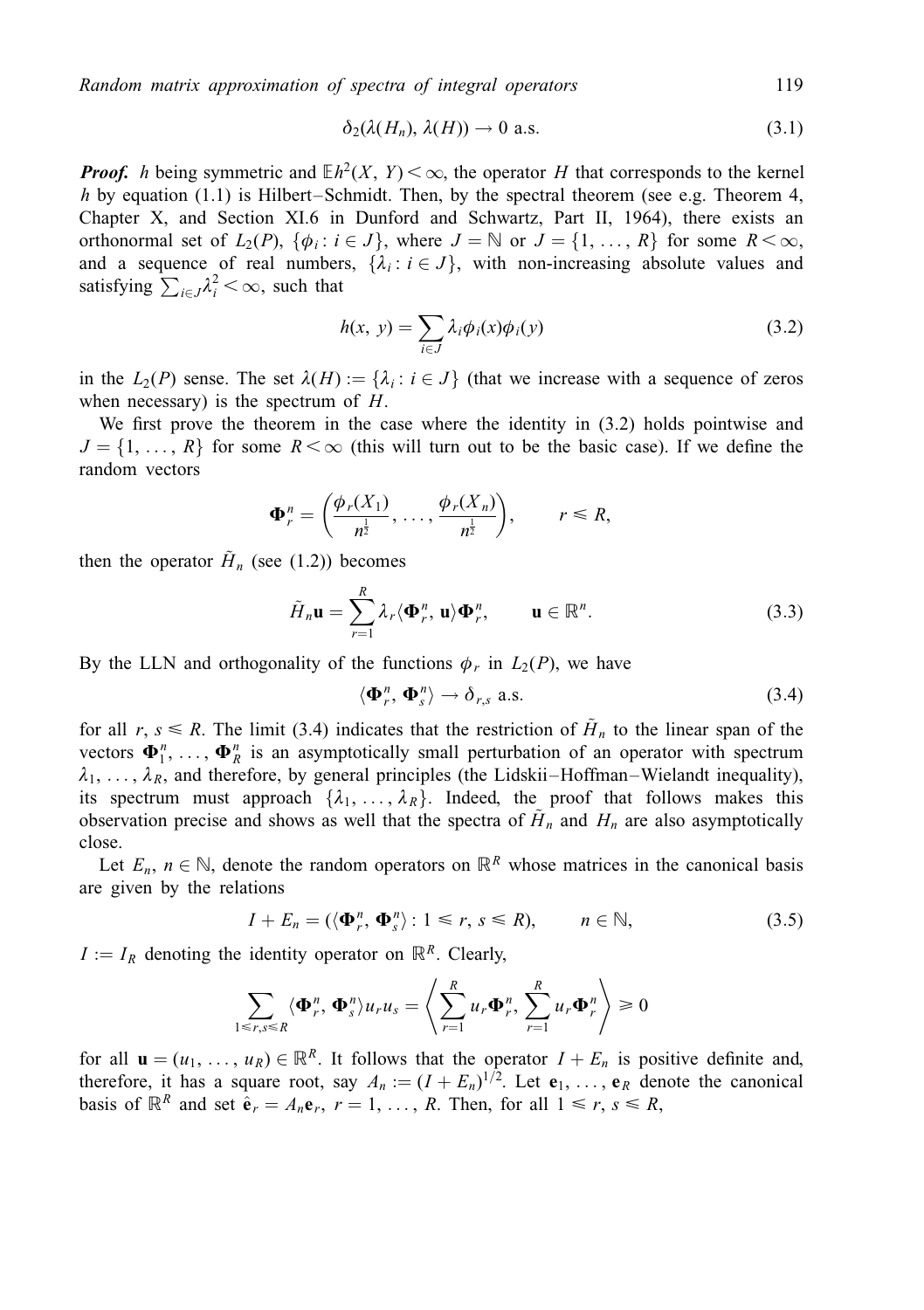$$\delta_2(\lambda(H_n), \lambda(H)) \to 0 \text{ a.s.} \tag{3.1}$$

***Proof.*** $h$ being symmetric and $\mathbb{E}h^2(X, Y) < \infty$, the operator $H$ that corresponds to the kernel $h$ by equation (1.1) is Hilbert–Schmidt. Then, by the spectral theorem (see e.g. Theorem 4, Chapter X, and Section XI.6 in Dunford and Schwartz, Part II, 1964), there exists an orthonormal set of $L_2(P)$, $\{\phi_i : i \in J\}$, where $J = \mathbb{N}$ or $J = \{1, \ldots, R\}$ for some $R < \infty$, and a sequence of real numbers, $\{\lambda_i : i \in J\}$, with non-increasing absolute values and satisfying $\sum_{i \in J} \lambda_i^2 < \infty$, such that

$$h(x, y) = \sum_{i \in J} \lambda_i \phi_i(x) \phi_i(y) \tag{3.2}$$

in the $L_2(P)$ sense. The set $\lambda(H) := \{\lambda_i : i \in J\}$ (that we increase with a sequence of zeros when necessary) is the spectrum of $H$.

We first prove the theorem in the case where the identity in (3.2) holds pointwise and $J = \{1, \ldots, R\}$ for some $R < \infty$ (this will turn out to be the basic case). If we define the random vectors

$$\mathbf{\Phi}_r^n = \left( \frac{\phi_r(X_1)}{n^{\frac{1}{2}}}, \ldots, \frac{\phi_r(X_n)}{n^{\frac{1}{2}}} \right), \qquad r \leqslant R,$$

then the operator $\tilde{H}_n$ (see (1.2)) becomes

$$\tilde{H}_n \mathbf{u} = \sum_{r=1}^{R} \lambda_r \langle \mathbf{\Phi}_r^n, \mathbf{u} \rangle \mathbf{\Phi}_r^n, \qquad \mathbf{u} \in \mathbb{R}^n. \tag{3.3}$$

By the LLN and orthogonality of the functions $\phi_r$ in $L_2(P)$, we have

$$\langle \mathbf{\Phi}_r^n, \mathbf{\Phi}_s^n \rangle \to \delta_{r,s} \text{ a.s.} \tag{3.4}$$

for all $r, s \leqslant R$. The limit (3.4) indicates that the restriction of $\tilde{H}_n$ to the linear span of the vectors $\mathbf{\Phi}_1^n, \ldots, \mathbf{\Phi}_R^n$ is an asymptotically small perturbation of an operator with spectrum $\lambda_1, \ldots, \lambda_R$, and therefore, by general principles (the Lidskii–Hoffman–Wielandt inequality), its spectrum must approach $\{\lambda_1, \ldots, \lambda_R\}$. Indeed, the proof that follows makes this observation precise and shows as well that the spectra of $\tilde{H}_n$ and $H_n$ are also asymptotically close.

Let $E_n$, $n \in \mathbb{N}$, denote the random operators on $\mathbb{R}^R$ whose matrices in the canonical basis are given by the relations

$$I + E_n = (\langle \mathbf{\Phi}_r^n, \mathbf{\Phi}_s^n \rangle : 1 \leqslant r, s \leqslant R), \qquad n \in \mathbb{N}, \tag{3.5}$$

$I := I_R$ denoting the identity operator on $\mathbb{R}^R$. Clearly,

$$\sum_{1 \leqslant r,s \leqslant R} \langle \mathbf{\Phi}_r^n, \mathbf{\Phi}_s^n \rangle u_r u_s = \left\langle \sum_{r=1}^{R} u_r \mathbf{\Phi}_r^n, \sum_{r=1}^{R} u_r \mathbf{\Phi}_r^n \right\rangle \geqslant 0$$

for all $\mathbf{u} = (u_1, \ldots, u_R) \in \mathbb{R}^R$. It follows that the operator $I + E_n$ is positive definite and, therefore, it has a square root, say $A_n := (I + E_n)^{1/2}$. Let $\mathbf{e}_1, \ldots, \mathbf{e}_R$ denote the canonical basis of $\mathbb{R}^R$ and set $\hat{\mathbf{e}}_r = A_n \mathbf{e}_r$, $r = 1, \ldots, R$. Then, for all $1 \leqslant r, s \leqslant R$,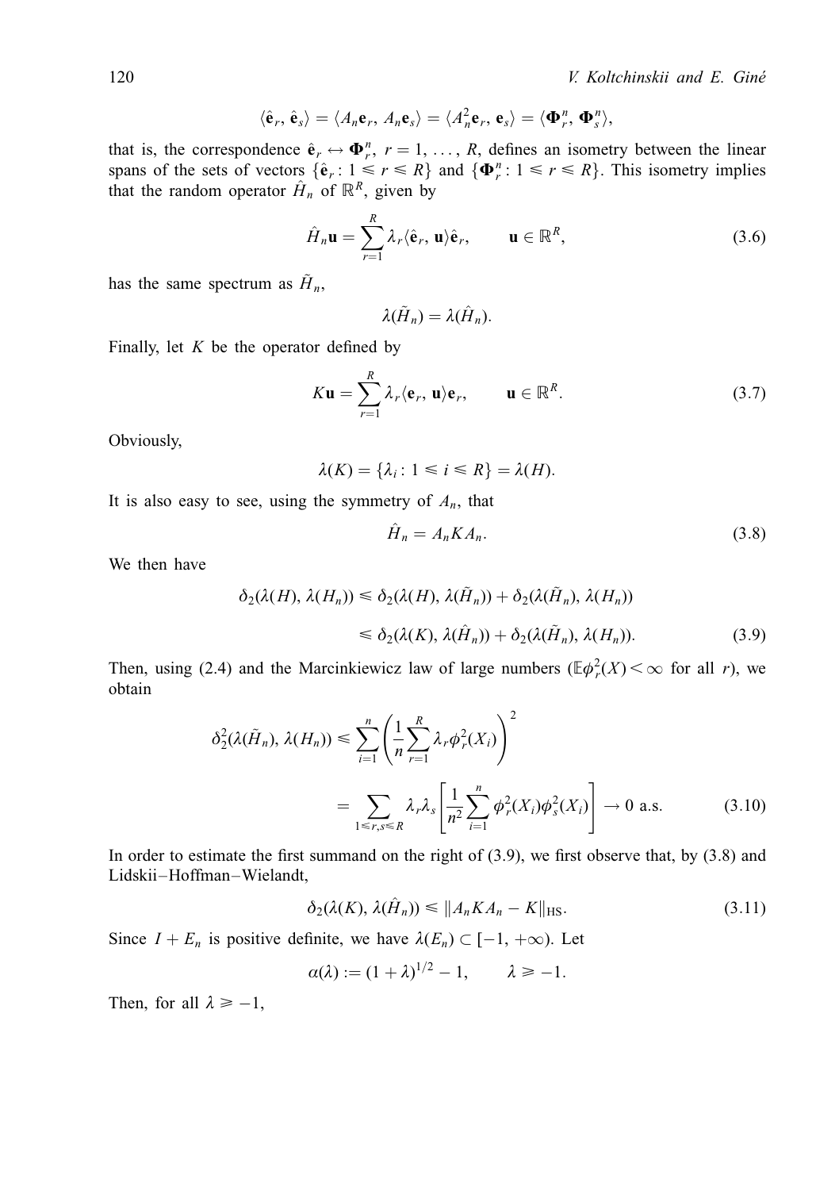$$\langle \hat{\mathbf{e}}_r, \hat{\mathbf{e}}_s \rangle = \langle A_n \mathbf{e}_r, A_n \mathbf{e}_s \rangle = \langle A_n^2 \mathbf{e}_r, \mathbf{e}_s \rangle = \langle \mathbf{\Phi}_r^n, \mathbf{\Phi}_s^n \rangle,$$

that is, the correspondence $\hat{\mathbf{e}}_r \leftrightarrow \mathbf{\Phi}_r^n$, $r = 1, \ldots, R$, defines an isometry between the linear spans of the sets of vectors $\{\hat{\mathbf{e}}_r : 1 \leqslant r \leqslant R\}$ and $\{\mathbf{\Phi}_r^n : 1 \leqslant r \leqslant R\}$. This isometry implies that the random operator $\hat{H}_n$ of $\mathbb{R}^R$, given by

$$\hat{H}_n \mathbf{u} = \sum_{r=1}^{R} \lambda_r \langle \hat{\mathbf{e}}_r, \mathbf{u} \rangle \hat{\mathbf{e}}_r, \qquad \mathbf{u} \in \mathbb{R}^R, \tag{3.6}$$

has the same spectrum as $\tilde{H}_n$,

$$\lambda(\tilde{H}_n) = \lambda(\hat{H}_n).$$

Finally, let $K$ be the operator defined by

$$K\mathbf{u} = \sum_{r=1}^{R} \lambda_r \langle \mathbf{e}_r, \mathbf{u} \rangle \mathbf{e}_r, \qquad \mathbf{u} \in \mathbb{R}^R. \tag{3.7}$$

Obviously,

$$\lambda(K) = \{\lambda_i : 1 \leqslant i \leqslant R\} = \lambda(H).$$

It is also easy to see, using the symmetry of $A_n$, that

$$\hat{H}_n = A_n K A_n. \tag{3.8}$$

We then have

$$\begin{aligned} \delta_2(\lambda(H), \lambda(H_n)) &\leqslant \delta_2(\lambda(H), \lambda(\tilde{H}_n)) + \delta_2(\lambda(\tilde{H}_n), \lambda(H_n)) \\ &\leqslant \delta_2(\lambda(K), \lambda(\hat{H}_n)) + \delta_2(\lambda(\tilde{H}_n), \lambda(H_n)). \end{aligned} \tag{3.9}$$

Then, using (2.4) and the Marcinkiewicz law of large numbers ($\mathbb{E}\phi_r^2(X) < \infty$ for all $r$), we obtain

$$\begin{aligned} \delta_2^2(\lambda(\tilde{H}_n), \lambda(H_n)) &\leqslant \sum_{i=1}^{n} \left( \frac{1}{n} \sum_{r=1}^{R} \lambda_r \phi_r^2(X_i) \right)^2 \\ &= \sum_{1 \leqslant r,s \leqslant R} \lambda_r \lambda_s \left[ \frac{1}{n^2} \sum_{i=1}^{n} \phi_r^2(X_i) \phi_s^2(X_i) \right] \to 0 \text{ a.s.} \end{aligned} \tag{3.10}$$

In order to estimate the first summand on the right of (3.9), we first observe that, by (3.8) and Lidskii–Hoffman–Wielandt,

$$\delta_2(\lambda(K), \lambda(\hat{H}_n)) \leqslant \|A_n K A_n - K\|_{\text{HS}}. \tag{3.11}$$

Since $I + E_n$ is positive definite, we have $\lambda(E_n) \subset [-1, +\infty)$. Let

$$\alpha(\lambda) := (1 + \lambda)^{1/2} - 1, \qquad \lambda \geqslant -1.$$

Then, for all $\lambda \geqslant -1$,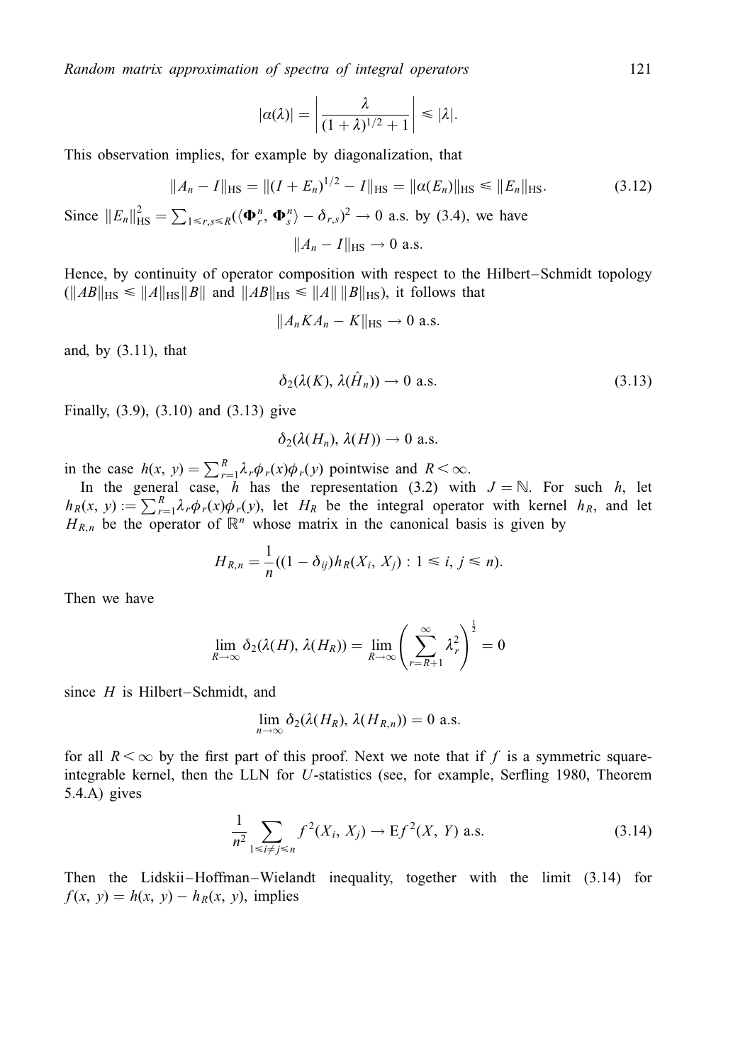$$|\alpha(\lambda)| = \left| \frac{\lambda}{(1+\lambda)^{1/2}+1} \right| \leqslant |\lambda|.$$

This observation implies, for example by diagonalization, that

$$\|A_n - I\|_{\mathrm{HS}} = \|(I+E_n)^{1/2} - I\|_{\mathrm{HS}} = \|\alpha(E_n)\|_{\mathrm{HS}} \leqslant \|E_n\|_{\mathrm{HS}}. \tag{3.12}$$

Since $\|E_n\|_{\mathrm{HS}}^2 = \sum_{1\leqslant r,s\leqslant R}(\langle \mathbf{\Phi}_r^n, \mathbf{\Phi}_s^n\rangle - \delta_{r,s})^2 \to 0$ a.s. by (3.4), we have

$$\|A_n - I\|_{\mathrm{HS}} \to 0 \text{ a.s.}$$

Hence, by continuity of operator composition with respect to the Hilbert–Schmidt topology ($\|AB\|_{\mathrm{HS}} \leqslant \|A\|_{\mathrm{HS}}\|B\|$ and $\|AB\|_{\mathrm{HS}} \leqslant \|A\|\,\|B\|_{\mathrm{HS}}$), it follows that

$$\|A_n K A_n - K\|_{\mathrm{HS}} \to 0 \text{ a.s.}$$

and, by (3.11), that

$$\delta_2(\lambda(K), \lambda(\hat{H}_n)) \to 0 \text{ a.s.} \tag{3.13}$$

Finally, (3.9), (3.10) and (3.13) give

$$\delta_2(\lambda(H_n), \lambda(H)) \to 0 \text{ a.s.}$$

in the case $h(x, y) = \sum_{r=1}^{R}\lambda_r\phi_r(x)\phi_r(y)$ pointwise and $R < \infty$.

In the general case, $h$ has the representation (3.2) with $J = \mathbb{N}$. For such $h$, let $h_R(x, y) := \sum_{r=1}^{R}\lambda_r\phi_r(x)\phi_r(y)$, let $H_R$ be the integral operator with kernel $h_R$, and let $H_{R,n}$ be the operator of $\mathbb{R}^n$ whose matrix in the canonical basis is given by

$$H_{R,n} = \frac{1}{n}((1-\delta_{ij})h_R(X_i, X_j) : 1 \leqslant i, j \leqslant n).$$

Then we have

$$\lim_{R\to\infty} \delta_2(\lambda(H), \lambda(H_R)) = \lim_{R\to\infty}\left(\sum_{r=R+1}^{\infty}\lambda_r^2\right)^{\frac{1}{2}} = 0$$

since $H$ is Hilbert–Schmidt, and

$$\lim_{n\to\infty} \delta_2(\lambda(H_R), \lambda(H_{R,n})) = 0 \text{ a.s.}$$

for all $R < \infty$ by the first part of this proof. Next we note that if $f$ is a symmetric square-integrable kernel, then the LLN for $U$-statistics (see, for example, Serfling 1980, Theorem 5.4.A) gives

$$\frac{1}{n^2}\sum_{1\leqslant i\neq j\leqslant n} f^2(X_i, X_j) \to \mathrm{E}f^2(X, Y) \text{ a.s.} \tag{3.14}$$

Then the Lidskii–Hoffman–Wielandt inequality, together with the limit (3.14) for $f(x, y) = h(x, y) - h_R(x, y)$, implies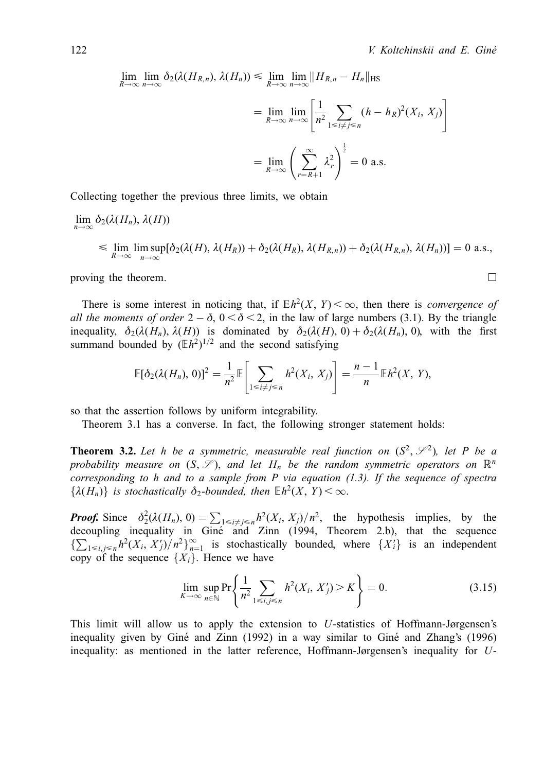$$\lim_{R\to\infty}\lim_{n\to\infty}\delta_2(\lambda(H_{R,n}),\lambda(H_n)) \leqslant \lim_{R\to\infty}\lim_{n\to\infty}\|H_{R,n}-H_n\|_{\mathrm{HS}}$$

$$= \lim_{R\to\infty}\lim_{n\to\infty}\left[\frac{1}{n^2}\sum_{1\leqslant i\neq j\leqslant n}(h-h_R)^2(X_i,X_j)\right]$$

$$= \lim_{R\to\infty}\left(\sum_{r=R+1}^{\infty}\lambda_r^2\right)^{\frac{1}{2}} = 0 \text{ a.s.}$$

Collecting together the previous three limits, we obtain

$$\lim_{n\to\infty}\delta_2(\lambda(H_n),\lambda(H))$$

$$\leqslant \lim_{R\to\infty}\limsup_{n\to\infty}[\delta_2(\lambda(H),\lambda(H_R))+\delta_2(\lambda(H_R),\lambda(H_{R,n}))+\delta_2(\lambda(H_{R,n}),\lambda(H_n))] = 0 \text{ a.s.},$$

proving the theorem. □

There is some interest in noticing that, if $\mathrm{E}h^2(X,Y)<\infty$, then there is *convergence of all the moments of order* $2-\delta$, $0<\delta<2$, in the law of large numbers (3.1). By the triangle inequality, $\delta_2(\lambda(H_n),\lambda(H))$ is dominated by $\delta_2(\lambda(H),0)+\delta_2(\lambda(H_n),0)$, with the first summand bounded by $(\mathbb{E}h^2)^{1/2}$ and the second satisfying

$$\mathbb{E}[\delta_2(\lambda(H_n),0)]^2 = \frac{1}{n^2}\mathbb{E}\left[\sum_{1\leqslant i\neq j\leqslant n}h^2(X_i,X_j)\right] = \frac{n-1}{n}\mathbb{E}h^2(X,Y),$$

so that the assertion follows by uniform integrability.

Theorem 3.1 has a converse. In fact, the following stronger statement holds:

**Theorem 3.2.** *Let $h$ be a symmetric, measurable real function on $(S^2,\mathscr{S}^2)$, let $P$ be a probability measure on $(S,\mathscr{S})$, and let $H_n$ be the random symmetric operators on $\mathbb{R}^n$ corresponding to $h$ and to a sample from $P$ via equation (1.3). If the sequence of spectra $\{\lambda(H_n)\}$ is stochastically $\delta_2$-bounded, then $\mathbb{E}h^2(X,Y)<\infty$.*

***Proof.*** Since $\delta_2^2(\lambda(H_n),0)=\sum_{1\leqslant i\neq j\leqslant n}h^2(X_i,X_j)/n^2$, the hypothesis implies, by the decoupling inequality in Giné and Zinn (1994, Theorem 2.b), that the sequence $\{\sum_{1\leqslant i,j\leqslant n}h^2(X_i,X'_j)/n^2\}_{n=1}^{\infty}$ is stochastically bounded, where $\{X'_i\}$ is an independent copy of the sequence $\{X_i\}$. Hence we have

$$\lim_{K\to\infty}\sup_{n\in\mathbb{N}}\Pr\left\{\frac{1}{n^2}\sum_{1\leqslant i,j\leqslant n}h^2(X_i,X'_j)>K\right\}=0. \tag{3.15}$$

This limit will allow us to apply the extension to $U$-statistics of Hoffmann-Jørgensen's inequality given by Giné and Zinn (1992) in a way similar to Giné and Zhang's (1996) inequality: as mentioned in the latter reference, Hoffmann-Jørgensen's inequality for $U$-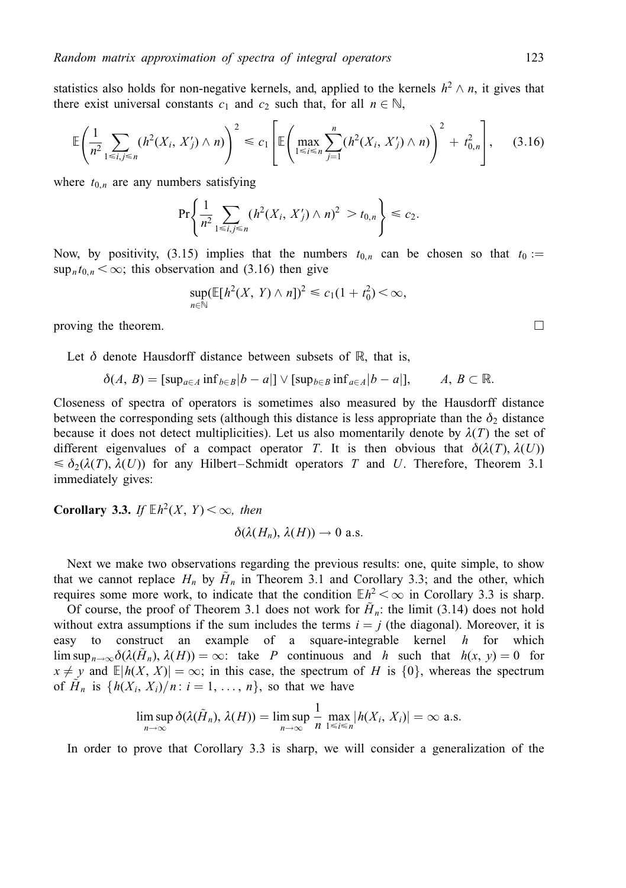statistics also holds for non-negative kernels, and, applied to the kernels $h^2 \wedge n$, it gives that there exist universal constants $c_1$ and $c_2$ such that, for all $n \in \mathbb{N}$,

$$\mathbb{E}\left(\frac{1}{n^2}\sum_{1 \leqslant i,j \leqslant n}(h^2(X_i, X'_j) \wedge n)\right)^2 \leqslant c_1\left[\mathbb{E}\left(\max_{1 \leqslant i \leqslant n}\sum_{j=1}^{n}(h^2(X_i, X'_j) \wedge n)\right)^2 + t_{0,n}^2\right], \tag{3.16}$$

where $t_{0,n}$ are any numbers satisfying

$$\Pr\left\{\frac{1}{n^2}\sum_{1 \leqslant i,j \leqslant n}(h^2(X_i, X'_j) \wedge n)^2 > t_{0,n}\right\} \leqslant c_2.$$

Now, by positivity, (3.15) implies that the numbers $t_{0,n}$ can be chosen so that $t_0 := \sup_n t_{0,n} < \infty$; this observation and (3.16) then give

$$\sup_{n \in \mathbb{N}}(\mathbb{E}[h^2(X, Y) \wedge n])^2 \leqslant c_1(1 + t_0^2) < \infty,$$

proving the theorem. □

Let $\delta$ denote Hausdorff distance between subsets of $\mathbb{R}$, that is,

$$\delta(A, B) = [\sup_{a \in A}\inf_{b \in B}|b - a|] \vee [\sup_{b \in B}\inf_{a \in A}|b - a|], \qquad A, B \subset \mathbb{R}.$$

Closeness of spectra of operators is sometimes also measured by the Hausdorff distance between the corresponding sets (although this distance is less appropriate than the $\delta_2$ distance because it does not detect multiplicities). Let us also momentarily denote by $\lambda(T)$ the set of different eigenvalues of a compact operator $T$. It is then obvious that $\delta(\lambda(T), \lambda(U)) \leqslant \delta_2(\lambda(T), \lambda(U))$ for any Hilbert–Schmidt operators $T$ and $U$. Therefore, Theorem 3.1 immediately gives:

**Corollary 3.3.** *If* $\mathbb{E}h^2(X, Y) < \infty$, *then*

$$\delta(\lambda(H_n), \lambda(H)) \to 0 \text{ a.s.}$$

Next we make two observations regarding the previous results: one, quite simple, to show that we cannot replace $H_n$ by $\tilde{H}_n$ in Theorem 3.1 and Corollary 3.3; and the other, which requires some more work, to indicate that the condition $\mathbb{E}h^2 < \infty$ in Corollary 3.3 is sharp.

Of course, the proof of Theorem 3.1 does not work for $\tilde{H}_n$: the limit (3.14) does not hold without extra assumptions if the sum includes the terms $i = j$ (the diagonal). Moreover, it is easy to construct an example of a square-integrable kernel $h$ for which $\limsup_{n\to\infty}\delta(\lambda(\tilde{H}_n), \lambda(H)) = \infty$: take $P$ continuous and $h$ such that $h(x, y) = 0$ for $x \neq y$ and $\mathbb{E}|h(X, X)| = \infty$; in this case, the spectrum of $H$ is $\{0\}$, whereas the spectrum of $\tilde{H}_n$ is $\{h(X_i, X_i)/n : i = 1, \ldots, n\}$, so that we have

$$\limsup_{n\to\infty}\delta(\lambda(\tilde{H}_n), \lambda(H)) = \limsup_{n\to\infty}\frac{1}{n}\max_{1 \leqslant i \leqslant n}|h(X_i, X_i)| = \infty \text{ a.s.}$$

In order to prove that Corollary 3.3 is sharp, we will consider a generalization of the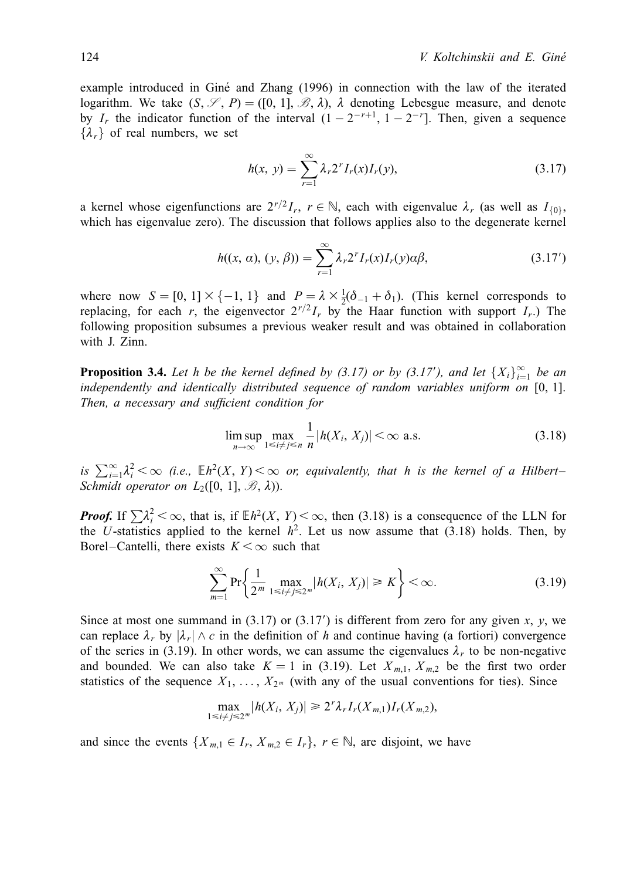example introduced in Giné and Zhang (1996) in connection with the law of the iterated logarithm. We take $(S, \mathscr{S}, P) = ([0, 1], \mathscr{B}, \lambda)$, $\lambda$ denoting Lebesgue measure, and denote by $I_r$ the indicator function of the interval $(1 - 2^{-r+1}, 1 - 2^{-r}]$. Then, given a sequence $\{\lambda_r\}$ of real numbers, we set

$$h(x, y) = \sum_{r=1}^{\infty} \lambda_r 2^r I_r(x) I_r(y), \tag{3.17}$$

a kernel whose eigenfunctions are $2^{r/2} I_r$, $r \in \mathbb{N}$, each with eigenvalue $\lambda_r$ (as well as $I_{\{0\}}$, which has eigenvalue zero). The discussion that follows applies also to the degenerate kernel

$$h((x, \alpha), (y, \beta)) = \sum_{r=1}^{\infty} \lambda_r 2^r I_r(x) I_r(y) \alpha\beta, \tag{3.17$'$}$$

where now $S = [0, 1] \times \{-1, 1\}$ and $P = \lambda \times \frac{1}{2}(\delta_{-1} + \delta_1)$. (This kernel corresponds to replacing, for each $r$, the eigenvector $2^{r/2} I_r$ by the Haar function with support $I_r$.) The following proposition subsumes a previous weaker result and was obtained in collaboration with J. Zinn.

**Proposition 3.4.** *Let $h$ be the kernel defined by (3.17) or by (3.17$'$), and let $\{X_i\}_{i=1}^{\infty}$ be an independently and identically distributed sequence of random variables uniform on* $[0, 1]$. *Then, a necessary and sufficient condition for*

$$\limsup_{n \to \infty} \max_{1 \leqslant i \neq j \leqslant n} \frac{1}{n} |h(X_i, X_j)| < \infty \text{ a.s.} \tag{3.18}$$

*is $\sum_{i=1}^{\infty} \lambda_i^2 < \infty$ (i.e., $\mathbb{E} h^2(X, Y) < \infty$ or, equivalently, that $h$ is the kernel of a Hilbert–Schmidt operator on $L_2([0, 1], \mathscr{B}, \lambda)$).*

***Proof.*** If $\sum \lambda_i^2 < \infty$, that is, if $\mathbb{E} h^2(X, Y) < \infty$, then (3.18) is a consequence of the LLN for the $U$-statistics applied to the kernel $h^2$. Let us now assume that (3.18) holds. Then, by Borel–Cantelli, there exists $K < \infty$ such that

$$\sum_{m=1}^{\infty} \Pr\left\{ \frac{1}{2^m} \max_{1 \leqslant i \neq j \leqslant 2^m} |h(X_i, X_j)| \geqslant K \right\} < \infty. \tag{3.19}$$

Since at most one summand in (3.17) or (3.17$'$) is different from zero for any given $x$, $y$, we can replace $\lambda_r$ by $|\lambda_r| \wedge c$ in the definition of $h$ and continue having (a fortiori) convergence of the series in (3.19). In other words, we can assume the eigenvalues $\lambda_r$ to be non-negative and bounded. We can also take $K = 1$ in (3.19). Let $X_{m,1}$, $X_{m,2}$ be the first two order statistics of the sequence $X_1, \ldots, X_{2^m}$ (with any of the usual conventions for ties). Since

$$\max_{1 \leqslant i \neq j \leqslant 2^m} |h(X_i, X_j)| \geqslant 2^r \lambda_r I_r(X_{m,1}) I_r(X_{m,2}),$$

and since the events $\{X_{m,1} \in I_r, X_{m,2} \in I_r\}$, $r \in \mathbb{N}$, are disjoint, we have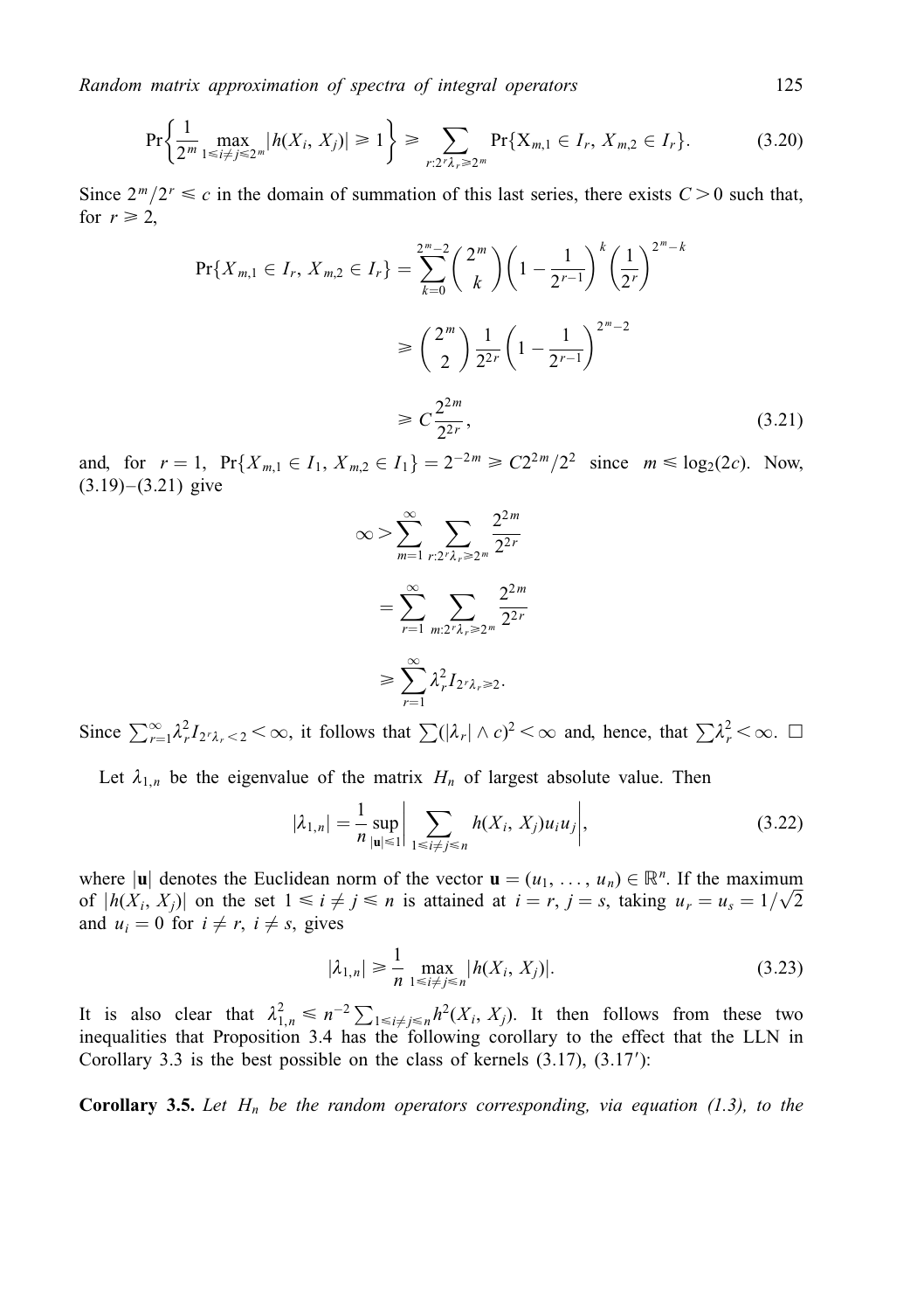$$\Pr\left\{\frac{1}{2^m}\max_{1\leqslant i\neq j\leqslant 2^m}|h(X_i, X_j)|\geqslant 1\right\}\geqslant \sum_{r:2^r\lambda_r\geqslant 2^m}\Pr\{\mathrm{X}_{m,1}\in I_r,\ X_{m,2}\in I_r\}. \tag{3.20}$$

Since $2^m/2^r \leqslant c$ in the domain of summation of this last series, there exists $C > 0$ such that, for $r \geqslant 2$,

$$\begin{aligned}
\Pr\{X_{m,1}\in I_r,\ X_{m,2}\in I_r\} &= \sum_{k=0}^{2^m-2}\binom{2^m}{k}\left(1-\frac{1}{2^{r-1}}\right)^k\left(\frac{1}{2^r}\right)^{2^m-k}\\
&\geqslant \binom{2^m}{2}\frac{1}{2^{2r}}\left(1-\frac{1}{2^{r-1}}\right)^{2^m-2}\\
&\geqslant C\frac{2^{2m}}{2^{2r}},
\end{aligned} \tag{3.21}$$

and, for $r=1$, $\Pr\{X_{m,1}\in I_1,\ X_{m,2}\in I_1\} = 2^{-2m}\geqslant C2^{2m}/2^2$ since $m\leqslant \log_2(2c)$. Now, (3.19)–(3.21) give

$$\begin{aligned}
\infty &> \sum_{m=1}^{\infty}\sum_{r:2^r\lambda_r\geqslant 2^m}\frac{2^{2m}}{2^{2r}}\\
&= \sum_{r=1}^{\infty}\sum_{m:2^r\lambda_r\geqslant 2^m}\frac{2^{2m}}{2^{2r}}\\
&\geqslant \sum_{r=1}^{\infty}\lambda_r^2 I_{2^r\lambda_r\geqslant 2}.
\end{aligned}$$

Since $\sum_{r=1}^{\infty}\lambda_r^2 I_{2^r\lambda_r<2}<\infty$, it follows that $\sum(|\lambda_r|\wedge c)^2<\infty$ and, hence, that $\sum\lambda_r^2<\infty$. $\square$

Let $\lambda_{1,n}$ be the eigenvalue of the matrix $H_n$ of largest absolute value. Then

$$|\lambda_{1,n}| = \frac{1}{n}\sup_{|\mathbf{u}|\leqslant 1}\left|\sum_{1\leqslant i\neq j\leqslant n}h(X_i, X_j)u_iu_j\right|, \tag{3.22}$$

where $|\mathbf{u}|$ denotes the Euclidean norm of the vector $\mathbf{u}=(u_1,\ldots,u_n)\in\mathbb{R}^n$. If the maximum of $|h(X_i, X_j)|$ on the set $1\leqslant i\neq j\leqslant n$ is attained at $i=r$, $j=s$, taking $u_r=u_s=1/\sqrt{2}$ and $u_i=0$ for $i\neq r$, $i\neq s$, gives

$$|\lambda_{1,n}|\geqslant \frac{1}{n}\max_{1\leqslant i\neq j\leqslant n}|h(X_i, X_j)|. \tag{3.23}$$

It is also clear that $\lambda_{1,n}^2\leqslant n^{-2}\sum_{1\leqslant i\neq j\leqslant n}h^2(X_i, X_j)$. It then follows from these two inequalities that Proposition 3.4 has the following corollary to the effect that the LLN in Corollary 3.3 is the best possible on the class of kernels (3.17), (3.17′):

**Corollary 3.5.** *Let $H_n$ be the random operators corresponding, via equation (1.3), to the*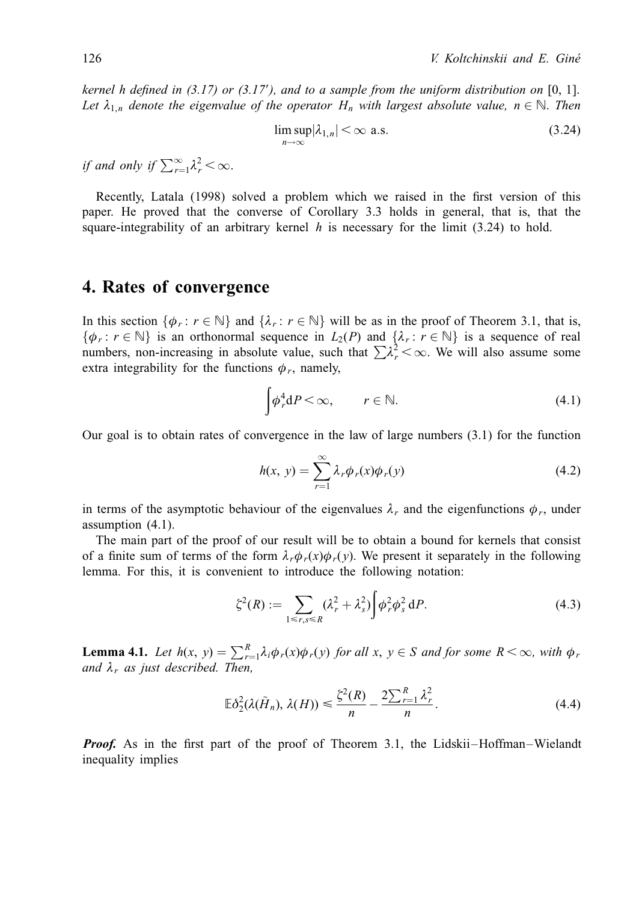*kernel h defined in (3.17) or (3.17′), and to a sample from the uniform distribution on* $[0, 1]$. *Let* $\lambda_{1,n}$ *denote the eigenvalue of the operator* $H_n$ *with largest absolute value,* $n \in \mathbb{N}$. *Then*

$$\limsup_{n\to\infty} |\lambda_{1,n}| < \infty \text{ a.s.} \tag{3.24}$$

*if and only if* $\sum_{r=1}^{\infty} \lambda_r^2 < \infty$.

Recently, Latala (1998) solved a problem which we raised in the first version of this paper. He proved that the converse of Corollary 3.3 holds in general, that is, that the square-integrability of an arbitrary kernel $h$ is necessary for the limit (3.24) to hold.

## 4. Rates of convergence

In this section $\{\phi_r : r \in \mathbb{N}\}$ and $\{\lambda_r : r \in \mathbb{N}\}$ will be as in the proof of Theorem 3.1, that is, $\{\phi_r : r \in \mathbb{N}\}$ is an orthonormal sequence in $L_2(P)$ and $\{\lambda_r : r \in \mathbb{N}\}$ is a sequence of real numbers, non-increasing in absolute value, such that $\sum \lambda_r^2 < \infty$. We will also assume some extra integrability for the functions $\phi_r$, namely,

$$\int \phi_r^4 \mathrm{d}P < \infty, \qquad r \in \mathbb{N}. \tag{4.1}$$

Our goal is to obtain rates of convergence in the law of large numbers (3.1) for the function

$$h(x, y) = \sum_{r=1}^{\infty} \lambda_r \phi_r(x) \phi_r(y) \tag{4.2}$$

in terms of the asymptotic behaviour of the eigenvalues $\lambda_r$ and the eigenfunctions $\phi_r$, under assumption (4.1).

The main part of the proof of our result will be to obtain a bound for kernels that consist of a finite sum of terms of the form $\lambda_r \phi_r(x)\phi_r(y)$. We present it separately in the following lemma. For this, it is convenient to introduce the following notation:

$$\zeta^2(R) := \sum_{1 \leqslant r,s \leqslant R} (\lambda_r^2 + \lambda_s^2) \int \phi_r^2 \phi_s^2 \,\mathrm{d}P. \tag{4.3}$$

**Lemma 4.1.** *Let* $h(x, y) = \sum_{r=1}^{R} \lambda_i \phi_r(x)\phi_r(y)$ *for all* $x, y \in S$ *and for some* $R < \infty$, *with* $\phi_r$ *and* $\lambda_r$ *as just described. Then,*

$$\mathbb{E}\delta_2^2(\lambda(\tilde{H}_n), \lambda(H)) \leqslant \frac{\zeta^2(R)}{n} - \frac{2\sum_{r=1}^{R} \lambda_r^2}{n}. \tag{4.4}$$

***Proof.*** As in the first part of the proof of Theorem 3.1, the Lidskii–Hoffman–Wielandt inequality implies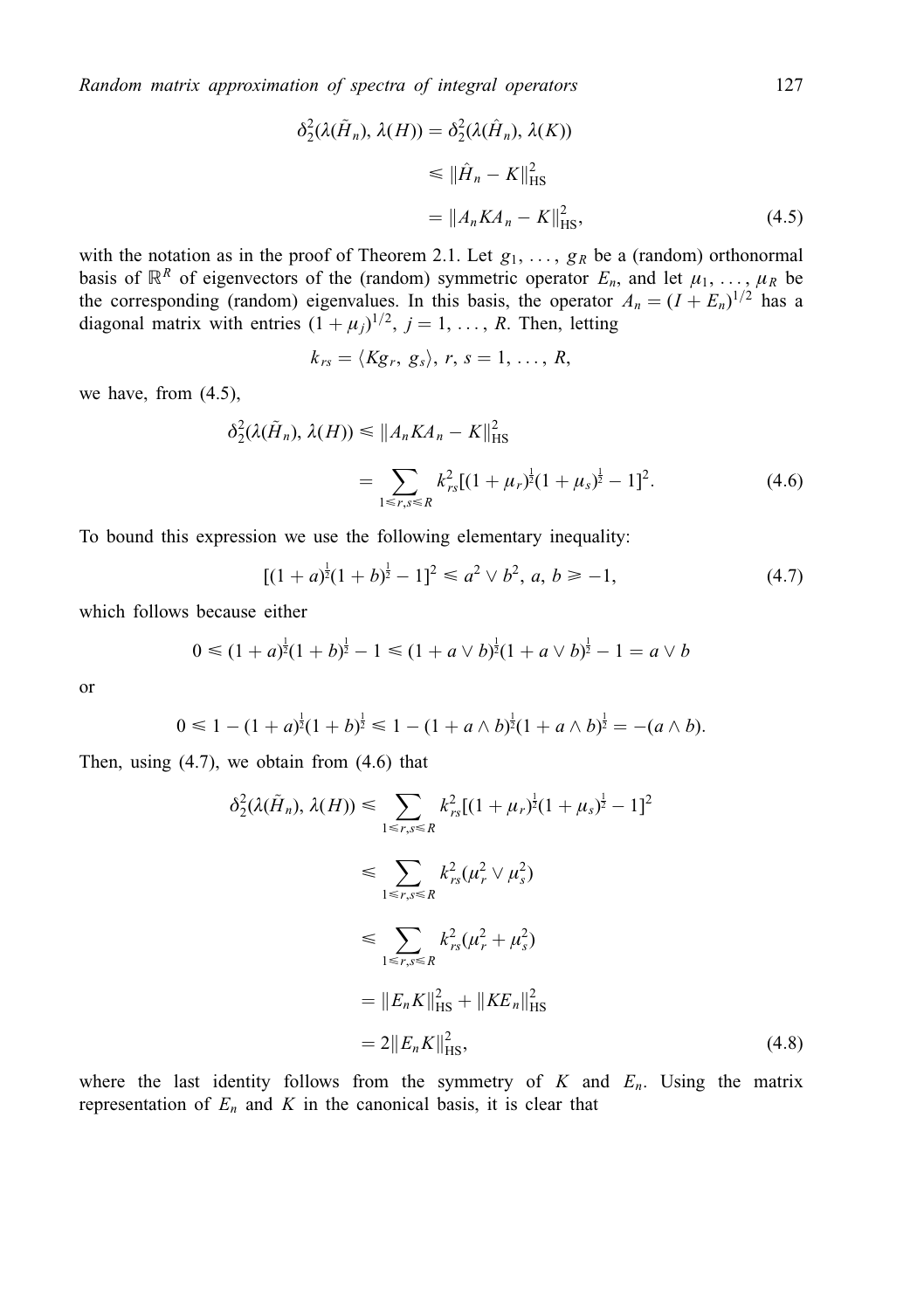$$
\begin{aligned}
\delta_2^2(\lambda(\tilde{H}_n), \lambda(H)) &= \delta_2^2(\lambda(\hat{H}_n), \lambda(K)) \\
&\leqslant \|\hat{H}_n - K\|_{\mathrm{HS}}^2 \\
&= \|A_n K A_n - K\|_{\mathrm{HS}}^2,
\end{aligned} \tag{4.5}
$$

with the notation as in the proof of Theorem 2.1. Let $g_1, \ldots, g_R$ be a (random) orthonormal basis of $\mathbb{R}^R$ of eigenvectors of the (random) symmetric operator $E_n$, and let $\mu_1, \ldots, \mu_R$ be the corresponding (random) eigenvalues. In this basis, the operator $A_n = (I + E_n)^{1/2}$ has a diagonal matrix with entries $(1 + \mu_j)^{1/2}$, $j = 1, \ldots, R$. Then, letting

$$
k_{rs} = \langle K g_r, g_s \rangle,\ r, s = 1, \ldots, R,
$$

we have, from (4.5),

$$
\begin{aligned}
\delta_2^2(\lambda(\tilde{H}_n), \lambda(H)) &\leqslant \|A_n K A_n - K\|_{\mathrm{HS}}^2 \\
&= \sum_{1 \leqslant r, s \leqslant R} k_{rs}^2 [(1 + \mu_r)^{\frac{1}{2}} (1 + \mu_s)^{\frac{1}{2}} - 1]^2.
\end{aligned} \tag{4.6}
$$

To bound this expression we use the following elementary inequality:

$$
[(1 + a)^{\frac{1}{2}} (1 + b)^{\frac{1}{2}} - 1]^2 \leqslant a^2 \vee b^2,\ a, b \geqslant -1, \tag{4.7}
$$

which follows because either

$$
0 \leqslant (1 + a)^{\frac{1}{2}} (1 + b)^{\frac{1}{2}} - 1 \leqslant (1 + a \vee b)^{\frac{1}{2}} (1 + a \vee b)^{\frac{1}{2}} - 1 = a \vee b
$$

or

$$
0 \leqslant 1 - (1 + a)^{\frac{1}{2}} (1 + b)^{\frac{1}{2}} \leqslant 1 - (1 + a \wedge b)^{\frac{1}{2}} (1 + a \wedge b)^{\frac{1}{2}} = -(a \wedge b).
$$

Then, using (4.7), we obtain from (4.6) that

$$
\begin{aligned}
\delta_2^2(\lambda(\tilde{H}_n), \lambda(H)) &\leqslant \sum_{1 \leqslant r, s \leqslant R} k_{rs}^2 [(1 + \mu_r)^{\frac{1}{2}} (1 + \mu_s)^{\frac{1}{2}} - 1]^2 \\
&\leqslant \sum_{1 \leqslant r, s \leqslant R} k_{rs}^2 (\mu_r^2 \vee \mu_s^2) \\
&\leqslant \sum_{1 \leqslant r, s \leqslant R} k_{rs}^2 (\mu_r^2 + \mu_s^2) \\
&= \|E_n K\|_{\mathrm{HS}}^2 + \|K E_n\|_{\mathrm{HS}}^2 \\
&= 2 \|E_n K\|_{\mathrm{HS}}^2,
\end{aligned} \tag{4.8}
$$

where the last identity follows from the symmetry of $K$ and $E_n$. Using the matrix representation of $E_n$ and $K$ in the canonical basis, it is clear that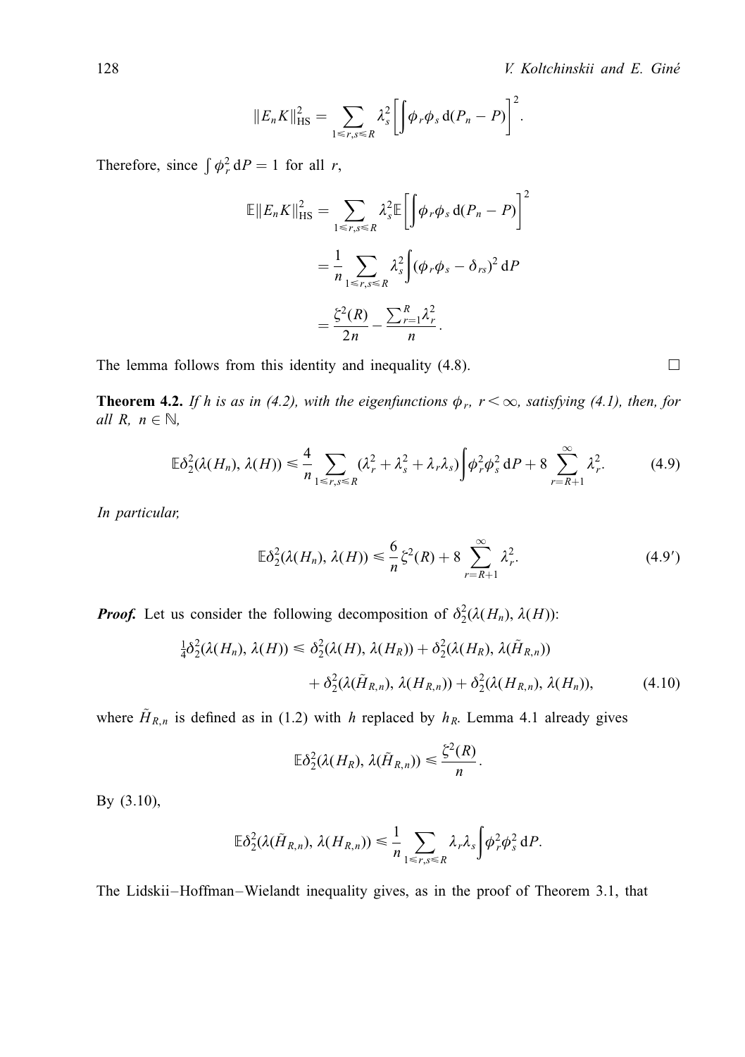$$\|E_n K\|_{\mathrm{HS}}^2 = \sum_{1 \leqslant r,s \leqslant R} \lambda_s^2 \left[ \int \phi_r \phi_s \, \mathrm{d}(P_n - P) \right]^2.$$

Therefore, since $\int \phi_r^2 \, \mathrm{d}P = 1$ for all $r$,

$$\begin{aligned}
\mathbb{E}\|E_n K\|_{\mathrm{HS}}^2 &= \sum_{1 \leqslant r,s \leqslant R} \lambda_s^2 \mathbb{E}\left[ \int \phi_r \phi_s \, \mathrm{d}(P_n - P) \right]^2 \\
&= \frac{1}{n} \sum_{1 \leqslant r,s \leqslant R} \lambda_s^2 \int (\phi_r \phi_s - \delta_{rs})^2 \, \mathrm{d}P \\
&= \frac{\zeta^2(R)}{2n} - \frac{\sum_{r=1}^{R} \lambda_r^2}{n}.
\end{aligned}$$

The lemma follows from this identity and inequality (4.8). □

**Theorem 4.2.** *If $h$ is as in (4.2), with the eigenfunctions $\phi_r$, $r < \infty$, satisfying (4.1), then, for all $R$, $n \in \mathbb{N}$,*

$$\mathbb{E}\delta_2^2(\lambda(H_n), \lambda(H)) \leqslant \frac{4}{n} \sum_{1 \leqslant r,s \leqslant R} (\lambda_r^2 + \lambda_s^2 + \lambda_r \lambda_s) \int \phi_r^2 \phi_s^2 \, \mathrm{d}P + 8 \sum_{r=R+1}^{\infty} \lambda_r^2. \tag{4.9}$$

*In particular,*

$$\mathbb{E}\delta_2^2(\lambda(H_n), \lambda(H)) \leqslant \frac{6}{n} \zeta^2(R) + 8 \sum_{r=R+1}^{\infty} \lambda_r^2. \tag{4.9'}$$

***Proof.*** Let us consider the following decomposition of $\delta_2^2(\lambda(H_n), \lambda(H))$:

$$\begin{aligned}
\tfrac{1}{4}\delta_2^2(\lambda(H_n), \lambda(H)) \leqslant \delta_2^2(\lambda(H), \lambda(H_R)) &+ \delta_2^2(\lambda(H_R), \lambda(\tilde{H}_{R,n})) \\
&+ \delta_2^2(\lambda(\tilde{H}_{R,n}), \lambda(H_{R,n})) + \delta_2^2(\lambda(H_{R,n}), \lambda(H_n)),
\end{aligned} \tag{4.10}$$

where $\tilde{H}_{R,n}$ is defined as in (1.2) with $h$ replaced by $h_R$. Lemma 4.1 already gives

$$\mathbb{E}\delta_2^2(\lambda(H_R), \lambda(\tilde{H}_{R,n})) \leqslant \frac{\zeta^2(R)}{n}.$$

By (3.10),

$$\mathbb{E}\delta_2^2(\lambda(\tilde{H}_{R,n}), \lambda(H_{R,n})) \leqslant \frac{1}{n} \sum_{1 \leqslant r,s \leqslant R} \lambda_r \lambda_s \int \phi_r^2 \phi_s^2 \, \mathrm{d}P.$$

The Lidskii–Hoffman–Wielandt inequality gives, as in the proof of Theorem 3.1, that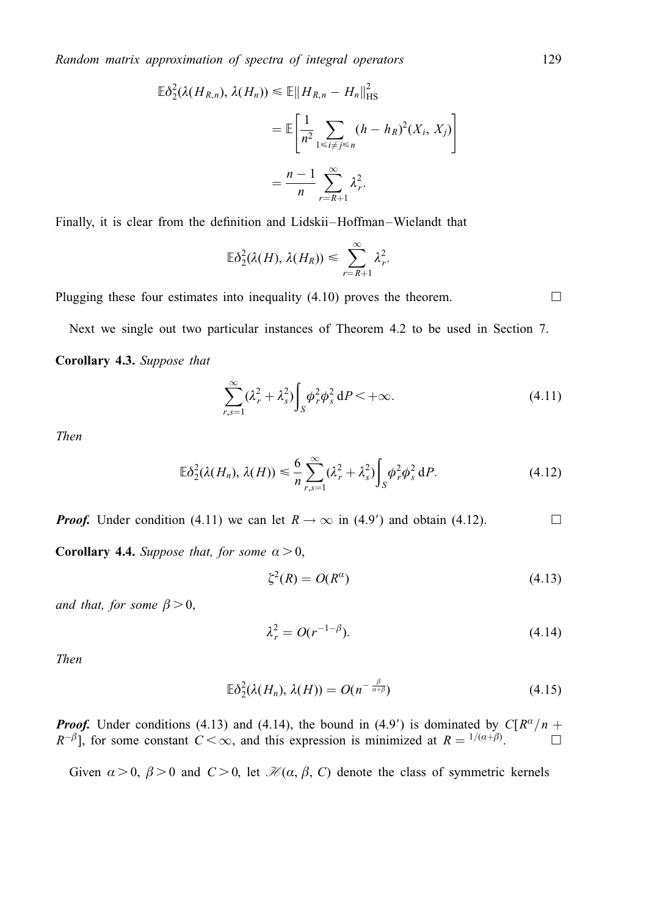$$
\begin{aligned}
\mathbb{E}\delta_2^2(\lambda(H_{R,n}), \lambda(H_n)) &\leqslant \mathbb{E}\| H_{R,n} - H_n \|_{\mathrm{HS}}^2 \\
&= \mathbb{E}\left[ \frac{1}{n^2} \sum_{1 \leqslant i \neq j \leqslant n} (h - h_R)^2(X_i, X_j) \right] \\
&= \frac{n-1}{n} \sum_{r=R+1}^{\infty} \lambda_r^2.
\end{aligned}
$$

Finally, it is clear from the definition and Lidskii–Hoffman–Wielandt that

$$
\mathbb{E}\delta_2^2(\lambda(H), \lambda(H_R)) \leqslant \sum_{r=R+1}^{\infty} \lambda_r^2.
$$

Plugging these four estimates into inequality (4.10) proves the theorem. □

Next we single out two particular instances of Theorem 4.2 to be used in Section 7.

**Corollary 4.3.** *Suppose that*

$$
\sum_{r,s=1}^{\infty} (\lambda_r^2 + \lambda_s^2) \int_S \phi_r^2 \phi_s^2 \,\mathrm{d}P < +\infty. \tag{4.11}
$$

*Then*

$$
\mathbb{E}\delta_2^2(\lambda(H_n), \lambda(H)) \leqslant \frac{6}{n} \sum_{r,s=1}^{\infty} (\lambda_r^2 + \lambda_s^2) \int_S \phi_r^2 \phi_s^2 \,\mathrm{d}P. \tag{4.12}
$$

***Proof.*** Under condition (4.11) we can let $R \to \infty$ in (4.9′) and obtain (4.12). □

**Corollary 4.4.** *Suppose that, for some* $\alpha > 0$,

$$
\zeta^2(R) = O(R^{\alpha}) \tag{4.13}
$$

*and that, for some* $\beta > 0$,

$$
\lambda_r^2 = O(r^{-1-\beta}). \tag{4.14}
$$

*Then*

$$
\mathbb{E}\delta_2^2(\lambda(H_n), \lambda(H)) = O(n^{-\frac{\beta}{\alpha+\beta}}) \tag{4.15}
$$

***Proof.*** Under conditions (4.13) and (4.14), the bound in (4.9′) is dominated by $C[R^{\alpha}/n + R^{-\beta}]$, for some constant $C < \infty$, and this expression is minimized at $R = {}^{1/(\alpha+\beta)}$. □

Given $\alpha > 0$, $\beta > 0$ and $C > 0$, let $\mathscr{H}(\alpha, \beta, C)$ denote the class of symmetric kernels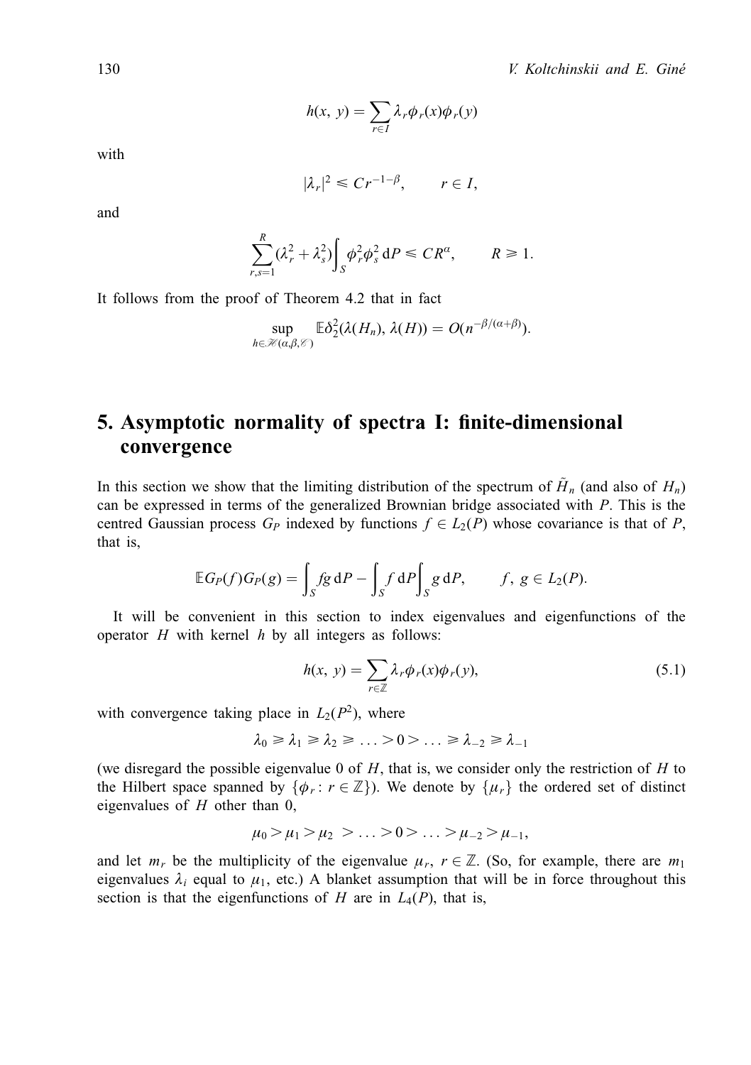$$h(x, y) = \sum_{r \in I} \lambda_r \phi_r(x) \phi_r(y)$$

with

$$|\lambda_r|^2 \leqslant C r^{-1-\beta}, \qquad r \in I,$$

and

$$\sum_{r,s=1}^{R} (\lambda_r^2 + \lambda_s^2) \int_S \phi_r^2 \phi_s^2 \, \mathrm{d}P \leqslant C R^{\alpha}, \qquad R \geqslant 1.$$

It follows from the proof of Theorem 4.2 that in fact

$$\sup_{h \in \mathscr{H}(\alpha, \beta, \mathscr{C})} \mathbb{E} \delta_2^2(\lambda(H_n), \lambda(H)) = O(n^{-\beta/(\alpha+\beta)}).$$

## 5. Asymptotic normality of spectra I: finite-dimensional convergence

In this section we show that the limiting distribution of the spectrum of $\tilde{H}_n$ (and also of $H_n$) can be expressed in terms of the generalized Brownian bridge associated with $P$. This is the centred Gaussian process $G_P$ indexed by functions $f \in L_2(P)$ whose covariance is that of $P$, that is,

$$\mathbb{E} G_P(f) G_P(g) = \int_S fg \, \mathrm{d}P - \int_S f \, \mathrm{d}P \int_S g \, \mathrm{d}P, \qquad f, \, g \in L_2(P).$$

It will be convenient in this section to index eigenvalues and eigenfunctions of the operator $H$ with kernel $h$ by all integers as follows:

$$h(x, y) = \sum_{r \in \mathbb{Z}} \lambda_r \phi_r(x) \phi_r(y), \tag{5.1}$$

with convergence taking place in $L_2(P^2)$, where

$$\lambda_0 \geqslant \lambda_1 \geqslant \lambda_2 \geqslant \ldots > 0 > \ldots \geqslant \lambda_{-2} \geqslant \lambda_{-1}$$

(we disregard the possible eigenvalue 0 of $H$, that is, we consider only the restriction of $H$ to the Hilbert space spanned by $\{\phi_r : r \in \mathbb{Z}\}$). We denote by $\{\mu_r\}$ the ordered set of distinct eigenvalues of $H$ other than 0,

$$\mu_0 > \mu_1 > \mu_2 > \ldots > 0 > \ldots > \mu_{-2} > \mu_{-1},$$

and let $m_r$ be the multiplicity of the eigenvalue $\mu_r$, $r \in \mathbb{Z}$. (So, for example, there are $m_1$ eigenvalues $\lambda_i$ equal to $\mu_1$, etc.) A blanket assumption that will be in force throughout this section is that the eigenfunctions of $H$ are in $L_4(P)$, that is,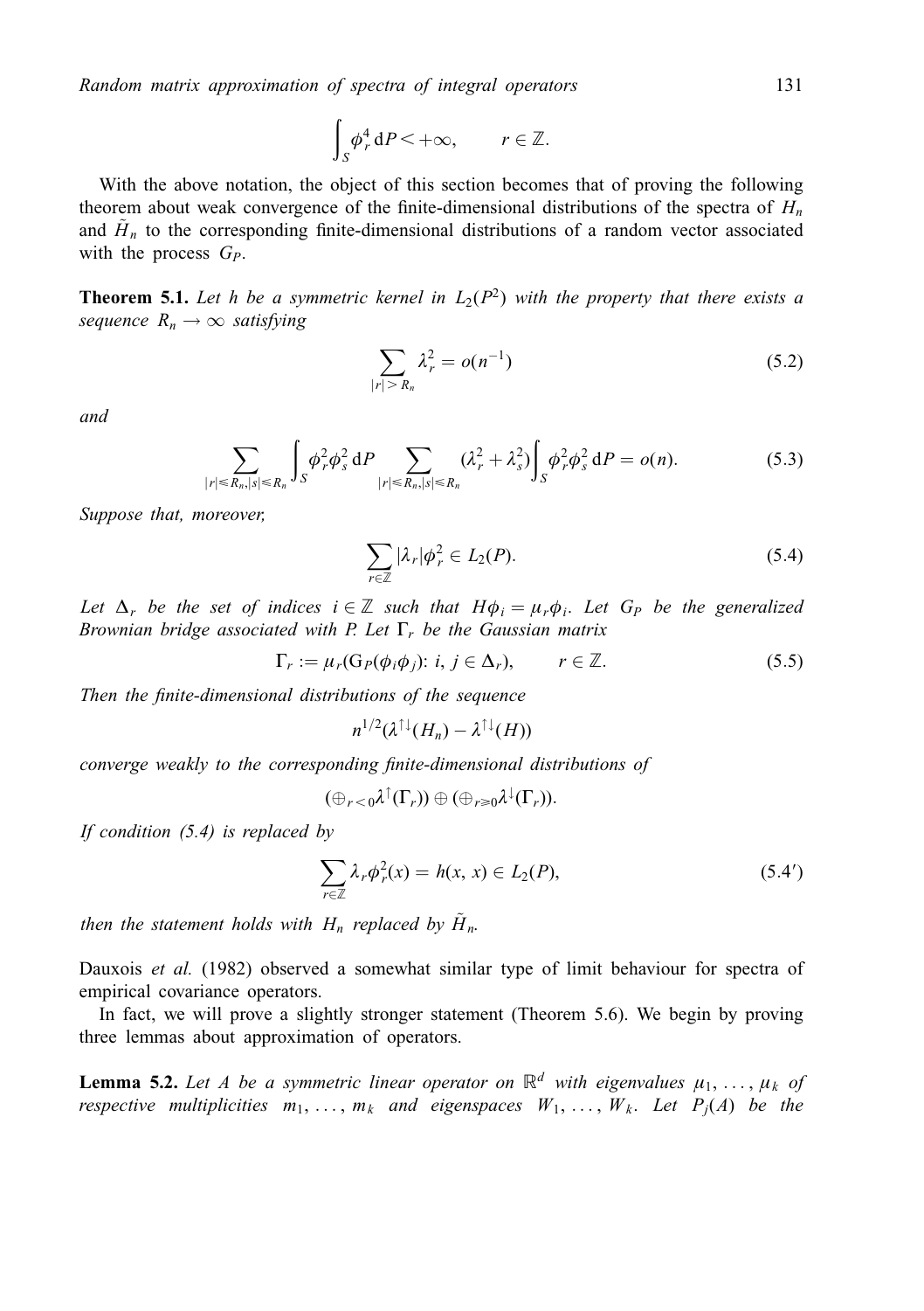$$\int_S \phi_r^4 \,\mathrm{d}P < +\infty, \qquad r \in \mathbb{Z}.$$

With the above notation, the object of this section becomes that of proving the following theorem about weak convergence of the finite-dimensional distributions of the spectra of $H_n$ and $\tilde{H}_n$ to the corresponding finite-dimensional distributions of a random vector associated with the process $G_P$.

**Theorem 5.1.** *Let $h$ be a symmetric kernel in $L_2(P^2)$ with the property that there exists a sequence $R_n \to \infty$ satisfying*

$$\sum_{|r|>R_n} \lambda_r^2 = o(n^{-1}) \tag{5.2}$$

*and*

$$\sum_{|r|\leq R_n, |s|\leq R_n} \int_S \phi_r^2 \phi_s^2 \,\mathrm{d}P \sum_{|r|\leq R_n, |s|\leq R_n} (\lambda_r^2 + \lambda_s^2) \int_S \phi_r^2 \phi_s^2 \,\mathrm{d}P = o(n). \tag{5.3}$$

*Suppose that, moreover,*

$$\sum_{r\in\mathbb{Z}} |\lambda_r| \phi_r^2 \in L_2(P). \tag{5.4}$$

*Let $\Delta_r$ be the set of indices $i \in \mathbb{Z}$ such that $H\phi_i = \mu_r \phi_i$. Let $G_P$ be the generalized Brownian bridge associated with $P$. Let $\Gamma_r$ be the Gaussian matrix*

$$\Gamma_r := \mu_r(\mathrm{G}_P(\phi_i \phi_j)\colon i, j \in \Delta_r), \qquad r \in \mathbb{Z}. \tag{5.5}$$

*Then the finite-dimensional distributions of the sequence*

$$n^{1/2}(\lambda^{\uparrow\downarrow}(H_n) - \lambda^{\uparrow\downarrow}(H))$$

*converge weakly to the corresponding finite-dimensional distributions of*

$$(\oplus_{r<0} \lambda^{\uparrow}(\Gamma_r)) \oplus (\oplus_{r\geq 0} \lambda^{\downarrow}(\Gamma_r)).$$

*If condition (5.4) is replaced by*

$$\sum_{r\in\mathbb{Z}} \lambda_r \phi_r^2(x) = h(x, x) \in L_2(P), \tag{5.4$'$}$$

*then the statement holds with $H_n$ replaced by $\tilde{H}_n$.*

Dauxois *et al.* (1982) observed a somewhat similar type of limit behaviour for spectra of empirical covariance operators.

In fact, we will prove a slightly stronger statement (Theorem 5.6). We begin by proving three lemmas about approximation of operators.

**Lemma 5.2.** *Let $A$ be a symmetric linear operator on $\mathbb{R}^d$ with eigenvalues $\mu_1, \ldots, \mu_k$ of respective multiplicities $m_1, \ldots, m_k$ and eigenspaces $W_1, \ldots, W_k$. Let $P_j(A)$ be the*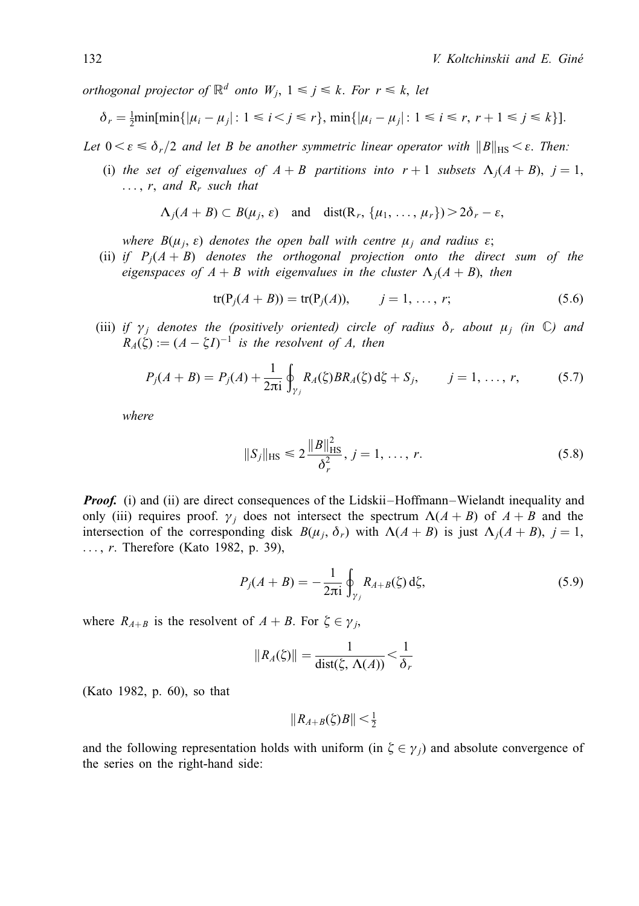*orthogonal projector of* $\mathbb{R}^d$ *onto* $W_j$, $1 \leqslant j \leqslant k$. *For* $r \leqslant k$, *let*

$$\delta_r = \tfrac{1}{2}\min[\min\{|\mu_i - \mu_j| : 1 \leqslant i < j \leqslant r\}, \min\{|\mu_i - \mu_j| : 1 \leqslant i \leqslant r, r+1 \leqslant j \leqslant k\}].$$

*Let* $0 < \varepsilon \leqslant \delta_r/2$ *and let* $B$ *be another symmetric linear operator with* $\|B\|_{\mathrm{HS}} < \varepsilon$. *Then:*

(i) *the set of eigenvalues of* $A + B$ *partitions into* $r+1$ *subsets* $\Lambda_j(A+B)$, $j = 1, \ldots, r$, *and* $R_r$ *such that*

$$\Lambda_j(A+B) \subset B(\mu_j, \varepsilon) \quad \text{and} \quad \mathrm{dist}(\mathrm{R}_r, \{\mu_1, \ldots, \mu_r\}) > 2\delta_r - \varepsilon,$$

*where* $B(\mu_j, \varepsilon)$ *denotes the open ball with centre* $\mu_j$ *and radius* $\varepsilon$;

(ii) *if* $P_j(A+B)$ *denotes the orthogonal projection onto the direct sum of the eigenspaces of* $A+B$ *with eigenvalues in the cluster* $\Lambda_j(A+B)$, *then*

$$\mathrm{tr}(\mathrm{P}_j(A+B)) = \mathrm{tr}(\mathrm{P}_j(A)), \qquad j = 1, \ldots, r; \tag{5.6}$$

(iii) *if* $\gamma_j$ *denotes the (positively oriented) circle of radius* $\delta_r$ *about* $\mu_j$ *(in* $\mathbb{C}$*) and* $R_A(\zeta) := (A - \zeta I)^{-1}$ *is the resolvent of* $A$, *then*

$$P_j(A+B) = P_j(A) + \frac{1}{2\pi \mathrm{i}} \oint_{\gamma_j} R_A(\zeta) B R_A(\zeta)\, \mathrm{d}\zeta + S_j, \qquad j = 1, \ldots, r, \tag{5.7}$$

*where*

$$\|S_j\|_{\mathrm{HS}} \leqslant 2\frac{\|B\|_{\mathrm{HS}}^2}{\delta_r^2}, \; j = 1, \ldots, r. \tag{5.8}$$

***Proof.*** (i) and (ii) are direct consequences of the Lidskii–Hoffmann–Wielandt inequality and only (iii) requires proof. $\gamma_j$ does not intersect the spectrum $\Lambda(A+B)$ of $A+B$ and the intersection of the corresponding disk $B(\mu_j, \delta_r)$ with $\Lambda(A+B)$ is just $\Lambda_j(A+B)$, $j = 1, \ldots, r$. Therefore (Kato 1982, p. 39),

$$P_j(A+B) = -\frac{1}{2\pi \mathrm{i}} \oint_{\gamma_j} R_{A+B}(\zeta)\, \mathrm{d}\zeta, \tag{5.9}$$

where $R_{A+B}$ is the resolvent of $A+B$. For $\zeta \in \gamma_j$,

$$\|R_A(\zeta)\| = \frac{1}{\mathrm{dist}(\zeta, \Lambda(A))} < \frac{1}{\delta_r}$$

(Kato 1982, p. 60), so that

$$\|R_{A+B}(\zeta)B\| < \tfrac{1}{2}$$

and the following representation holds with uniform (in $\zeta \in \gamma_j$) and absolute convergence of the series on the right-hand side: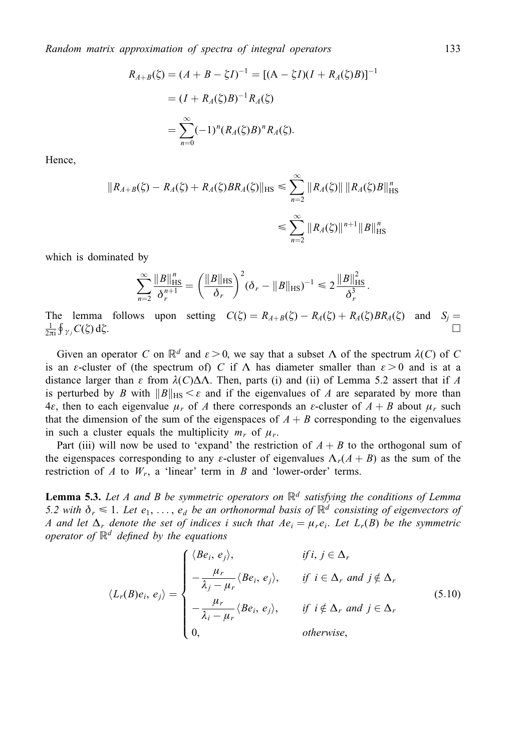$$
\begin{aligned}
R_{A+B}(\zeta) &= (A + B - \zeta I)^{-1} = [(\mathrm{A} - \zeta I)(I + R_A(\zeta)B)]^{-1} \\
&= (I + R_A(\zeta)B)^{-1} R_A(\zeta) \\
&= \sum_{n=0}^{\infty} (-1)^n (R_A(\zeta)B)^n R_A(\zeta).
\end{aligned}
$$

Hence,

$$
\begin{aligned}
\|R_{A+B}(\zeta) - R_A(\zeta) + R_A(\zeta)BR_A(\zeta)\|_{\mathrm{HS}} &\leqslant \sum_{n=2}^{\infty} \|R_A(\zeta)\| \, \|R_A(\zeta)B\|_{\mathrm{HS}}^n \\
&\leqslant \sum_{n=2}^{\infty} \|R_A(\zeta)\|^{n+1} \|B\|_{\mathrm{HS}}^n
\end{aligned}
$$

which is dominated by

$$
\sum_{n=2}^{\infty} \frac{\|B\|_{\mathrm{HS}}^n}{\delta_r^{n+1}} = \left(\frac{\|B\|_{\mathrm{HS}}}{\delta_r}\right)^2 (\delta_r - \|B\|_{\mathrm{HS}})^{-1} \leqslant 2\frac{\|B\|_{\mathrm{HS}}^2}{\delta_r^3}.
$$

The lemma follows upon setting $C(\zeta) = R_{A+B}(\zeta) - R_A(\zeta) + R_A(\zeta)BR_A(\zeta)$ and $S_j = \frac{1}{2\pi \mathrm{i}} \oint_{\gamma_j} C(\zeta)\, \mathrm{d}\zeta$. □

Given an operator $C$ on $\mathbb{R}^d$ and $\varepsilon > 0$, we say that a subset $\Lambda$ of the spectrum $\lambda(C)$ of $C$ is an $\varepsilon$-cluster of (the spectrum of) $C$ if $\Lambda$ has diameter smaller than $\varepsilon > 0$ and is at a distance larger than $\varepsilon$ from $\lambda(C)\Delta\Lambda$. Then, parts (i) and (ii) of Lemma 5.2 assert that if $A$ is perturbed by $B$ with $\|B\|_{\mathrm{HS}} < \varepsilon$ and if the eigenvalues of $A$ are separated by more than $4\varepsilon$, then to each eigenvalue $\mu_r$ of $A$ there corresponds an $\varepsilon$-cluster of $A + B$ about $\mu_r$ such that the dimension of the sum of the eigenspaces of $A + B$ corresponding to the eigenvalues in such a cluster equals the multiplicity $m_r$ of $\mu_r$.

Part (iii) will now be used to 'expand' the restriction of $A + B$ to the orthogonal sum of the eigenspaces corresponding to any $\varepsilon$-cluster of eigenvalues $\Lambda_r(A + B)$ as the sum of the restriction of $A$ to $W_r$, a 'linear' term in $B$ and 'lower-order' terms.

**Lemma 5.3.** *Let $A$ and $B$ be symmetric operators on $\mathbb{R}^d$ satisfying the conditions of Lemma 5.2 with $\delta_r \leqslant 1$. Let $e_1, \ldots, e_d$ be an orthonormal basis of $\mathbb{R}^d$ consisting of eigenvectors of $A$ and let $\Delta_r$ denote the set of indices $i$ such that $Ae_i = \mu_r e_i$. Let $L_r(B)$ be the symmetric operator of $\mathbb{R}^d$ defined by the equations*

$$
\langle L_r(B)e_i, e_j \rangle = \begin{cases} \langle Be_i, e_j \rangle, & \text{if } i, j \in \Delta_r \\ -\dfrac{\mu_r}{\lambda_j - \mu_r} \langle Be_i, e_j \rangle, & \text{if } i \in \Delta_r \text{ and } j \notin \Delta_r \\ -\dfrac{\mu_r}{\lambda_i - \mu_r} \langle Be_i, e_j \rangle, & \text{if } i \notin \Delta_r \text{ and } j \in \Delta_r \\ 0, & \text{otherwise}, \end{cases} \tag{5.10}
$$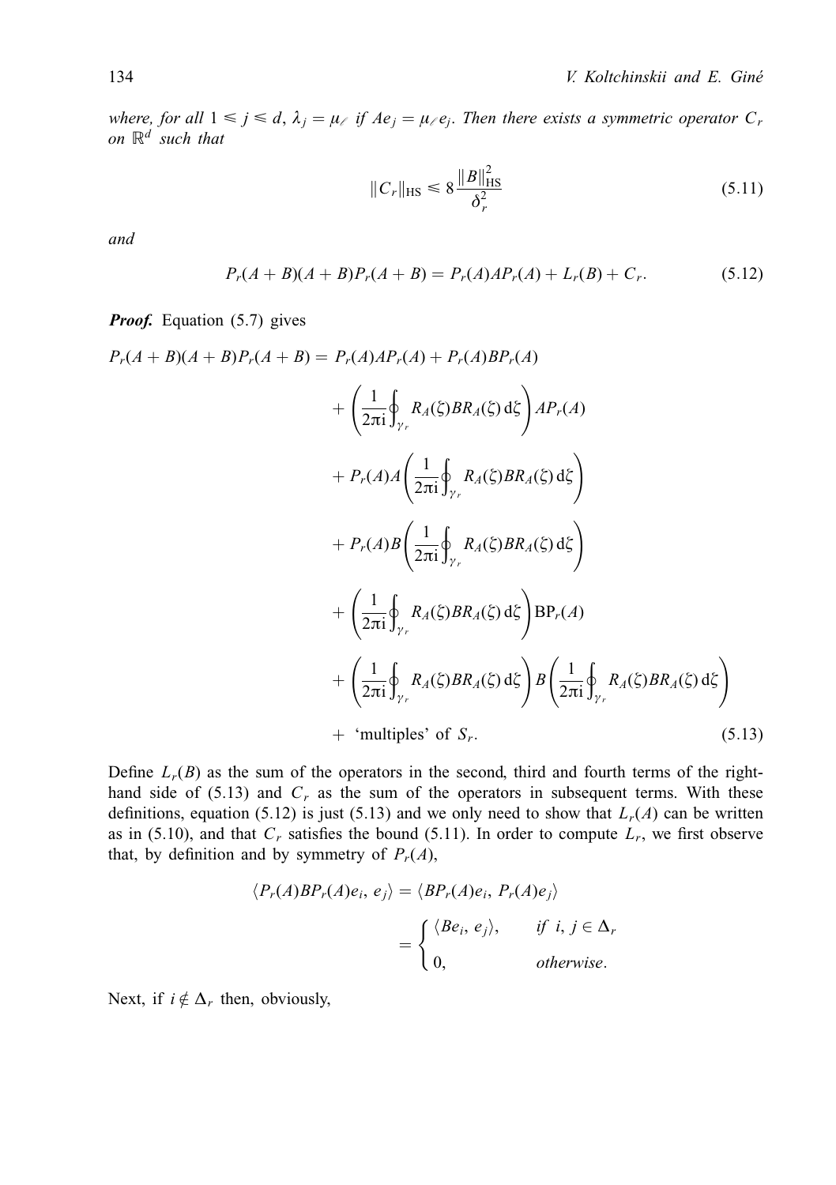*where, for all $1 \leqslant j \leqslant d$, $\lambda_j = \mu_\ell$ if $Ae_j = \mu_\ell e_j$. Then there exists a symmetric operator $C_r$ on $\mathbb{R}^d$ such that*

$$\|C_r\|_{\mathrm{HS}} \leqslant 8 \frac{\|B\|_{\mathrm{HS}}^2}{\delta_r^2} \tag{5.11}$$

*and*

$$P_r(A+B)(A+B)P_r(A+B) = P_r(A)AP_r(A) + L_r(B) + C_r. \tag{5.12}$$

***Proof.*** Equation (5.7) gives

$$\begin{aligned}
P_r(A+B)(A+B)P_r(A+B) = {} & P_r(A)AP_r(A) + P_r(A)BP_r(A) \\
& + \left( \frac{1}{2\pi \mathrm{i}} \oint_{\gamma_r} R_A(\zeta) B R_A(\zeta) \, \mathrm{d}\zeta \right) AP_r(A) \\
& + P_r(A)A \left( \frac{1}{2\pi \mathrm{i}} \oint_{\gamma_r} R_A(\zeta) B R_A(\zeta) \, \mathrm{d}\zeta \right) \\
& + P_r(A)B \left( \frac{1}{2\pi \mathrm{i}} \oint_{\gamma_r} R_A(\zeta) B R_A(\zeta) \, \mathrm{d}\zeta \right) \\
& + \left( \frac{1}{2\pi \mathrm{i}} \oint_{\gamma_r} R_A(\zeta) B R_A(\zeta) \, \mathrm{d}\zeta \right) \mathrm{B}P_r(A) \\
& + \left( \frac{1}{2\pi \mathrm{i}} \oint_{\gamma_r} R_A(\zeta) B R_A(\zeta) \, \mathrm{d}\zeta \right) B \left( \frac{1}{2\pi \mathrm{i}} \oint_{\gamma_r} R_A(\zeta) B R_A(\zeta) \, \mathrm{d}\zeta \right) \\
& + \text{ 'multiples' of } S_r.
\end{aligned} \tag{5.13}$$

Define $L_r(B)$ as the sum of the operators in the second, third and fourth terms of the right-hand side of (5.13) and $C_r$ as the sum of the operators in subsequent terms. With these definitions, equation (5.12) is just (5.13) and we only need to show that $L_r(A)$ can be written as in (5.10), and that $C_r$ satisfies the bound (5.11). In order to compute $L_r$, we first observe that, by definition and by symmetry of $P_r(A)$,

$$\langle P_r(A)BP_r(A)e_i, e_j \rangle = \langle BP_r(A)e_i, P_r(A)e_j \rangle = \begin{cases} \langle Be_i, e_j \rangle, & \text{if } i, j \in \Delta_r \\ 0, & \text{otherwise}. \end{cases}$$

Next, if $i \notin \Delta_r$ then, obviously,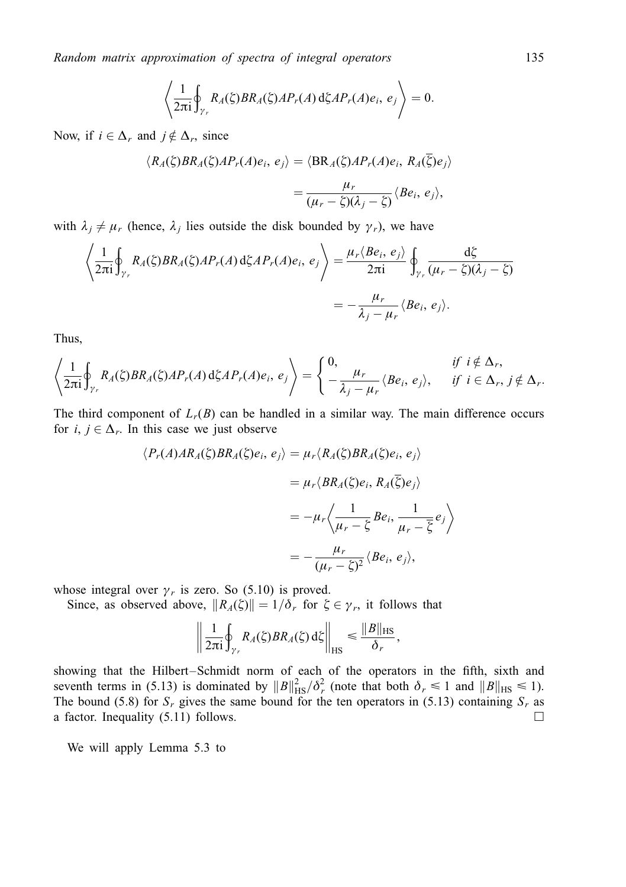$$\left\langle \frac{1}{2\pi \mathrm{i}} \oint_{\gamma_r} R_A(\zeta) B R_A(\zeta) A P_r(A) \,\mathrm{d}\zeta A P_r(A) e_i,\, e_j \right\rangle = 0.$$

Now, if $i \in \Delta_r$ and $j \notin \Delta_r$, since

$$\begin{aligned}
\langle R_A(\zeta) B R_A(\zeta) A P_r(A) e_i,\, e_j \rangle &= \langle \mathrm{B} R_A(\zeta) A P_r(A) e_i,\, R_A(\overline{\zeta}) e_j \rangle \\
&= \frac{\mu_r}{(\mu_r - \zeta)(\lambda_j - \zeta)} \langle B e_i,\, e_j \rangle,
\end{aligned}$$

with $\lambda_j \neq \mu_r$ (hence, $\lambda_j$ lies outside the disk bounded by $\gamma_r$), we have

$$\begin{aligned}
\left\langle \frac{1}{2\pi \mathrm{i}} \oint_{\gamma_r} R_A(\zeta) B R_A(\zeta) A P_r(A) \,\mathrm{d}\zeta A P_r(A) e_i,\, e_j \right\rangle &= \frac{\mu_r \langle B e_i,\, e_j \rangle}{2\pi \mathrm{i}} \oint_{\gamma_r} \frac{\mathrm{d}\zeta}{(\mu_r - \zeta)(\lambda_j - \zeta)} \\
&= -\frac{\mu_r}{\lambda_j - \mu_r} \langle B e_i,\, e_j \rangle.
\end{aligned}$$

Thus,

$$\left\langle \frac{1}{2\pi \mathrm{i}} \oint_{\gamma_r} R_A(\zeta) B R_A(\zeta) A P_r(A) \,\mathrm{d}\zeta A P_r(A) e_i,\, e_j \right\rangle = \begin{cases} 0, & \text{if } i \notin \Delta_r, \\ -\dfrac{\mu_r}{\lambda_j - \mu_r} \langle B e_i,\, e_j \rangle, & \text{if } i \in \Delta_r,\, j \notin \Delta_r. \end{cases}$$

The third component of $L_r(B)$ can be handled in a similar way. The main difference occurs for $i, j \in \Delta_r$. In this case we just observe

$$\begin{aligned}
\langle P_r(A) A R_A(\zeta) B R_A(\zeta) e_i,\, e_j \rangle &= \mu_r \langle R_A(\zeta) B R_A(\zeta) e_i,\, e_j \rangle \\
&= \mu_r \langle B R_A(\zeta) e_i,\, R_A(\overline{\zeta}) e_j \rangle \\
&= -\mu_r \left\langle \frac{1}{\mu_r - \zeta} B e_i,\, \frac{1}{\mu_r - \overline{\zeta}} e_j \right\rangle \\
&= -\frac{\mu_r}{(\mu_r - \zeta)^2} \langle B e_i,\, e_j \rangle,
\end{aligned}$$

whose integral over $\gamma_r$ is zero. So (5.10) is proved.

Since, as observed above, $\|R_A(\zeta)\| = 1/\delta_r$ for $\zeta \in \gamma_r$, it follows that

$$\left\| \frac{1}{2\pi \mathrm{i}} \oint_{\gamma_r} R_A(\zeta) B R_A(\zeta) \,\mathrm{d}\zeta \right\|_{\mathrm{HS}} \leqslant \frac{\|B\|_{\mathrm{HS}}}{\delta_r},$$

showing that the Hilbert–Schmidt norm of each of the operators in the fifth, sixth and seventh terms in (5.13) is dominated by $\|B\|_{\mathrm{HS}}^2/\delta_r^2$ (note that both $\delta_r \leqslant 1$ and $\|B\|_{\mathrm{HS}} \leqslant 1$). The bound (5.8) for $S_r$ gives the same bound for the ten operators in (5.13) containing $S_r$ as a factor. Inequality (5.11) follows. $\square$

We will apply Lemma 5.3 to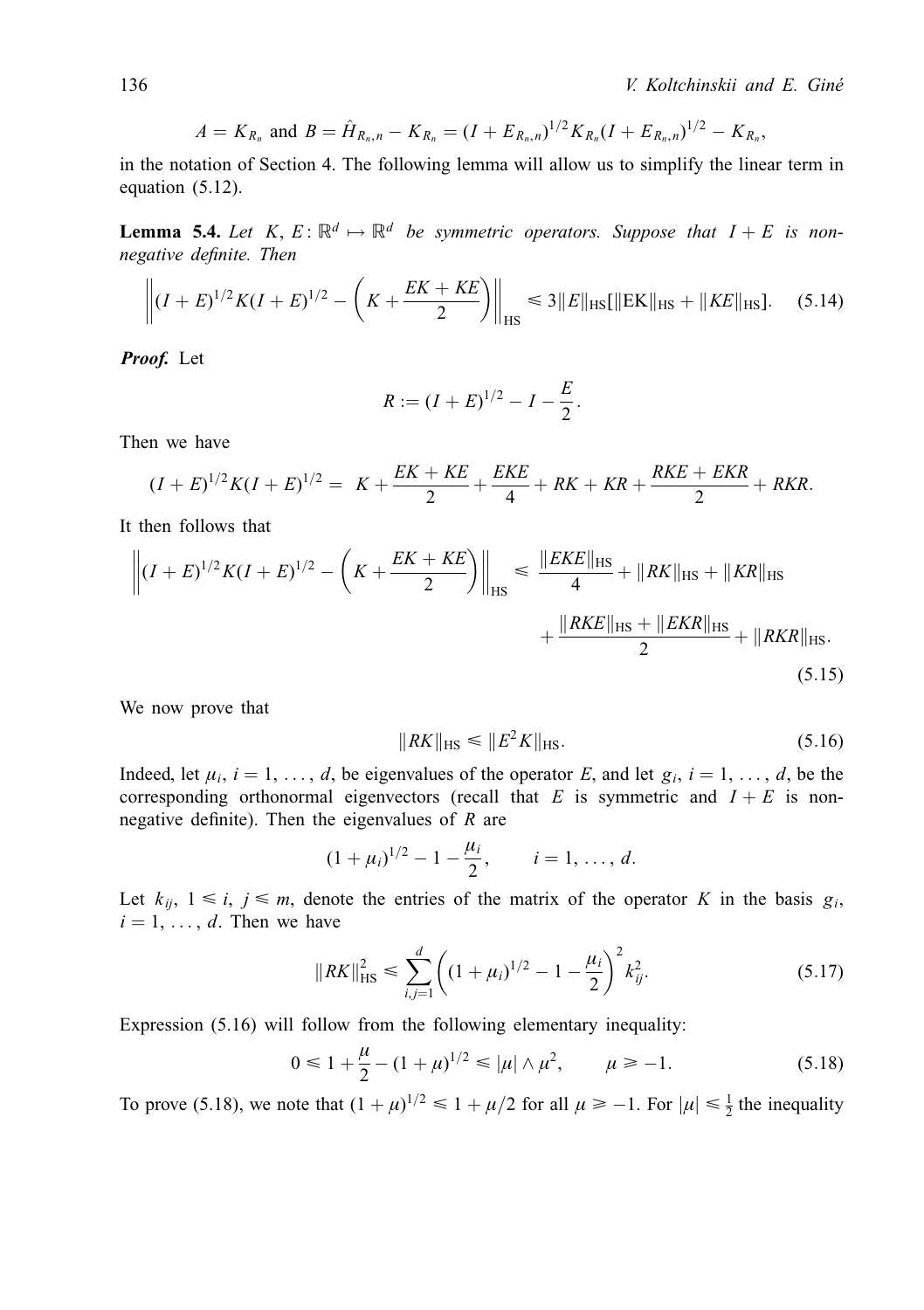$$A = K_{R_n} \text{ and } B = \hat{H}_{R_n,n} - K_{R_n} = (I + E_{R_n,n})^{1/2} K_{R_n} (I + E_{R_n,n})^{1/2} - K_{R_n},$$

in the notation of Section 4. The following lemma will allow us to simplify the linear term in equation (5.12).

**Lemma 5.4.** *Let $K, E : \mathbb{R}^d \mapsto \mathbb{R}^d$ be symmetric operators. Suppose that $I + E$ is non-negative definite. Then*

$$\left\| (I+E)^{1/2} K (I+E)^{1/2} - \left( K + \frac{EK + KE}{2} \right) \right\|_{\text{HS}} \leqslant 3\|E\|_{\text{HS}} [\|\text{EK}\|_{\text{HS}} + \|KE\|_{\text{HS}}]. \quad (5.14)$$

***Proof.*** Let

$$R := (I+E)^{1/2} - I - \frac{E}{2}.$$

Then we have

$$(I+E)^{1/2} K (I+E)^{1/2} = K + \frac{EK + KE}{2} + \frac{EKE}{4} + RK + KR + \frac{RKE + EKR}{2} + RKR.$$

It then follows that

$$\left\| (I+E)^{1/2} K (I+E)^{1/2} - \left( K + \frac{EK + KE}{2} \right) \right\|_{\text{HS}} \leqslant \frac{\|EKE\|_{\text{HS}}}{4} + \|RK\|_{\text{HS}} + \|KR\|_{\text{HS}}$$
$$+ \frac{\|RKE\|_{\text{HS}} + \|EKR\|_{\text{HS}}}{2} + \|RKR\|_{\text{HS}}. \quad (5.15)$$

We now prove that

$$\|RK\|_{\text{HS}} \leqslant \|E^2 K\|_{\text{HS}}. \quad (5.16)$$

Indeed, let $\mu_i$, $i = 1, \ldots, d$, be eigenvalues of the operator $E$, and let $g_i$, $i = 1, \ldots, d$, be the corresponding orthonormal eigenvectors (recall that $E$ is symmetric and $I + E$ is non-negative definite). Then the eigenvalues of $R$ are

$$(1+\mu_i)^{1/2} - 1 - \frac{\mu_i}{2}, \qquad i = 1, \ldots, d.$$

Let $k_{ij}$, $1 \leqslant i, j \leqslant m$, denote the entries of the matrix of the operator $K$ in the basis $g_i$, $i = 1, \ldots, d$. Then we have

$$\|RK\|_{\text{HS}}^2 \leqslant \sum_{i,j=1}^{d} \left( (1+\mu_i)^{1/2} - 1 - \frac{\mu_i}{2} \right)^2 k_{ij}^2. \quad (5.17)$$

Expression (5.16) will follow from the following elementary inequality:

$$0 \leqslant 1 + \frac{\mu}{2} - (1+\mu)^{1/2} \leqslant |\mu| \wedge \mu^2, \qquad \mu \geqslant -1. \quad (5.18)$$

To prove (5.18), we note that $(1+\mu)^{1/2} \leqslant 1 + \mu/2$ for all $\mu \geqslant -1$. For $|\mu| \leqslant \frac{1}{2}$ the inequality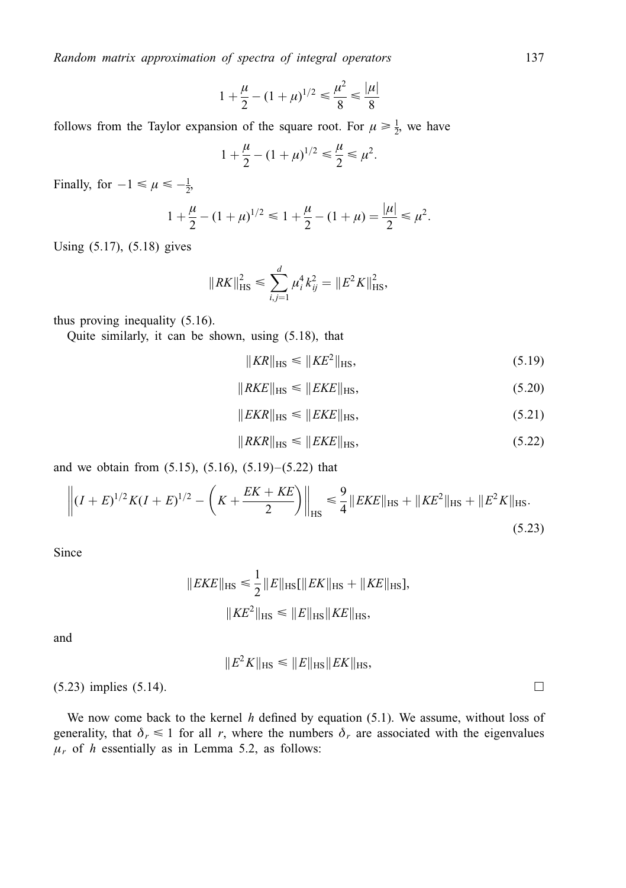$$1 + \frac{\mu}{2} - (1+\mu)^{1/2} \leqslant \frac{\mu^2}{8} \leqslant \frac{|\mu|}{8}$$

follows from the Taylor expansion of the square root. For $\mu \geqslant \frac{1}{2}$, we have

$$1 + \frac{\mu}{2} - (1+\mu)^{1/2} \leqslant \frac{\mu}{2} \leqslant \mu^2.$$

Finally, for $-1 \leqslant \mu \leqslant -\frac{1}{2}$,

$$1 + \frac{\mu}{2} - (1+\mu)^{1/2} \leqslant 1 + \frac{\mu}{2} - (1+\mu) = \frac{|\mu|}{2} \leqslant \mu^2.$$

Using (5.17), (5.18) gives

$$\|RK\|_{\mathrm{HS}}^2 \leqslant \sum_{i,j=1}^{d} \mu_i^4 k_{ij}^2 = \|E^2 K\|_{\mathrm{HS}}^2,$$

thus proving inequality (5.16).

Quite similarly, it can be shown, using (5.18), that

$$\|KR\|_{\mathrm{HS}} \leqslant \|KE^2\|_{\mathrm{HS}}, \tag{5.19}$$

$$\|RKE\|_{\mathrm{HS}} \leqslant \|EKE\|_{\mathrm{HS}}, \tag{5.20}$$

$$\|EKR\|_{\mathrm{HS}} \leqslant \|EKE\|_{\mathrm{HS}}, \tag{5.21}$$

$$\|RKR\|_{\mathrm{HS}} \leqslant \|EKE\|_{\mathrm{HS}}, \tag{5.22}$$

and we obtain from (5.15), (5.16), (5.19)–(5.22) that

$$\left\| (I+E)^{1/2} K (I+E)^{1/2} - \left( K + \frac{EK + KE}{2} \right) \right\|_{\mathrm{HS}} \leqslant \frac{9}{4} \|EKE\|_{\mathrm{HS}} + \|KE^2\|_{\mathrm{HS}} + \|E^2 K\|_{\mathrm{HS}}. \tag{5.23}$$

Since

$$\|EKE\|_{\mathrm{HS}} \leqslant \frac{1}{2} \|E\|_{\mathrm{HS}} [\|EK\|_{\mathrm{HS}} + \|KE\|_{\mathrm{HS}}],$$

$$\|KE^2\|_{\mathrm{HS}} \leqslant \|E\|_{\mathrm{HS}} \|KE\|_{\mathrm{HS}},$$

and

$$\|E^2 K\|_{\mathrm{HS}} \leqslant \|E\|_{\mathrm{HS}} \|EK\|_{\mathrm{HS}},$$

(5.23) implies (5.14). □

We now come back to the kernel $h$ defined by equation (5.1). We assume, without loss of generality, that $\delta_r \leqslant 1$ for all $r$, where the numbers $\delta_r$ are associated with the eigenvalues $\mu_r$ of $h$ essentially as in Lemma 5.2, as follows: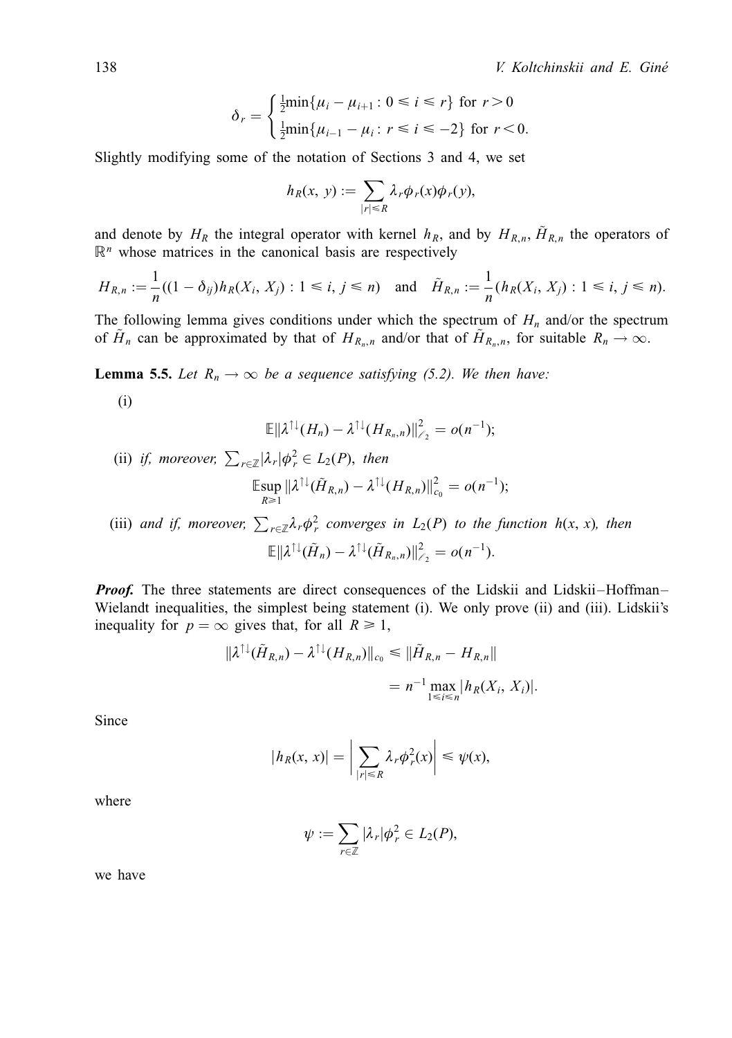$$\delta_r = \begin{cases} \frac{1}{2}\min\{\mu_i - \mu_{i+1} : 0 \leqslant i \leqslant r\} \text{ for } r > 0 \\ \frac{1}{2}\min\{\mu_{i-1} - \mu_i : r \leqslant i \leqslant -2\} \text{ for } r < 0. \end{cases}$$

Slightly modifying some of the notation of Sections 3 and 4, we set

$$h_R(x, y) := \sum_{|r| \leqslant R} \lambda_r \phi_r(x) \phi_r(y),$$

and denote by $H_R$ the integral operator with kernel $h_R$, and by $H_{R,n}$, $\tilde{H}_{R,n}$ the operators of $\mathbb{R}^n$ whose matrices in the canonical basis are respectively

$$H_{R,n} := \frac{1}{n}((1 - \delta_{ij}) h_R(X_i, X_j) : 1 \leqslant i, j \leqslant n) \quad \text{and} \quad \tilde{H}_{R,n} := \frac{1}{n}(h_R(X_i, X_j) : 1 \leqslant i, j \leqslant n).$$

The following lemma gives conditions under which the spectrum of $H_n$ and/or the spectrum of $\tilde{H}_n$ can be approximated by that of $H_{R_n,n}$ and/or that of $\tilde{H}_{R_n,n}$, for suitable $R_n \to \infty$.

**Lemma 5.5.** *Let $R_n \to \infty$ be a sequence satisfying (5.2). We then have:*

(i)
$$\mathbb{E}\|\lambda^{\uparrow\downarrow}(H_n) - \lambda^{\uparrow\downarrow}(H_{R_n,n})\|_{\ell_2}^2 = o(n^{-1});$$

(ii) *if, moreover, $\sum_{r \in \mathbb{Z}} |\lambda_r| \phi_r^2 \in L_2(P)$, then*
$$\mathbb{E}\sup_{R \geqslant 1} \|\lambda^{\uparrow\downarrow}(\tilde{H}_{R,n}) - \lambda^{\uparrow\downarrow}(H_{R,n})\|_{c_0}^2 = o(n^{-1});$$

(iii) *and if, moreover, $\sum_{r \in \mathbb{Z}} \lambda_r \phi_r^2$ converges in $L_2(P)$ to the function $h(x, x)$, then*
$$\mathbb{E}\|\lambda^{\uparrow\downarrow}(\tilde{H}_n) - \lambda^{\uparrow\downarrow}(\tilde{H}_{R_n,n})\|_{\ell_2}^2 = o(n^{-1}).$$

***Proof.*** The three statements are direct consequences of the Lidskii and Lidskii–Hoffman–Wielandt inequalities, the simplest being statement (i). We only prove (ii) and (iii). Lidskii's inequality for $p = \infty$ gives that, for all $R \geqslant 1$,

$$\begin{aligned} \|\lambda^{\uparrow\downarrow}(\tilde{H}_{R,n}) - \lambda^{\uparrow\downarrow}(H_{R,n})\|_{c_0} &\leqslant \|\tilde{H}_{R,n} - H_{R,n}\| \\ &= n^{-1} \max_{1 \leqslant i \leqslant n} |h_R(X_i, X_i)|. \end{aligned}$$

Since

$$|h_R(x, x)| = \left| \sum_{|r| \leqslant R} \lambda_r \phi_r^2(x) \right| \leqslant \psi(x),$$

where

$$\psi := \sum_{r \in \mathbb{Z}} |\lambda_r| \phi_r^2 \in L_2(P),$$

we have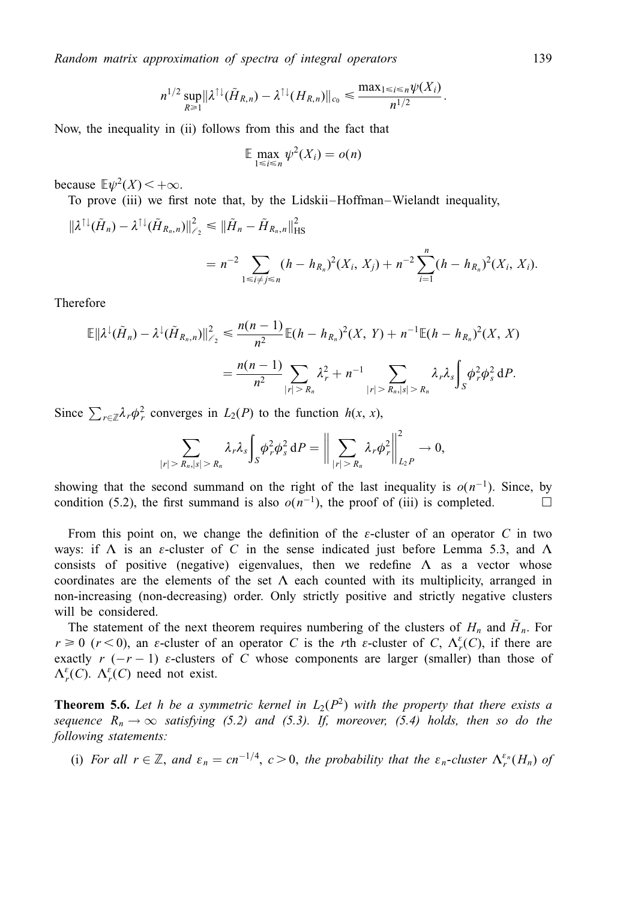$$n^{1/2} \sup_{R \geqslant 1} \|\lambda^{\uparrow\downarrow}(\tilde{H}_{R,n}) - \lambda^{\uparrow\downarrow}(H_{R,n})\|_{c_0} \leqslant \frac{\max_{1 \leqslant i \leqslant n} \psi(X_i)}{n^{1/2}}.$$

Now, the inequality in (ii) follows from this and the fact that

$$\mathbb{E} \max_{1 \leqslant i \leqslant n} \psi^2(X_i) = o(n)$$

because $\mathbb{E}\psi^2(X) < +\infty$.

To prove (iii) we first note that, by the Lidskii–Hoffman–Wielandt inequality,

$$\begin{aligned}
\|\lambda^{\uparrow\downarrow}(\tilde{H}_n) - \lambda^{\uparrow\downarrow}(\tilde{H}_{R_n,n})\|_{\ell_2}^2 &\leqslant \|\tilde{H}_n - \tilde{H}_{R_n,n}\|_{\mathrm{HS}}^2 \\
&= n^{-2} \sum_{1 \leqslant i \neq j \leqslant n} (h - h_{R_n})^2(X_i, X_j) + n^{-2} \sum_{i=1}^{n} (h - h_{R_n})^2(X_i, X_i).
\end{aligned}$$

Therefore

$$\begin{aligned}
\mathbb{E}\|\lambda^{\downarrow}(\tilde{H}_n) - \lambda^{\downarrow}(\tilde{H}_{R_n,n})\|_{\ell_2}^2 &\leqslant \frac{n(n-1)}{n^2} \mathbb{E}(h - h_{R_n})^2(X, Y) + n^{-1}\mathbb{E}(h - h_{R_n})^2(X, X) \\
&= \frac{n(n-1)}{n^2} \sum_{|r| > R_n} \lambda_r^2 + n^{-1} \sum_{|r| > R_n, |s| > R_n} \lambda_r \lambda_s \int_S \phi_r^2 \phi_s^2 \, \mathrm{d}P.
\end{aligned}$$

Since $\sum_{r \in \mathbb{Z}} \lambda_r \phi_r^2$ converges in $L_2(P)$ to the function $h(x, x)$,

$$\sum_{|r| > R_n, |s| > R_n} \lambda_r \lambda_s \int_S \phi_r^2 \phi_s^2 \, \mathrm{d}P = \left\| \sum_{|r| > R_n} \lambda_r \phi_r^2 \right\|_{L_2 P}^2 \to 0,$$

showing that the second summand on the right of the last inequality is $o(n^{-1})$. Since, by condition (5.2), the first summand is also $o(n^{-1})$, the proof of (iii) is completed. □

From this point on, we change the definition of the $\varepsilon$-cluster of an operator $C$ in two ways: if $\Lambda$ is an $\varepsilon$-cluster of $C$ in the sense indicated just before Lemma 5.3, and $\Lambda$ consists of positive (negative) eigenvalues, then we redefine $\Lambda$ as a vector whose coordinates are the elements of the set $\Lambda$ each counted with its multiplicity, arranged in non-increasing (non-decreasing) order. Only strictly positive and strictly negative clusters will be considered.

The statement of the next theorem requires numbering of the clusters of $H_n$ and $\tilde{H}_n$. For $r \geqslant 0$ ($r < 0$), an $\varepsilon$-cluster of an operator $C$ is the $r$th $\varepsilon$-cluster of $C$, $\Lambda_r^\varepsilon(C)$, if there are exactly $r$ ($-r-1$) $\varepsilon$-clusters of $C$ whose components are larger (smaller) than those of $\Lambda_r^\varepsilon(C)$. $\Lambda_r^\varepsilon(C)$ need not exist.

**Theorem 5.6.** *Let $h$ be a symmetric kernel in $L_2(P^2)$ with the property that there exists a sequence $R_n \to \infty$ satisfying (5.2) and (5.3). If, moreover, (5.4) holds, then so do the following statements:*

(i) *For all $r \in \mathbb{Z}$, and $\varepsilon_n = cn^{-1/4}$, $c > 0$, the probability that the $\varepsilon_n$-cluster $\Lambda_r^{\varepsilon_n}(H_n)$ of*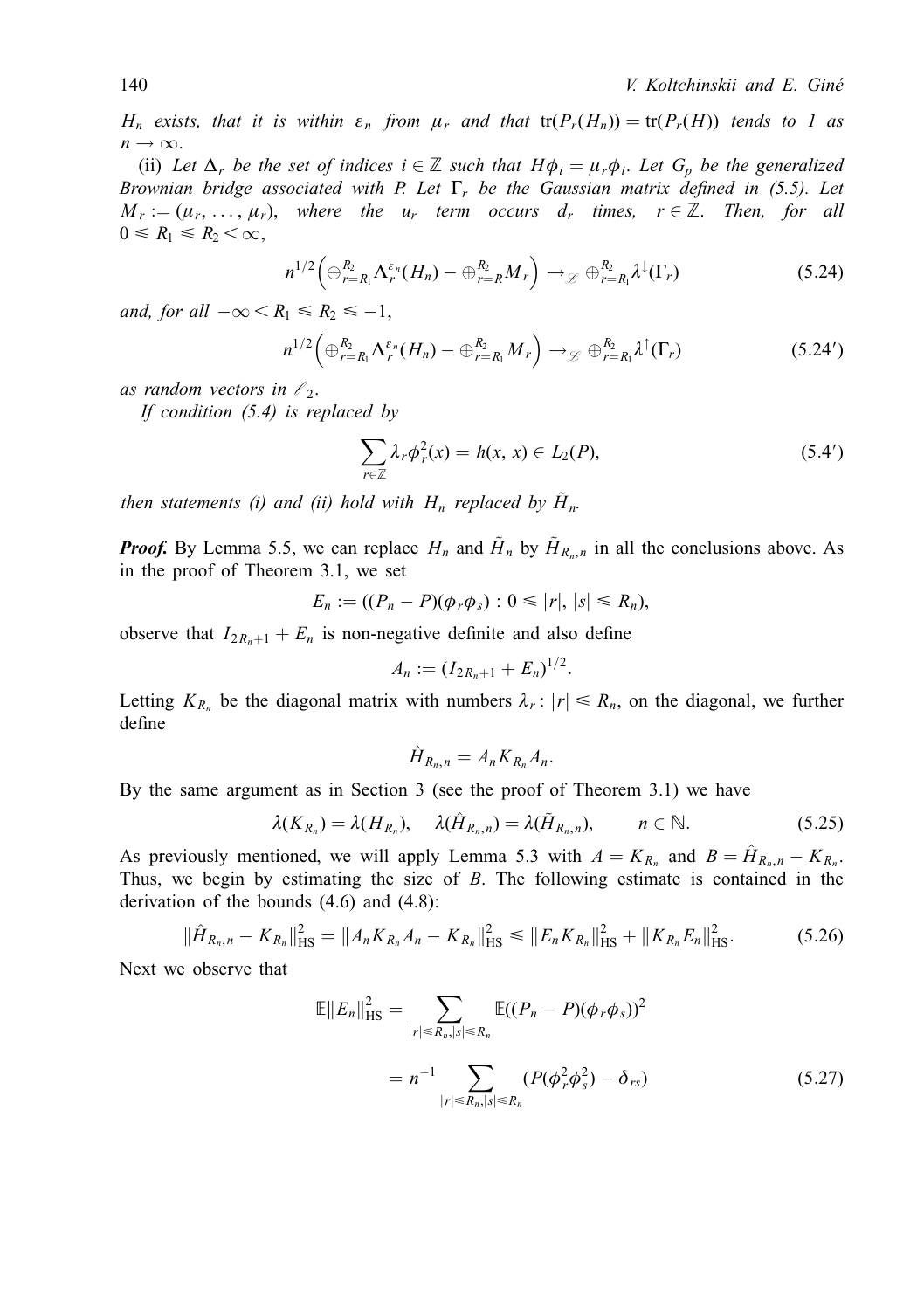*$H_n$ exists, that it is within $\varepsilon_n$ from $\mu_r$ and that $\mathrm{tr}(P_r(H_n)) = \mathrm{tr}(P_r(H))$ tends to 1 as $n \to \infty$.*

(ii) *Let $\Delta_r$ be the set of indices $i \in \mathbb{Z}$ such that $H\phi_i = \mu_r \phi_i$. Let $G_p$ be the generalized Brownian bridge associated with P. Let $\Gamma_r$ be the Gaussian matrix defined in (5.5). Let $M_r := (\mu_r, \ldots, \mu_r)$, where the $u_r$ term occurs $d_r$ times, $r \in \mathbb{Z}$. Then, for all $0 \leqslant R_1 \leqslant R_2 < \infty$,*

$$n^{1/2}\Big(\oplus_{r=R_1}^{R_2} \Lambda_r^{\varepsilon_n}(H_n) - \oplus_{r=R}^{R_2} M_r\Big) \to_{\mathscr{L}} \oplus_{r=R_1}^{R_2} \lambda^{\downarrow}(\Gamma_r) \tag{5.24}$$

*and, for all $-\infty < R_1 \leqslant R_2 \leqslant -1$,*

$$n^{1/2}\Big(\oplus_{r=R_1}^{R_2} \Lambda_r^{\varepsilon_n}(H_n) - \oplus_{r=R_1}^{R_2} M_r\Big) \to_{\mathscr{L}} \oplus_{r=R_1}^{R_2} \lambda^{\uparrow}(\Gamma_r) \tag{5.24$'$}$$

*as random vectors in $\ell_2$.*

*If condition (5.4) is replaced by*

$$\sum_{r \in \mathbb{Z}} \lambda_r \phi_r^2(x) = h(x, x) \in L_2(P), \tag{5.4$'$}$$

*then statements (i) and (ii) hold with $H_n$ replaced by $\tilde{H}_n$.*

***Proof.*** By Lemma 5.5, we can replace $H_n$ and $\tilde{H}_n$ by $\tilde{H}_{R_n,n}$ in all the conclusions above. As in the proof of Theorem 3.1, we set

$$E_n := ((P_n - P)(\phi_r \phi_s) : 0 \leqslant |r|, |s| \leqslant R_n),$$

observe that $I_{2R_n+1} + E_n$ is non-negative definite and also define

$$A_n := (I_{2R_n+1} + E_n)^{1/2}.$$

Letting $K_{R_n}$ be the diagonal matrix with numbers $\lambda_r : |r| \leqslant R_n$, on the diagonal, we further define

$$\hat{H}_{R_n,n} = A_n K_{R_n} A_n.$$

By the same argument as in Section 3 (see the proof of Theorem 3.1) we have

$$\lambda(K_{R_n}) = \lambda(H_{R_n}), \quad \lambda(\hat{H}_{R_n,n}) = \lambda(\tilde{H}_{R_n,n}), \qquad n \in \mathbb{N}. \tag{5.25}$$

As previously mentioned, we will apply Lemma 5.3 with $A = K_{R_n}$ and $B = \hat{H}_{R_n,n} - K_{R_n}$. Thus, we begin by estimating the size of $B$. The following estimate is contained in the derivation of the bounds (4.6) and (4.8):

$$\|\hat{H}_{R_n,n} - K_{R_n}\|_{\mathrm{HS}}^2 = \|A_n K_{R_n} A_n - K_{R_n}\|_{\mathrm{HS}}^2 \leqslant \|E_n K_{R_n}\|_{\mathrm{HS}}^2 + \|K_{R_n} E_n\|_{\mathrm{HS}}^2. \tag{5.26}$$

Next we observe that

$$\begin{aligned}
\mathbb{E}\|E_n\|_{\mathrm{HS}}^2 &= \sum_{|r| \leqslant R_n, |s| \leqslant R_n} \mathbb{E}((P_n - P)(\phi_r \phi_s))^2 \\
&= n^{-1} \sum_{|r| \leqslant R_n, |s| \leqslant R_n} (P(\phi_r^2 \phi_s^2) - \delta_{rs})
\end{aligned} \tag{5.27}$$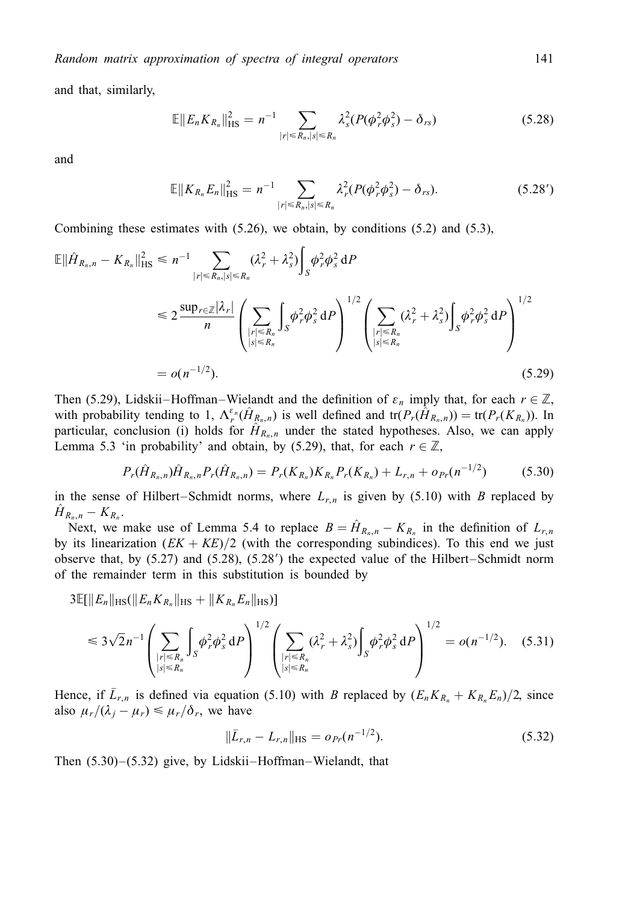and that, similarly,

$$\mathbb{E}\|E_n K_{R_n}\|_{\mathrm{HS}}^2 = n^{-1} \sum_{|r|\leqslant R_n, |s|\leqslant R_n} \lambda_s^2 (P(\phi_r^2 \phi_s^2) - \delta_{rs}) \tag{5.28}$$

and

$$\mathbb{E}\|K_{R_n} E_n\|_{\mathrm{HS}}^2 = n^{-1} \sum_{|r|\leqslant R_n, |s|\leqslant R_n} \lambda_r^2 (P(\phi_r^2 \phi_s^2) - \delta_{rs}). \tag{5.28$'$}$$

Combining these estimates with (5.26), we obtain, by conditions (5.2) and (5.3),

$$\begin{aligned}
\mathbb{E}\|\hat{H}_{R_n,n} - K_{R_n}\|_{\mathrm{HS}}^2 &\leqslant n^{-1} \sum_{|r|\leqslant R_n, |s|\leqslant R_n} (\lambda_r^2 + \lambda_s^2) \int_S \phi_r^2 \phi_s^2 \,\mathrm{d}P \\
&\leqslant 2 \frac{\sup_{r\in\mathbb{Z}} |\lambda_r|}{n} \left( \sum_{\substack{|r|\leqslant R_n \\ |s|\leqslant R_n}} \int_S \phi_r^2 \phi_s^2 \,\mathrm{d}P \right)^{1/2} \left( \sum_{\substack{|r|\leqslant R_n \\ |s|\leqslant R_n}} (\lambda_r^2 + \lambda_s^2) \int_S \phi_r^2 \phi_s^2 \,\mathrm{d}P \right)^{1/2} \\
&= o(n^{-1/2}).
\end{aligned} \tag{5.29}$$

Then (5.29), Lidskii–Hoffman–Wielandt and the definition of $\varepsilon_n$ imply that, for each $r \in \mathbb{Z}$, with probability tending to 1, $\Lambda_r^{\varepsilon_n}(\hat{H}_{R_n,n})$ is well defined and $\mathrm{tr}(P_r(\hat{H}_{R_n,n})) = \mathrm{tr}(P_r(K_{R_n}))$. In particular, conclusion (i) holds for $\hat{H}_{R_n,n}$ under the stated hypotheses. Also, we can apply Lemma 5.3 'in probability' and obtain, by (5.29), that, for each $r \in \mathbb{Z}$,

$$P_r(\hat{H}_{R_n,n})\hat{H}_{R_n,n} P_r(\hat{H}_{R_n,n}) = P_r(K_{R_n}) K_{R_n} P_r(K_{R_n}) + L_{r,n} + o_{Pr}(n^{-1/2}) \tag{5.30}$$

in the sense of Hilbert–Schmidt norms, where $L_{r,n}$ is given by (5.10) with $B$ replaced by $\hat{H}_{R_n,n} - K_{R_n}$.

Next, we make use of Lemma 5.4 to replace $B = \hat{H}_{R_n,n} - K_{R_n}$ in the definition of $L_{r,n}$ by its linearization $(EK + KE)/2$ (with the corresponding subindices). To this end we just observe that, by (5.27) and (5.28), (5.28$'$) the expected value of the Hilbert–Schmidt norm of the remainder term in this substitution is bounded by

$$\begin{aligned}
&3\mathbb{E}[\|E_n\|_{\mathrm{HS}}(\|E_n K_{R_n}\|_{\mathrm{HS}} + \|K_{R_n} E_n\|_{\mathrm{HS}})] \\
&\quad\leqslant 3\sqrt{2} n^{-1} \left( \sum_{\substack{|r|\leqslant R_n \\ |s|\leqslant R_n}} \int_S \phi_r^2 \phi_s^2 \,\mathrm{d}P \right)^{1/2} \left( \sum_{\substack{|r|\leqslant R_n \\ |s|\leqslant R_n}} (\lambda_r^2 + \lambda_s^2) \int_S \phi_r^2 \phi_s^2 \,\mathrm{d}P \right)^{1/2} = o(n^{-1/2}).
\end{aligned} \tag{5.31}$$

Hence, if $\bar{L}_{r,n}$ is defined via equation (5.10) with $B$ replaced by $(E_n K_{R_n} + K_{R_n} E_n)/2$, since also $\mu_r/(\lambda_j - \mu_r) \leqslant \mu_r/\delta_r$, we have

$$\|\bar{L}_{r,n} - L_{r,n}\|_{\mathrm{HS}} = o_{Pr}(n^{-1/2}). \tag{5.32}$$

Then (5.30)–(5.32) give, by Lidskii–Hoffman–Wielandt, that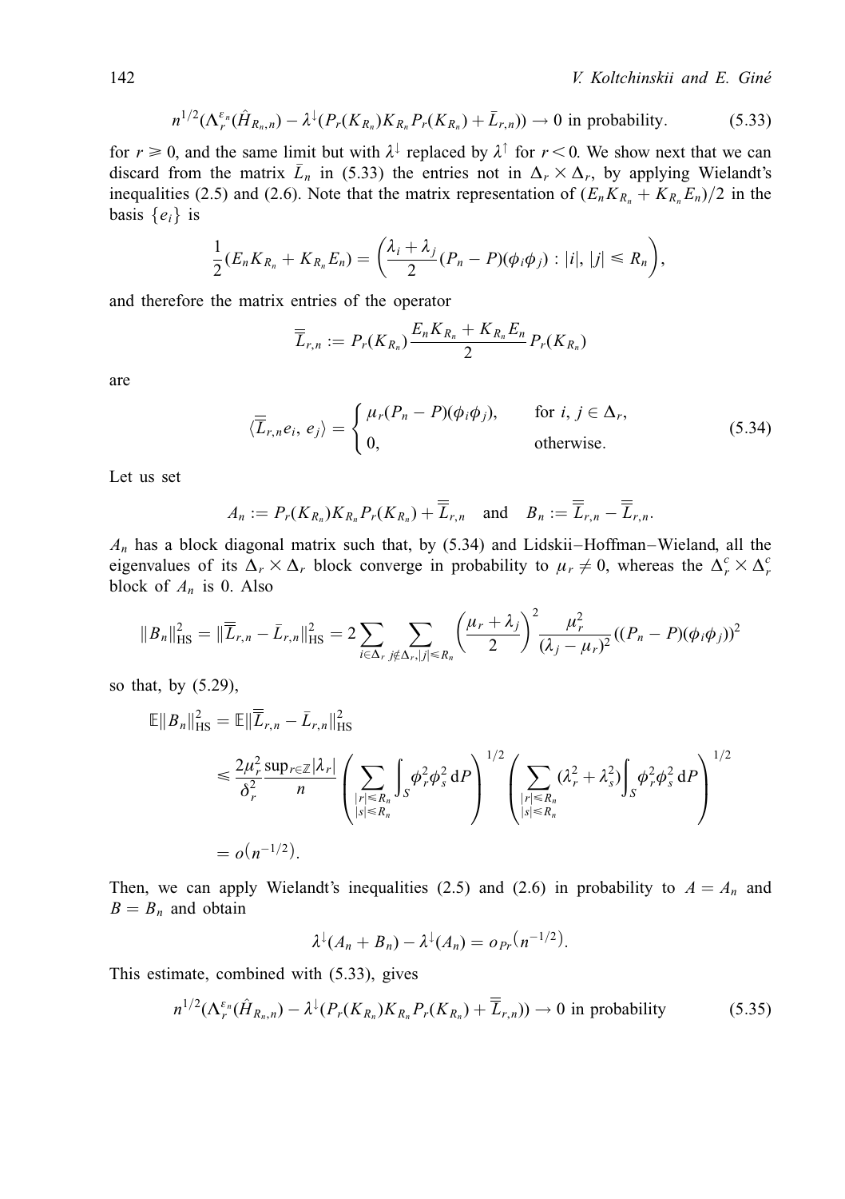$$n^{1/2}(\Lambda_r^{\varepsilon_n}(\hat{H}_{R_n,n}) - \lambda^{\downarrow}(P_r(K_{R_n})K_{R_n}P_r(K_{R_n}) + \bar{L}_{r,n})) \to 0 \text{ in probability.} \tag{5.33}$$

for $r \geqslant 0$, and the same limit but with $\lambda^{\downarrow}$ replaced by $\lambda^{\uparrow}$ for $r < 0$. We show next that we can discard from the matrix $\bar{L}_n$ in (5.33) the entries not in $\Delta_r \times \Delta_r$, by applying Wielandt's inequalities (2.5) and (2.6). Note that the matrix representation of $(E_n K_{R_n} + K_{R_n} E_n)/2$ in the basis $\{e_i\}$ is

$$\frac{1}{2}(E_n K_{R_n} + K_{R_n} E_n) = \left(\frac{\lambda_i + \lambda_j}{2}(P_n - P)(\phi_i \phi_j) : |i|, |j| \leqslant R_n\right),$$

and therefore the matrix entries of the operator

$$\overline{\overline{L}}_{r,n} := P_r(K_{R_n}) \frac{E_n K_{R_n} + K_{R_n} E_n}{2} P_r(K_{R_n})$$

are

$$\langle \overline{\overline{L}}_{r,n} e_i, e_j \rangle = \begin{cases} \mu_r (P_n - P)(\phi_i \phi_j), & \text{for } i, j \in \Delta_r, \\ 0, & \text{otherwise.} \end{cases} \tag{5.34}$$

Let us set

$$A_n := P_r(K_{R_n}) K_{R_n} P_r(K_{R_n}) + \overline{\overline{L}}_{r,n} \quad \text{and} \quad B_n := \overline{\overline{L}}_{r,n} - \overline{\overline{L}}_{r,n}.$$

$A_n$ has a block diagonal matrix such that, by (5.34) and Lidskii–Hoffman–Wieland, all the eigenvalues of its $\Delta_r \times \Delta_r$ block converge in probability to $\mu_r \neq 0$, whereas the $\Delta_r^c \times \Delta_r^c$ block of $A_n$ is 0. Also

$$\|B_n\|_{\text{HS}}^2 = \|\overline{\overline{L}}_{r,n} - \bar{L}_{r,n}\|_{\text{HS}}^2 = 2 \sum_{i \in \Delta_r} \sum_{j \notin \Delta_r, |j| \leqslant R_n} \left(\frac{\mu_r + \lambda_j}{2}\right)^2 \frac{\mu_r^2}{(\lambda_j - \mu_r)^2} ((P_n - P)(\phi_i \phi_j))^2$$

so that, by (5.29),

$$\begin{aligned}
\mathbb{E}\|B_n\|_{\text{HS}}^2 &= \mathbb{E}\|\overline{\overline{L}}_{r,n} - \bar{L}_{r,n}\|_{\text{HS}}^2 \\
&\leqslant \frac{2\mu_r^2}{\delta_r^2} \frac{\sup_{r \in \mathbb{Z}} |\lambda_r|}{n} \left( \sum_{\substack{|r| \leqslant R_n \\ |s| \leqslant R_n}} \int_S \phi_r^2 \phi_s^2 \, dP \right)^{1/2} \left( \sum_{\substack{|r| \leqslant R_n \\ |s| \leqslant R_n}} (\lambda_r^2 + \lambda_s^2) \int_S \phi_r^2 \phi_s^2 \, dP \right)^{1/2} \\
&= o(n^{-1/2}).
\end{aligned}$$

Then, we can apply Wielandt's inequalities (2.5) and (2.6) in probability to $A = A_n$ and $B = B_n$ and obtain

$$\lambda^{\downarrow}(A_n + B_n) - \lambda^{\downarrow}(A_n) = o_{Pr}(n^{-1/2}).$$

This estimate, combined with (5.33), gives

$$n^{1/2}(\Lambda_r^{\varepsilon_n}(\hat{H}_{R_n,n}) - \lambda^{\downarrow}(P_r(K_{R_n})K_{R_n}P_r(K_{R_n}) + \overline{\overline{L}}_{r,n})) \to 0 \text{ in probability} \tag{5.35}$$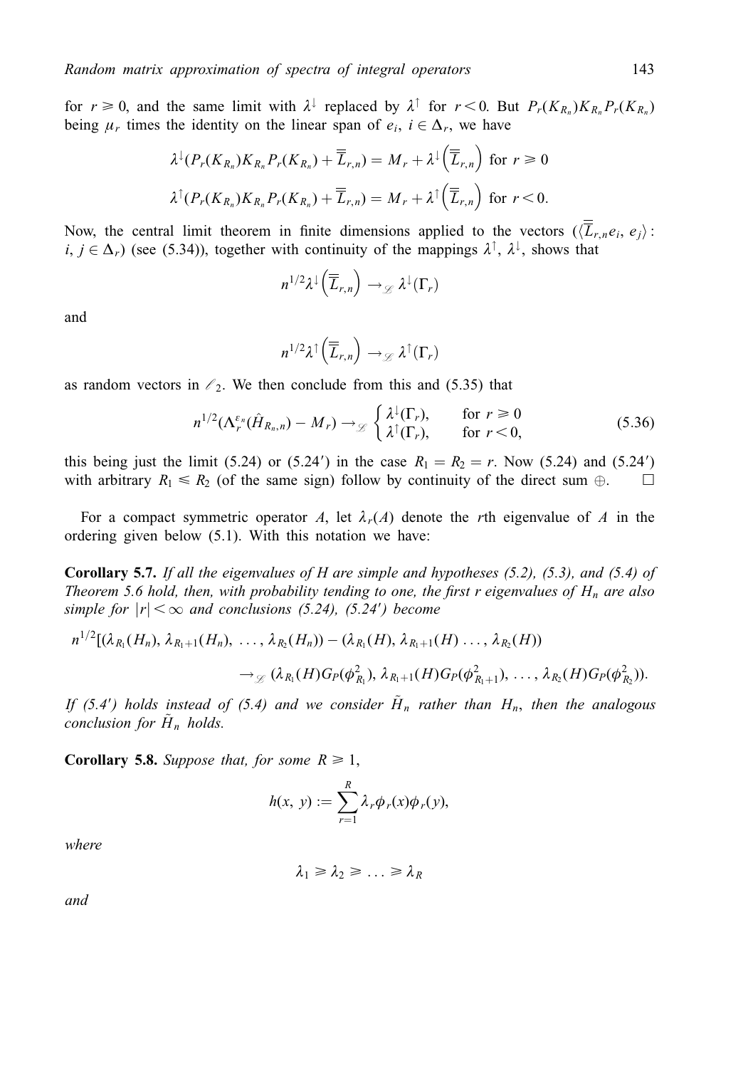for $r \geq 0$, and the same limit with $\lambda^{\downarrow}$ replaced by $\lambda^{\uparrow}$ for $r < 0$. But $P_r(K_{R_n})K_{R_n}P_r(K_{R_n})$ being $\mu_r$ times the identity on the linear span of $e_i$, $i \in \Delta_r$, we have

$$\lambda^{\downarrow}(P_r(K_{R_n})K_{R_n}P_r(K_{R_n}) + \overline{\overline{L}}_{r,n}) = M_r + \lambda^{\downarrow}\left(\overline{\overline{L}}_{r,n}\right) \text{ for } r \geq 0$$

$$\lambda^{\uparrow}(P_r(K_{R_n})K_{R_n}P_r(K_{R_n}) + \overline{\overline{L}}_{r,n}) = M_r + \lambda^{\uparrow}\left(\overline{\overline{L}}_{r,n}\right) \text{ for } r < 0.$$

Now, the central limit theorem in finite dimensions applied to the vectors $(\langle \overline{\overline{L}}_{r,n} e_i, e_j \rangle :$ $i, j \in \Delta_r)$ (see (5.34)), together with continuity of the mappings $\lambda^{\uparrow}$, $\lambda^{\downarrow}$, shows that

$$n^{1/2}\lambda^{\downarrow}\left(\overline{\overline{L}}_{r,n}\right) \to_{\mathscr{L}} \lambda^{\downarrow}(\Gamma_r)$$

and

$$n^{1/2}\lambda^{\uparrow}\left(\overline{\overline{L}}_{r,n}\right) \to_{\mathscr{L}} \lambda^{\uparrow}(\Gamma_r)$$

as random vectors in $\ell_2$. We then conclude from this and (5.35) that

$$n^{1/2}(\Lambda_r^{\varepsilon_n}(\hat{H}_{R_n,n}) - M_r) \to_{\mathscr{L}} \begin{cases} \lambda^{\downarrow}(\Gamma_r), & \text{for } r \geq 0 \\ \lambda^{\uparrow}(\Gamma_r), & \text{for } r < 0, \end{cases} \tag{5.36}$$

this being just the limit (5.24) or (5.24′) in the case $R_1 = R_2 = r$. Now (5.24) and (5.24′) with arbitrary $R_1 \leq R_2$ (of the same sign) follow by continuity of the direct sum $\oplus$. □

For a compact symmetric operator $A$, let $\lambda_r(A)$ denote the $r$th eigenvalue of $A$ in the ordering given below (5.1). With this notation we have:

**Corollary 5.7.** *If all the eigenvalues of $H$ are simple and hypotheses (5.2), (5.3), and (5.4) of Theorem 5.6 hold, then, with probability tending to one, the first $r$ eigenvalues of $H_n$ are also simple for $|r| < \infty$ and conclusions (5.24), (5.24′) become*

$$n^{1/2}[(\lambda_{R_1}(H_n), \lambda_{R_1+1}(H_n), \ldots, \lambda_{R_2}(H_n)) - (\lambda_{R_1}(H), \lambda_{R_1+1}(H) \ldots, \lambda_{R_2}(H))$$
$$\to_{\mathscr{L}} (\lambda_{R_1}(H)G_P(\phi_{R_1}^2), \lambda_{R_1+1}(H)G_P(\phi_{R_1+1}^2), \ldots, \lambda_{R_2}(H)G_P(\phi_{R_2}^2)).$$

*If (5.4′) holds instead of (5.4) and we consider $\tilde{H}_n$ rather than $H_n$, then the analogous conclusion for $\tilde{H}_n$ holds.*

**Corollary 5.8.** *Suppose that, for some $R \geq 1$,*

$$h(x, y) := \sum_{r=1}^{R} \lambda_r \phi_r(x)\phi_r(y),$$

*where*

$$\lambda_1 \geq \lambda_2 \geq \ldots \geq \lambda_R$$

*and*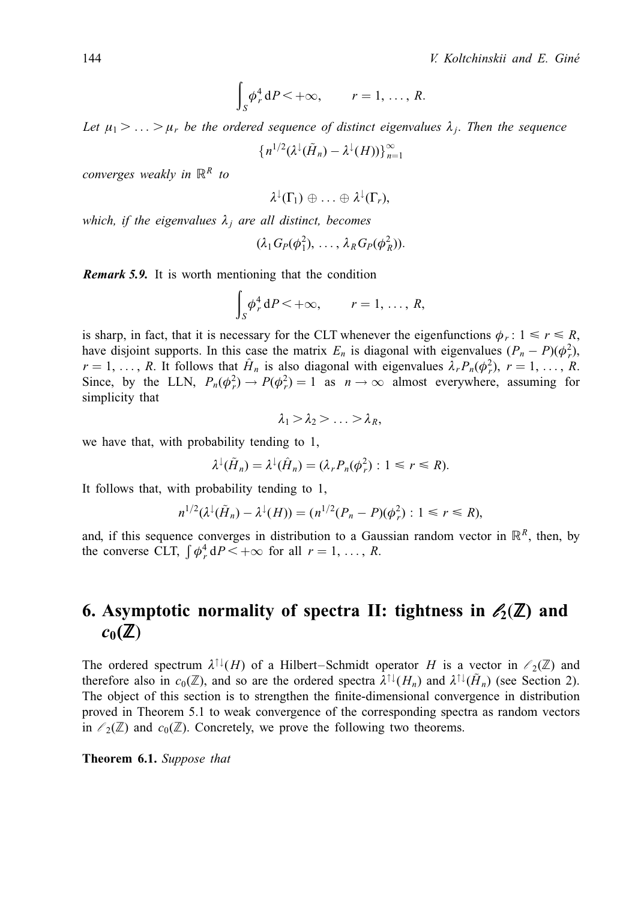$$\int_S \phi_r^4 \,\mathrm{d}P < +\infty, \qquad r = 1, \ldots, R.$$

*Let $\mu_1 > \ldots > \mu_r$ be the ordered sequence of distinct eigenvalues $\lambda_j$. Then the sequence*

$$\{n^{1/2}(\lambda^{\downarrow}(\tilde{H}_n) - \lambda^{\downarrow}(H))\}_{n=1}^{\infty}$$

*converges weakly in $\mathbb{R}^R$ to*

$$\lambda^{\downarrow}(\Gamma_1) \oplus \ldots \oplus \lambda^{\downarrow}(\Gamma_r),$$

*which, if the eigenvalues $\lambda_j$ are all distinct, becomes*

$$(\lambda_1 G_P(\phi_1^2), \ldots, \lambda_R G_P(\phi_R^2)).$$

***Remark 5.9.*** It is worth mentioning that the condition

$$\int_S \phi_r^4 \,\mathrm{d}P < +\infty, \qquad r = 1, \ldots, R,$$

is sharp, in fact, that it is necessary for the CLT whenever the eigenfunctions $\phi_r : 1 \leqslant r \leqslant R$, have disjoint supports. In this case the matrix $E_n$ is diagonal with eigenvalues $(P_n - P)(\phi_r^2)$, $r = 1, \ldots, R$. It follows that $\hat{H}_n$ is also diagonal with eigenvalues $\lambda_r P_n(\phi_r^2)$, $r = 1, \ldots, R$. Since, by the LLN, $P_n(\phi_r^2) \to P(\phi_r^2) = 1$ as $n \to \infty$ almost everywhere, assuming for simplicity that

$$\lambda_1 > \lambda_2 > \ldots > \lambda_R,$$

we have that, with probability tending to 1,

$$\lambda^{\downarrow}(\tilde{H}_n) = \lambda^{\downarrow}(\hat{H}_n) = (\lambda_r P_n(\phi_r^2) : 1 \leqslant r \leqslant R).$$

It follows that, with probability tending to 1,

$$n^{1/2}(\lambda^{\downarrow}(\tilde{H}_n) - \lambda^{\downarrow}(H)) = (n^{1/2}(P_n - P)(\phi_r^2) : 1 \leqslant r \leqslant R),$$

and, if this sequence converges in distribution to a Gaussian random vector in $\mathbb{R}^R$, then, by the converse CLT, $\int \phi_r^4 \,\mathrm{d}P < +\infty$ for all $r = 1, \ldots, R$.

## 6. Asymptotic normality of spectra II: tightness in $\ell_2(\mathbb{Z})$ and $c_0(\mathbb{Z})$

The ordered spectrum $\lambda^{\uparrow\downarrow}(H)$ of a Hilbert–Schmidt operator $H$ is a vector in $\ell_2(\mathbb{Z})$ and therefore also in $c_0(\mathbb{Z})$, and so are the ordered spectra $\lambda^{\uparrow\downarrow}(H_n)$ and $\lambda^{\uparrow\downarrow}(\tilde{H}_n)$ (see Section 2). The object of this section is to strengthen the finite-dimensional convergence in distribution proved in Theorem 5.1 to weak convergence of the corresponding spectra as random vectors in $\ell_2(\mathbb{Z})$ and $c_0(\mathbb{Z})$. Concretely, we prove the following two theorems.

**Theorem 6.1.** *Suppose that*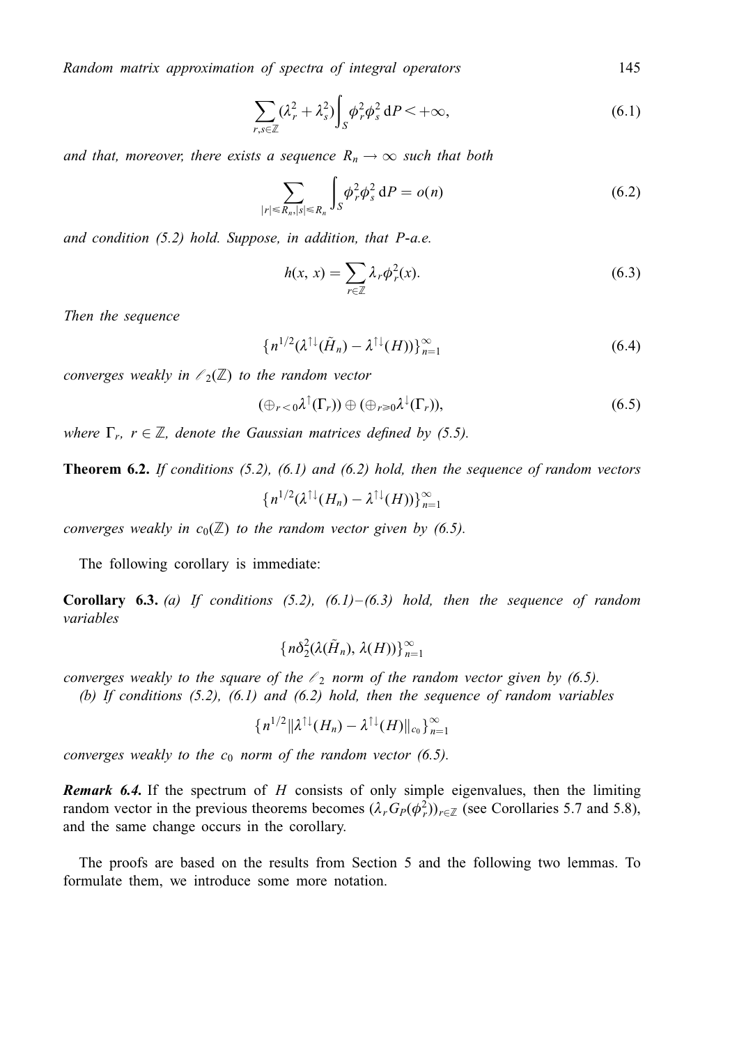$$\sum_{r,s\in\mathbb{Z}}(\lambda_r^2+\lambda_s^2)\int_S \phi_r^2\phi_s^2\,\mathrm{d}P<+\infty, \tag{6.1}$$

*and that, moreover, there exists a sequence $R_n \to \infty$ such that both*

$$\sum_{|r|\leqslant R_n, |s|\leqslant R_n}\int_S \phi_r^2\phi_s^2\,\mathrm{d}P = o(n) \tag{6.2}$$

*and condition (5.2) hold. Suppose, in addition, that P-a.e.*

$$h(x,\, x) = \sum_{r\in\mathbb{Z}}\lambda_r\phi_r^2(x). \tag{6.3}$$

*Then the sequence*

$$\{n^{1/2}(\lambda^{\uparrow\downarrow}(\tilde{H}_n) - \lambda^{\uparrow\downarrow}(H))\}_{n=1}^{\infty} \tag{6.4}$$

*converges weakly in $\ell_2(\mathbb{Z})$ to the random vector*

$$(\oplus_{r<0}\lambda^{\uparrow}(\Gamma_r))\oplus(\oplus_{r\geqslant 0}\lambda^{\downarrow}(\Gamma_r)), \tag{6.5}$$

*where $\Gamma_r$, $r\in\mathbb{Z}$, denote the Gaussian matrices defined by (5.5).*

**Theorem 6.2.** *If conditions (5.2), (6.1) and (6.2) hold, then the sequence of random vectors*

$$\{n^{1/2}(\lambda^{\uparrow\downarrow}(H_n) - \lambda^{\uparrow\downarrow}(H))\}_{n=1}^{\infty}$$

*converges weakly in $c_0(\mathbb{Z})$ to the random vector given by (6.5).*

The following corollary is immediate:

**Corollary 6.3.** *(a) If conditions (5.2), (6.1)–(6.3) hold, then the sequence of random variables*

$$\{n\delta_2^2(\lambda(\tilde{H}_n),\, \lambda(H))\}_{n=1}^{\infty}$$

*converges weakly to the square of the $\ell_2$ norm of the random vector given by (6.5).*

*(b) If conditions (5.2), (6.1) and (6.2) hold, then the sequence of random variables*

$$\{n^{1/2}\|\lambda^{\uparrow\downarrow}(H_n) - \lambda^{\uparrow\downarrow}(H)\|_{c_0}\}_{n=1}^{\infty}$$

*converges weakly to the $c_0$ norm of the random vector (6.5).*

***Remark 6.4.*** If the spectrum of $H$ consists of only simple eigenvalues, then the limiting random vector in the previous theorems becomes $(\lambda_r G_P(\phi_r^2))_{r\in\mathbb{Z}}$ (see Corollaries 5.7 and 5.8), and the same change occurs in the corollary.

The proofs are based on the results from Section 5 and the following two lemmas. To formulate them, we introduce some more notation.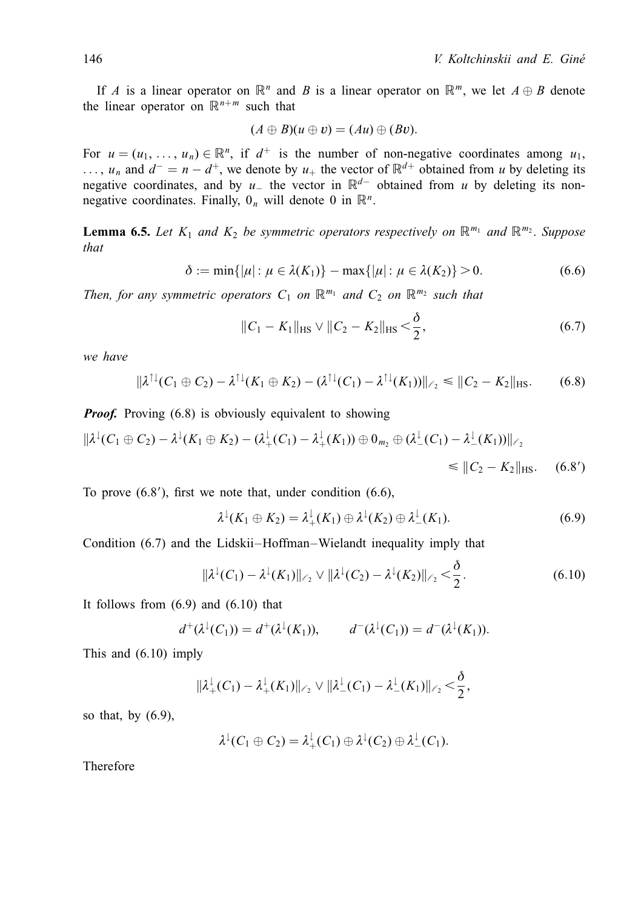If $A$ is a linear operator on $\mathbb{R}^n$ and $B$ is a linear operator on $\mathbb{R}^m$, we let $A \oplus B$ denote the linear operator on $\mathbb{R}^{n+m}$ such that

$$(A \oplus B)(u \oplus v) = (Au) \oplus (Bv).$$

For $u = (u_1, \ldots, u_n) \in \mathbb{R}^n$, if $d^+$ is the number of non-negative coordinates among $u_1, \ldots, u_n$ and $d^- = n - d^+$, we denote by $u_+$ the vector of $\mathbb{R}^{d+}$ obtained from $u$ by deleting its negative coordinates, and by $u_-$ the vector in $\mathbb{R}^{d-}$ obtained from $u$ by deleting its non-negative coordinates. Finally, $0_n$ will denote 0 in $\mathbb{R}^n$.

**Lemma 6.5.** *Let $K_1$ and $K_2$ be symmetric operators respectively on $\mathbb{R}^{m_1}$ and $\mathbb{R}^{m_2}$. Suppose that*

$$\delta := \min\{|\mu| : \mu \in \lambda(K_1)\} - \max\{|\mu| : \mu \in \lambda(K_2)\} > 0. \tag{6.6}$$

*Then, for any symmetric operators $C_1$ on $\mathbb{R}^{m_1}$ and $C_2$ on $\mathbb{R}^{m_2}$ such that*

$$\|C_1 - K_1\|_{\mathrm{HS}} \vee \|C_2 - K_2\|_{\mathrm{HS}} < \frac{\delta}{2}, \tag{6.7}$$

*we have*

$$\|\lambda^{\uparrow\downarrow}(C_1 \oplus C_2) - \lambda^{\uparrow\downarrow}(K_1 \oplus K_2) - (\lambda^{\uparrow\downarrow}(C_1) - \lambda^{\uparrow\downarrow}(K_1))\|_{\ell_2} \leqslant \|C_2 - K_2\|_{\mathrm{HS}}. \tag{6.8}$$

***Proof.*** Proving (6.8) is obviously equivalent to showing

$$\|\lambda^{\downarrow}(C_1 \oplus C_2) - \lambda^{\downarrow}(K_1 \oplus K_2) - (\lambda^{\downarrow}_+(C_1) - \lambda^{\downarrow}_+(K_1)) \oplus 0_{m_2} \oplus (\lambda^{\downarrow}_-(C_1) - \lambda^{\downarrow}_-(K_1))\|_{\ell_2} \leqslant \|C_2 - K_2\|_{\mathrm{HS}}. \tag{6.8$'$}$$

To prove (6.8$'$), first we note that, under condition (6.6),

$$\lambda^{\downarrow}(K_1 \oplus K_2) = \lambda^{\downarrow}_+(K_1) \oplus \lambda^{\downarrow}(K_2) \oplus \lambda^{\downarrow}_-(K_1). \tag{6.9}$$

Condition (6.7) and the Lidskii–Hoffman–Wielandt inequality imply that

$$\|\lambda^{\downarrow}(C_1) - \lambda^{\downarrow}(K_1)\|_{\ell_2} \vee \|\lambda^{\downarrow}(C_2) - \lambda^{\downarrow}(K_2)\|_{\ell_2} < \frac{\delta}{2}. \tag{6.10}$$

It follows from (6.9) and (6.10) that

$$d^+(\lambda^{\downarrow}(C_1)) = d^+(\lambda^{\downarrow}(K_1)), \qquad d^-(\lambda^{\downarrow}(C_1)) = d^-(\lambda^{\downarrow}(K_1)).$$

This and (6.10) imply

$$\|\lambda^{\downarrow}_+(C_1) - \lambda^{\downarrow}_+(K_1)\|_{\ell_2} \vee \|\lambda^{\downarrow}_-(C_1) - \lambda^{\downarrow}_-(K_1)\|_{\ell_2} < \frac{\delta}{2},$$

so that, by (6.9),

$$\lambda^{\downarrow}(C_1 \oplus C_2) = \lambda^{\downarrow}_+(C_1) \oplus \lambda^{\downarrow}(C_2) \oplus \lambda^{\downarrow}_-(C_1).$$

Therefore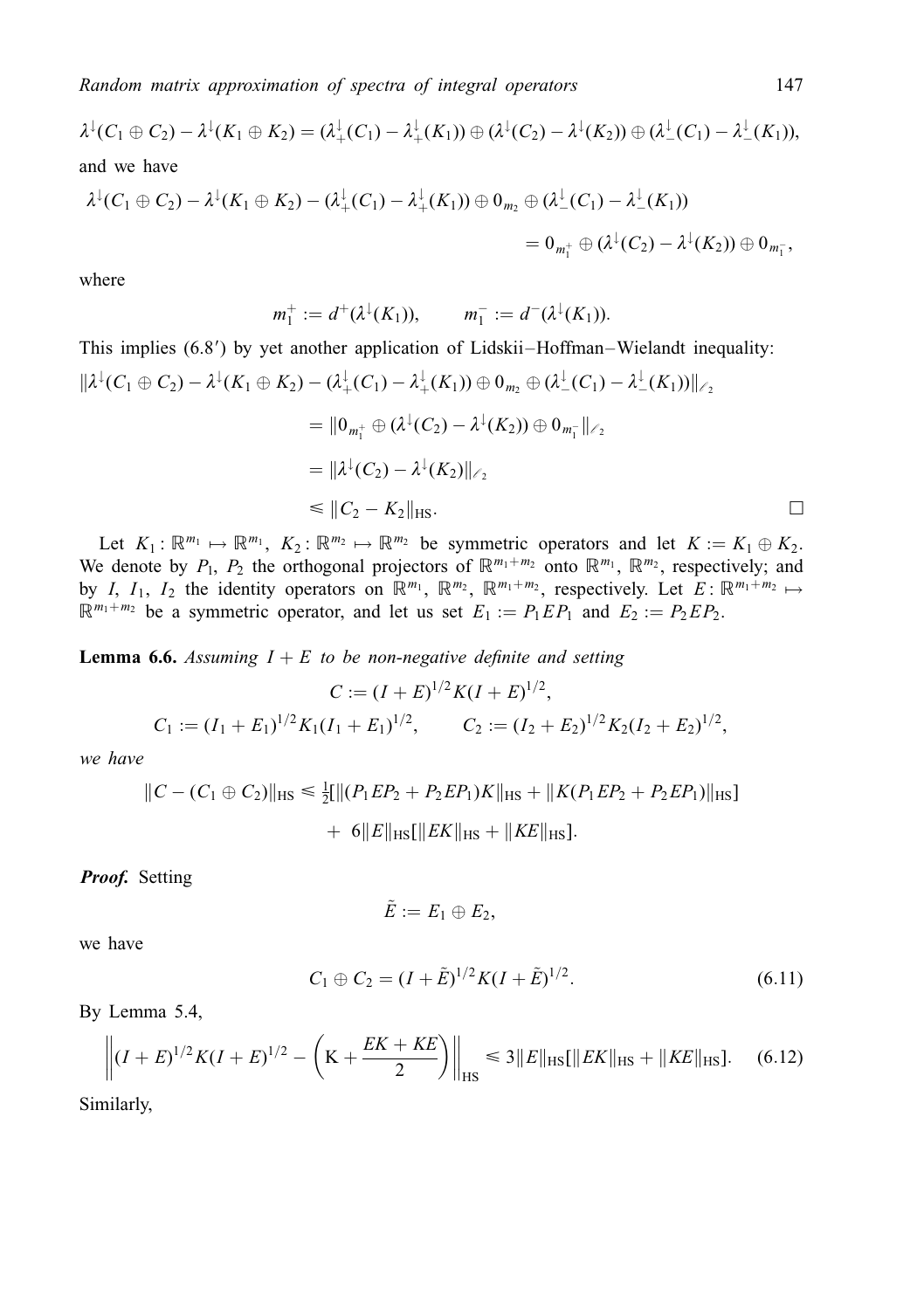$$\lambda^{\downarrow}(C_1 \oplus C_2) - \lambda^{\downarrow}(K_1 \oplus K_2) = (\lambda_+^{\downarrow}(C_1) - \lambda_+^{\downarrow}(K_1)) \oplus (\lambda^{\downarrow}(C_2) - \lambda^{\downarrow}(K_2)) \oplus (\lambda_-^{\downarrow}(C_1) - \lambda_-^{\downarrow}(K_1)),$$

and we have

$$\lambda^{\downarrow}(C_1 \oplus C_2) - \lambda^{\downarrow}(K_1 \oplus K_2) - (\lambda_+^{\downarrow}(C_1) - \lambda_+^{\downarrow}(K_1)) \oplus 0_{m_2} \oplus (\lambda_-^{\downarrow}(C_1) - \lambda_-^{\downarrow}(K_1))$$

$$= 0_{m_1^+} \oplus (\lambda^{\downarrow}(C_2) - \lambda^{\downarrow}(K_2)) \oplus 0_{m_1^-},$$

where

$$m_1^+ := d^+(\lambda^{\downarrow}(K_1)), \qquad m_1^- := d^-(\lambda^{\downarrow}(K_1)).$$

This implies (6.8′) by yet another application of Lidskii–Hoffman–Wielandt inequality:

$$\begin{aligned}
\|\lambda^{\downarrow}(C_1 \oplus C_2) - \lambda^{\downarrow}(K_1 \oplus K_2) - (\lambda_+^{\downarrow}(C_1) - \lambda_+^{\downarrow}(K_1)) \oplus 0_{m_2} \oplus (\lambda_-^{\downarrow}(C_1) - \lambda_-^{\downarrow}(K_1))\|_{\ell_2} \\
= \|0_{m_1^+} \oplus (\lambda^{\downarrow}(C_2) - \lambda^{\downarrow}(K_2)) \oplus 0_{m_1^-}\|_{\ell_2} \\
= \|\lambda^{\downarrow}(C_2) - \lambda^{\downarrow}(K_2)\|_{\ell_2} \\
\leqslant \|C_2 - K_2\|_{\mathrm{HS}}.
\end{aligned}$$

□

Let $K_1 : \mathbb{R}^{m_1} \mapsto \mathbb{R}^{m_1}$, $K_2 : \mathbb{R}^{m_2} \mapsto \mathbb{R}^{m_2}$ be symmetric operators and let $K := K_1 \oplus K_2$. We denote by $P_1$, $P_2$ the orthogonal projectors of $\mathbb{R}^{m_1+m_2}$ onto $\mathbb{R}^{m_1}$, $\mathbb{R}^{m_2}$, respectively; and by $I$, $I_1$, $I_2$ the identity operators on $\mathbb{R}^{m_1}$, $\mathbb{R}^{m_2}$, $\mathbb{R}^{m_1+m_2}$, respectively. Let $E : \mathbb{R}^{m_1+m_2} \mapsto \mathbb{R}^{m_1+m_2}$ be a symmetric operator, and let us set $E_1 := P_1EP_1$ and $E_2 := P_2EP_2$.

**Lemma 6.6.** *Assuming $I + E$ to be non-negative definite and setting*

$$C := (I + E)^{1/2}K(I + E)^{1/2},$$

$$C_1 := (I_1 + E_1)^{1/2}K_1(I_1 + E_1)^{1/2}, \qquad C_2 := (I_2 + E_2)^{1/2}K_2(I_2 + E_2)^{1/2},$$

*we have*

$$\|C - (C_1 \oplus C_2)\|_{\mathrm{HS}} \leqslant \tfrac{1}{2}[\|(P_1EP_2 + P_2EP_1)K\|_{\mathrm{HS}} + \|K(P_1EP_2 + P_2EP_1)\|_{\mathrm{HS}}]$$

$$+\ 6\|E\|_{\mathrm{HS}}[\|EK\|_{\mathrm{HS}} + \|KE\|_{\mathrm{HS}}].$$

***Proof.*** Setting

$$\tilde{E} := E_1 \oplus E_2,$$

we have

$$C_1 \oplus C_2 = (I + \tilde{E})^{1/2}K(I + \tilde{E})^{1/2}. \tag{6.11}$$

By Lemma 5.4,

$$\left\|(I + E)^{1/2}K(I + E)^{1/2} - \left(\mathrm{K} + \frac{EK + KE}{2}\right)\right\|_{\mathrm{HS}} \leqslant 3\|E\|_{\mathrm{HS}}[\|EK\|_{\mathrm{HS}} + \|KE\|_{\mathrm{HS}}]. \tag{6.12}$$

Similarly,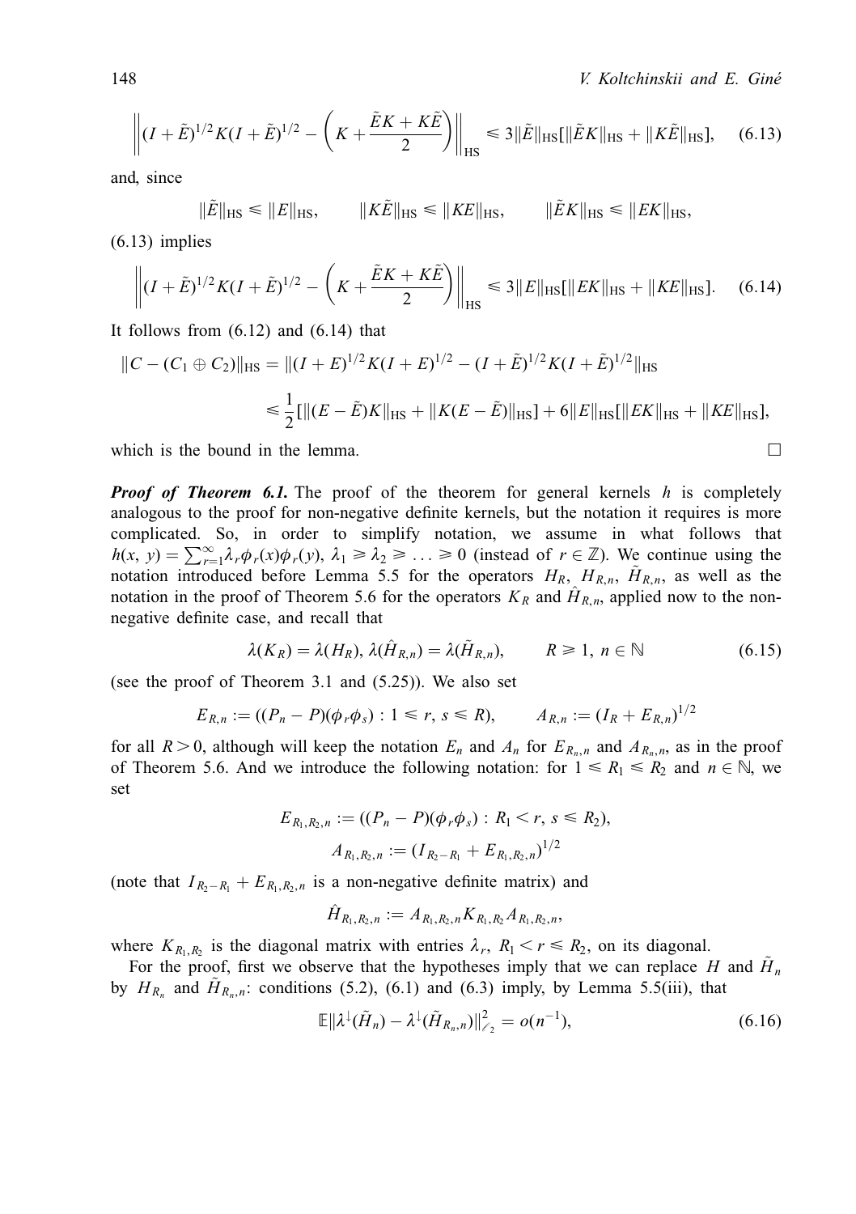$$\left\|(I+\tilde{E})^{1/2}K(I+\tilde{E})^{1/2}-\left(K+\frac{\tilde{E}K+K\tilde{E}}{2}\right)\right\|_{\mathrm{HS}}\leqslant 3\|\tilde{E}\|_{\mathrm{HS}}[\|\tilde{E}K\|_{\mathrm{HS}}+\|K\tilde{E}\|_{\mathrm{HS}}],\qquad(6.13)$$

and, since

$$\|\tilde{E}\|_{\mathrm{HS}}\leqslant\|E\|_{\mathrm{HS}},\qquad\|K\tilde{E}\|_{\mathrm{HS}}\leqslant\|KE\|_{\mathrm{HS}},\qquad\|\tilde{E}K\|_{\mathrm{HS}}\leqslant\|EK\|_{\mathrm{HS}},$$

(6.13) implies

$$\left\|(I+\tilde{E})^{1/2}K(I+\tilde{E})^{1/2}-\left(K+\frac{\tilde{E}K+K\tilde{E}}{2}\right)\right\|_{\mathrm{HS}}\leqslant 3\|E\|_{\mathrm{HS}}[\|EK\|_{\mathrm{HS}}+\|KE\|_{\mathrm{HS}}].\qquad(6.14)$$

It follows from (6.12) and (6.14) that

$$\begin{aligned}\|C-(C_1\oplus C_2)\|_{\mathrm{HS}}&=\|(I+E)^{1/2}K(I+E)^{1/2}-(I+\tilde{E})^{1/2}K(I+\tilde{E})^{1/2}\|_{\mathrm{HS}}\\&\leqslant\frac{1}{2}[\|(E-\tilde{E})K\|_{\mathrm{HS}}+\|K(E-\tilde{E})\|_{\mathrm{HS}}]+6\|E\|_{\mathrm{HS}}[\|EK\|_{\mathrm{HS}}+\|KE\|_{\mathrm{HS}}],\end{aligned}$$

which is the bound in the lemma. □

***Proof of Theorem 6.1.*** The proof of the theorem for general kernels $h$ is completely analogous to the proof for non-negative definite kernels, but the notation it requires is more complicated. So, in order to simplify notation, we assume in what follows that $h(x,y)=\sum_{r=1}^{\infty}\lambda_r\phi_r(x)\phi_r(y)$, $\lambda_1\geqslant\lambda_2\geqslant\ldots\geqslant 0$ (instead of $r\in\mathbb{Z}$). We continue using the notation introduced before Lemma 5.5 for the operators $H_R$, $H_{R,n}$, $\tilde{H}_{R,n}$, as well as the notation in the proof of Theorem 5.6 for the operators $K_R$ and $\hat{H}_{R,n}$, applied now to the non-negative definite case, and recall that

$$\lambda(K_R)=\lambda(H_R),\ \lambda(\hat{H}_{R,n})=\lambda(\tilde{H}_{R,n}),\qquad R\geqslant 1,\ n\in\mathbb{N}\qquad(6.15)$$

(see the proof of Theorem 3.1 and (5.25)). We also set

$$E_{R,n}:=((P_n-P)(\phi_r\phi_s):1\leqslant r,\ s\leqslant R),\qquad A_{R,n}:=(I_R+E_{R,n})^{1/2}$$

for all $R>0$, although will keep the notation $E_n$ and $A_n$ for $E_{R_n,n}$ and $A_{R_n,n}$, as in the proof of Theorem 5.6. And we introduce the following notation: for $1\leqslant R_1\leqslant R_2$ and $n\in\mathbb{N}$, we set

$$E_{R_1,R_2,n}:=((P_n-P)(\phi_r\phi_s):R_1<r,\ s\leqslant R_2),$$

$$A_{R_1,R_2,n}:=(I_{R_2-R_1}+E_{R_1,R_2,n})^{1/2}$$

(note that $I_{R_2-R_1}+E_{R_1,R_2,n}$ is a non-negative definite matrix) and

$$\hat{H}_{R_1,R_2,n}:=A_{R_1,R_2,n}K_{R_1,R_2}A_{R_1,R_2,n},$$

where $K_{R_1,R_2}$ is the diagonal matrix with entries $\lambda_r$, $R_1<r\leqslant R_2$, on its diagonal.

For the proof, first we observe that the hypotheses imply that we can replace $H$ and $\tilde{H}_n$ by $H_{R_n}$ and $\tilde{H}_{R_n,n}$: conditions (5.2), (6.1) and (6.3) imply, by Lemma 5.5(iii), that

$$\mathbb{E}\|\lambda^{\downarrow}(\tilde{H}_n)-\lambda^{\downarrow}(\tilde{H}_{R_n,n})\|_{\ell_2}^2=o(n^{-1}),\qquad(6.16)$$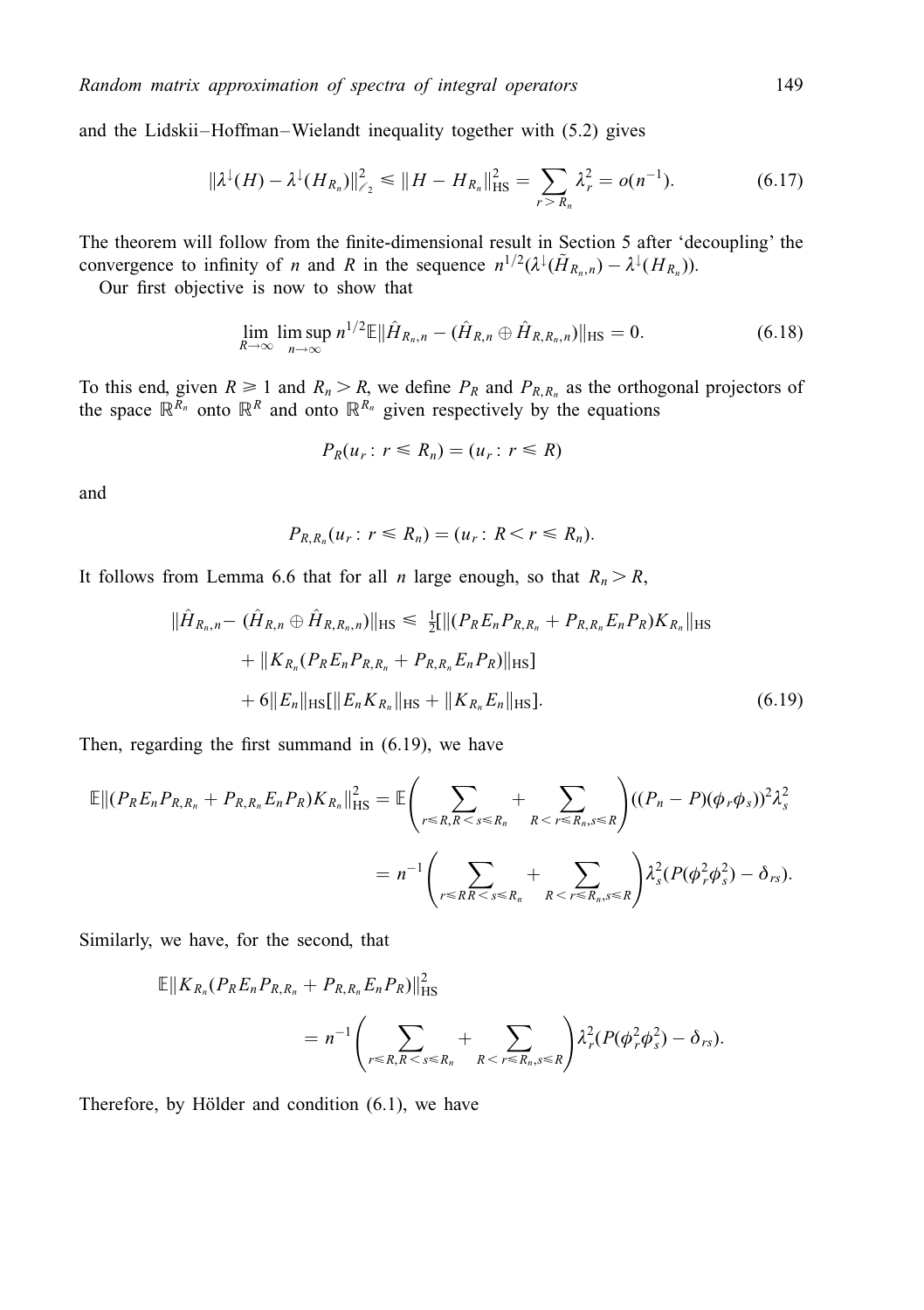and the Lidskii–Hoffman–Wielandt inequality together with (5.2) gives

$$\|\lambda^{\downarrow}(H) - \lambda^{\downarrow}(H_{R_n})\|_{\ell_2}^2 \leqslant \|H - H_{R_n}\|_{\mathrm{HS}}^2 = \sum_{r > R_n} \lambda_r^2 = o(n^{-1}). \tag{6.17}$$

The theorem will follow from the finite-dimensional result in Section 5 after 'decoupling' the convergence to infinity of $n$ and $R$ in the sequence $n^{1/2}(\lambda^{\downarrow}(\tilde{H}_{R_n,n}) - \lambda^{\downarrow}(H_{R_n}))$.

Our first objective is now to show that

$$\lim_{R\to\infty} \limsup_{n\to\infty} n^{1/2}\mathbb{E}\|\hat{H}_{R_n,n} - (\hat{H}_{R,n} \oplus \hat{H}_{R,R_n,n})\|_{\mathrm{HS}} = 0. \tag{6.18}$$

To this end, given $R \geqslant 1$ and $R_n > R$, we define $P_R$ and $P_{R,R_n}$ as the orthogonal projectors of the space $\mathbb{R}^{R_n}$ onto $\mathbb{R}^R$ and onto $\mathbb{R}^{R_n}$ given respectively by the equations

$$P_R(u_r : r \leqslant R_n) = (u_r : r \leqslant R)$$

and

$$P_{R,R_n}(u_r : r \leqslant R_n) = (u_r : R < r \leqslant R_n).$$

It follows from Lemma 6.6 that for all $n$ large enough, so that $R_n > R$,

$$\begin{aligned}
\|\hat{H}_{R_n,n} - (\hat{H}_{R,n} \oplus \hat{H}_{R,R_n,n})\|_{\mathrm{HS}} &\leqslant \tfrac{1}{2}[\|(P_R E_n P_{R,R_n} + P_{R,R_n} E_n P_R) K_{R_n}\|_{\mathrm{HS}} \\
&\quad + \|K_{R_n}(P_R E_n P_{R,R_n} + P_{R,R_n} E_n P_R)\|_{\mathrm{HS}}] \\
&\quad + 6\|E_n\|_{\mathrm{HS}}[\|E_n K_{R_n}\|_{\mathrm{HS}} + \|K_{R_n} E_n\|_{\mathrm{HS}}].
\end{aligned} \tag{6.19}$$

Then, regarding the first summand in (6.19), we have

$$\begin{aligned}
\mathbb{E}\|(P_R E_n P_{R,R_n} + P_{R,R_n} E_n P_R) K_{R_n}\|_{\mathrm{HS}}^2 &= \mathbb{E}\left(\sum_{r\leqslant R, R < s \leqslant R_n} + \sum_{R < r \leqslant R_n, s \leqslant R}\right)((P_n - P)(\phi_r \phi_s))^2 \lambda_s^2 \\
&= n^{-1}\left(\sum_{r\leqslant R R < s \leqslant R_n} + \sum_{R < r \leqslant R_n, s \leqslant R}\right)\lambda_s^2 (P(\phi_r^2 \phi_s^2) - \delta_{rs}).
\end{aligned}$$

Similarly, we have, for the second, that

$$\begin{aligned}
&\mathbb{E}\|K_{R_n}(P_R E_n P_{R,R_n} + P_{R,R_n} E_n P_R)\|_{\mathrm{HS}}^2 \\
&\qquad = n^{-1}\left(\sum_{r\leqslant R, R < s \leqslant R_n} + \sum_{R < r \leqslant R_n, s \leqslant R}\right)\lambda_r^2 (P(\phi_r^2 \phi_s^2) - \delta_{rs}).
\end{aligned}$$

Therefore, by Hölder and condition (6.1), we have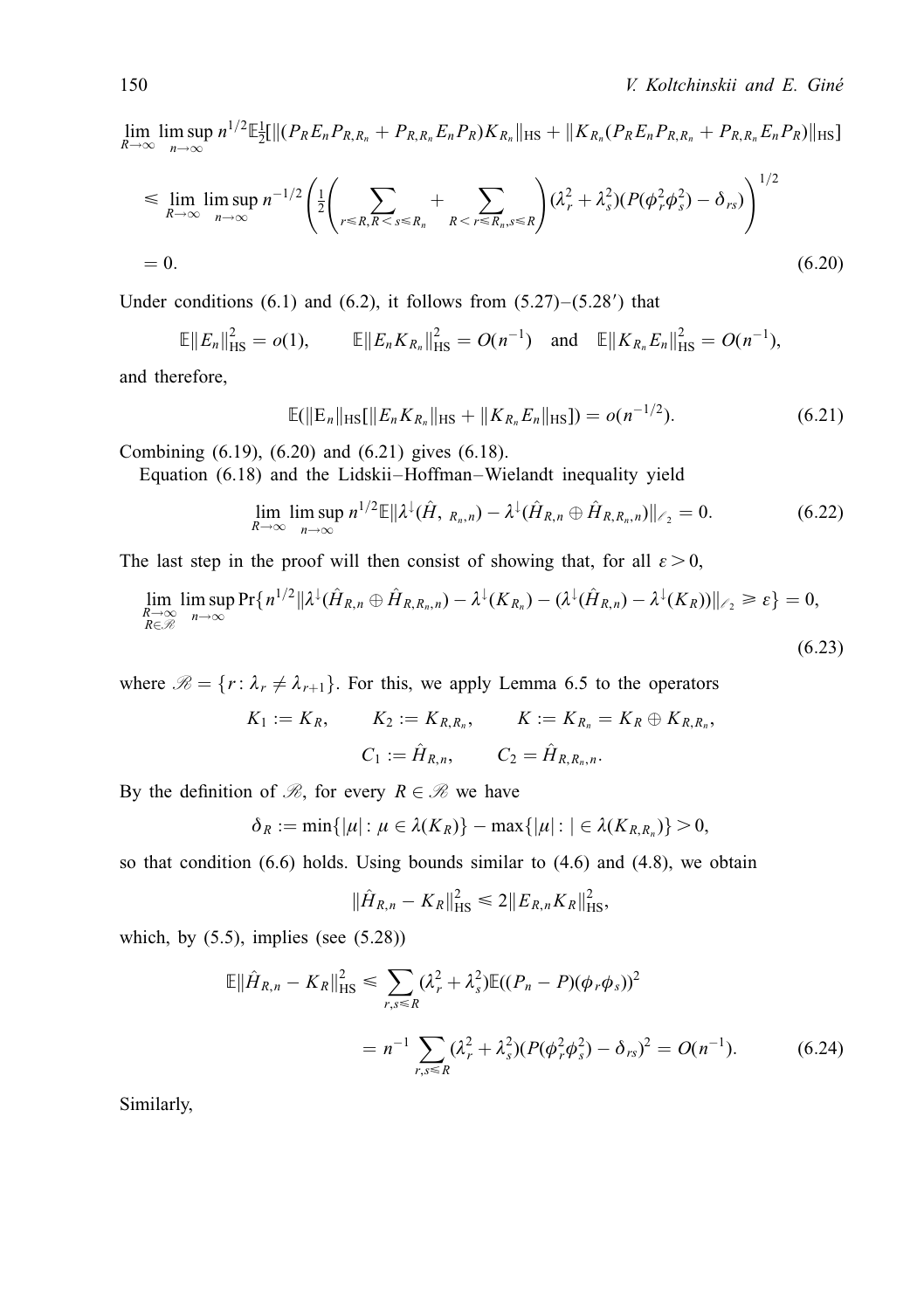$$\lim_{R\to\infty}\limsup_{n\to\infty} n^{1/2}\mathbb{E}\tfrac{1}{2}[\|(P_R E_n P_{R,R_n} + P_{R,R_n} E_n P_R)K_{R_n}\|_{\mathrm{HS}} + \|K_{R_n}(P_R E_n P_{R,R_n} + P_{R,R_n} E_n P_R)\|_{\mathrm{HS}}]$$

$$\leqslant \lim_{R\to\infty}\limsup_{n\to\infty} n^{-1/2}\left(\frac{1}{2}\left(\sum_{r\leqslant R, R<s\leqslant R_n} + \sum_{R<r\leqslant R_n, s\leqslant R}\right)(\lambda_r^2+\lambda_s^2)(P(\phi_r^2\phi_s^2)-\delta_{rs})\right)^{1/2}$$

$$= 0. \tag{6.20}$$

Under conditions (6.1) and (6.2), it follows from (5.27)–(5.28′) that

$$\mathbb{E}\|E_n\|_{\mathrm{HS}}^2 = o(1), \qquad \mathbb{E}\|E_n K_{R_n}\|_{\mathrm{HS}}^2 = O(n^{-1}) \quad \text{and} \quad \mathbb{E}\|K_{R_n} E_n\|_{\mathrm{HS}}^2 = O(n^{-1}),$$

and therefore,

$$\mathbb{E}(\|\mathrm{E}_n\|_{\mathrm{HS}}[\|E_n K_{R_n}\|_{\mathrm{HS}} + \|K_{R_n} E_n\|_{\mathrm{HS}}]) = o(n^{-1/2}). \tag{6.21}$$

Combining (6.19), (6.20) and (6.21) gives (6.18).

Equation (6.18) and the Lidskii–Hoffman–Wielandt inequality yield

$$\lim_{R\to\infty}\limsup_{n\to\infty} n^{1/2}\mathbb{E}\|\lambda^{\downarrow}(\hat{H}, {}_{R_n,n}) - \lambda^{\downarrow}(\hat{H}_{R,n}\oplus\hat{H}_{R,R_n,n})\|_{\ell_2} = 0. \tag{6.22}$$

The last step in the proof will then consist of showing that, for all $\varepsilon > 0$,

$$\lim_{\substack{R\to\infty\\ R\in\mathscr{R}}}\limsup_{n\to\infty}\Pr\{n^{1/2}\|\lambda^{\downarrow}(\hat{H}_{R,n}\oplus\hat{H}_{R,R_n,n}) - \lambda^{\downarrow}(K_{R_n}) - (\lambda^{\downarrow}(\hat{H}_{R,n}) - \lambda^{\downarrow}(K_R))\|_{\ell_2} \geqslant \varepsilon\} = 0, \tag{6.23}$$

where $\mathscr{R} = \{r : \lambda_r \neq \lambda_{r+1}\}$. For this, we apply Lemma 6.5 to the operators

$$K_1 := K_R, \qquad K_2 := K_{R,R_n}, \qquad K := K_{R_n} = K_R \oplus K_{R,R_n},$$

$$C_1 := \hat{H}_{R,n}, \qquad C_2 = \hat{H}_{R,R_n,n}.$$

By the definition of $\mathscr{R}$, for every $R \in \mathscr{R}$ we have

$$\delta_R := \min\{|\mu| : \mu \in \lambda(K_R)\} - \max\{|\mu| : | \in \lambda(K_{R,R_n})\} > 0,$$

so that condition (6.6) holds. Using bounds similar to (4.6) and (4.8), we obtain

$$\|\hat{H}_{R,n} - K_R\|_{\mathrm{HS}}^2 \leqslant 2\|E_{R,n}K_R\|_{\mathrm{HS}}^2,$$

which, by (5.5), implies (see (5.28))

$$\mathbb{E}\|\hat{H}_{R,n} - K_R\|_{\mathrm{HS}}^2 \leqslant \sum_{r,s\leqslant R}(\lambda_r^2+\lambda_s^2)\mathbb{E}((P_n - P)(\phi_r\phi_s))^2$$

$$= n^{-1}\sum_{r,s\leqslant R}(\lambda_r^2+\lambda_s^2)(P(\phi_r^2\phi_s^2)-\delta_{rs})^2 = O(n^{-1}). \tag{6.24}$$

Similarly,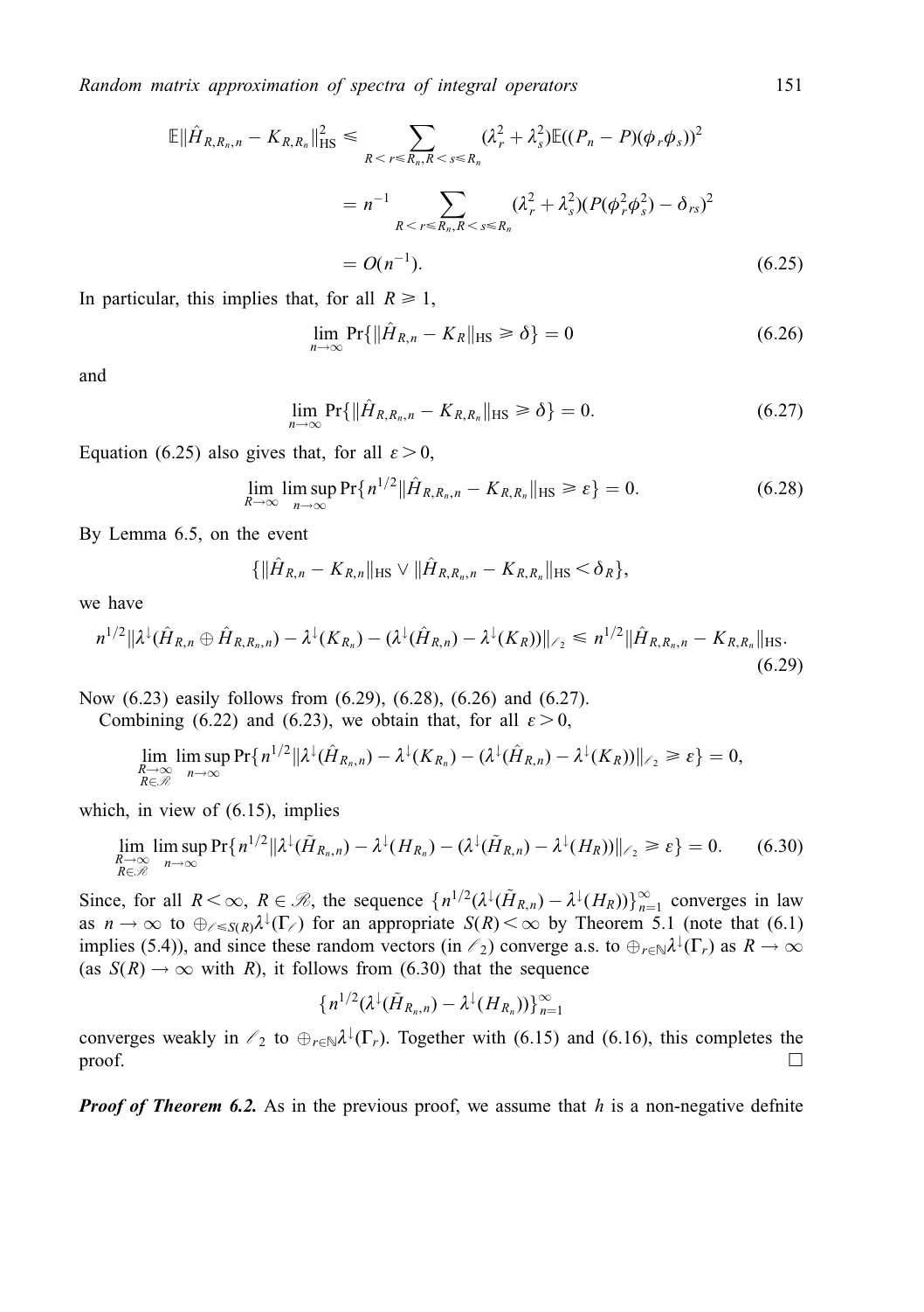$$
\begin{aligned}
\mathbb{E}\|\hat{H}_{R,R_n,n} - K_{R,R_n}\|_{\mathrm{HS}}^2 &\leqslant \sum_{R<r\leqslant R_n, R<s\leqslant R_n} (\lambda_r^2 + \lambda_s^2)\mathbb{E}((P_n - P)(\phi_r\phi_s))^2 \\
&= n^{-1} \sum_{R<r\leqslant R_n, R<s\leqslant R_n} (\lambda_r^2 + \lambda_s^2)(P(\phi_r^2\phi_s^2) - \delta_{rs})^2 \\
&= O(n^{-1}).
\end{aligned}
\tag{6.25}
$$

In particular, this implies that, for all $R \geqslant 1$,

$$
\lim_{n\to\infty} \Pr\{\|\hat{H}_{R,n} - K_R\|_{\mathrm{HS}} \geqslant \delta\} = 0 \tag{6.26}
$$

and

$$
\lim_{n\to\infty} \Pr\{\|\hat{H}_{R,R_n,n} - K_{R,R_n}\|_{\mathrm{HS}} \geqslant \delta\} = 0. \tag{6.27}
$$

Equation (6.25) also gives that, for all $\varepsilon > 0$,

$$
\lim_{R\to\infty} \limsup_{n\to\infty} \Pr\{n^{1/2}\|\hat{H}_{R,R_n,n} - K_{R,R_n}\|_{\mathrm{HS}} \geqslant \varepsilon\} = 0. \tag{6.28}
$$

By Lemma 6.5, on the event

$$
\{\|\hat{H}_{R,n} - K_{R,n}\|_{\mathrm{HS}} \vee \|\hat{H}_{R,R_n,n} - K_{R,R_n}\|_{\mathrm{HS}} < \delta_R\},
$$

we have

$$
n^{1/2}\|\lambda^{\downarrow}(\hat{H}_{R,n} \oplus \hat{H}_{R,R_n,n}) - \lambda^{\downarrow}(K_{R_n}) - (\lambda^{\downarrow}(\hat{H}_{R,n}) - \lambda^{\downarrow}(K_R))\|_{\ell_2} \leqslant n^{1/2}\|\hat{H}_{R,R_n,n} - K_{R,R_n}\|_{\mathrm{HS}}. \tag{6.29}
$$

Now (6.23) easily follows from (6.29), (6.28), (6.26) and (6.27).

Combining (6.22) and (6.23), we obtain that, for all $\varepsilon > 0$,

$$
\lim_{\substack{R\to\infty \\ R\in\mathscr{R}}} \limsup_{n\to\infty} \Pr\{n^{1/2}\|\lambda^{\downarrow}(\hat{H}_{R_n,n}) - \lambda^{\downarrow}(K_{R_n}) - (\lambda^{\downarrow}(\hat{H}_{R,n}) - \lambda^{\downarrow}(K_R))\|_{\ell_2} \geqslant \varepsilon\} = 0,
$$

which, in view of (6.15), implies

$$
\lim_{\substack{R\to\infty \\ R\in\mathscr{R}}} \limsup_{n\to\infty} \Pr\{n^{1/2}\|\lambda^{\downarrow}(\tilde{H}_{R_n,n}) - \lambda^{\downarrow}(H_{R_n}) - (\lambda^{\downarrow}(\tilde{H}_{R,n}) - \lambda^{\downarrow}(H_R))\|_{\ell_2} \geqslant \varepsilon\} = 0. \tag{6.30}
$$

Since, for all $R < \infty$, $R \in \mathscr{R}$, the sequence $\{n^{1/2}(\lambda^{\downarrow}(\tilde{H}_{R,n}) - \lambda^{\downarrow}(H_R))\}_{n=1}^{\infty}$ converges in law as $n \to \infty$ to $\oplus_{\ell\leqslant S(R)}\lambda^{\downarrow}(\Gamma_\ell)$ for an appropriate $S(R) < \infty$ by Theorem 5.1 (note that (6.1) implies (5.4)), and since these random vectors (in $\ell_2$) converge a.s. to $\oplus_{r\in\mathbb{N}}\lambda^{\downarrow}(\Gamma_r)$ as $R \to \infty$ (as $S(R) \to \infty$ with $R$), it follows from (6.30) that the sequence

$$
\{n^{1/2}(\lambda^{\downarrow}(\tilde{H}_{R_n,n}) - \lambda^{\downarrow}(H_{R_n}))\}_{n=1}^{\infty}
$$

converges weakly in $\ell_2$ to $\oplus_{r\in\mathbb{N}}\lambda^{\downarrow}(\Gamma_r)$. Together with (6.15) and (6.16), this completes the proof. □

***Proof of Theorem 6.2.*** As in the previous proof, we assume that $h$ is a non-negative defnite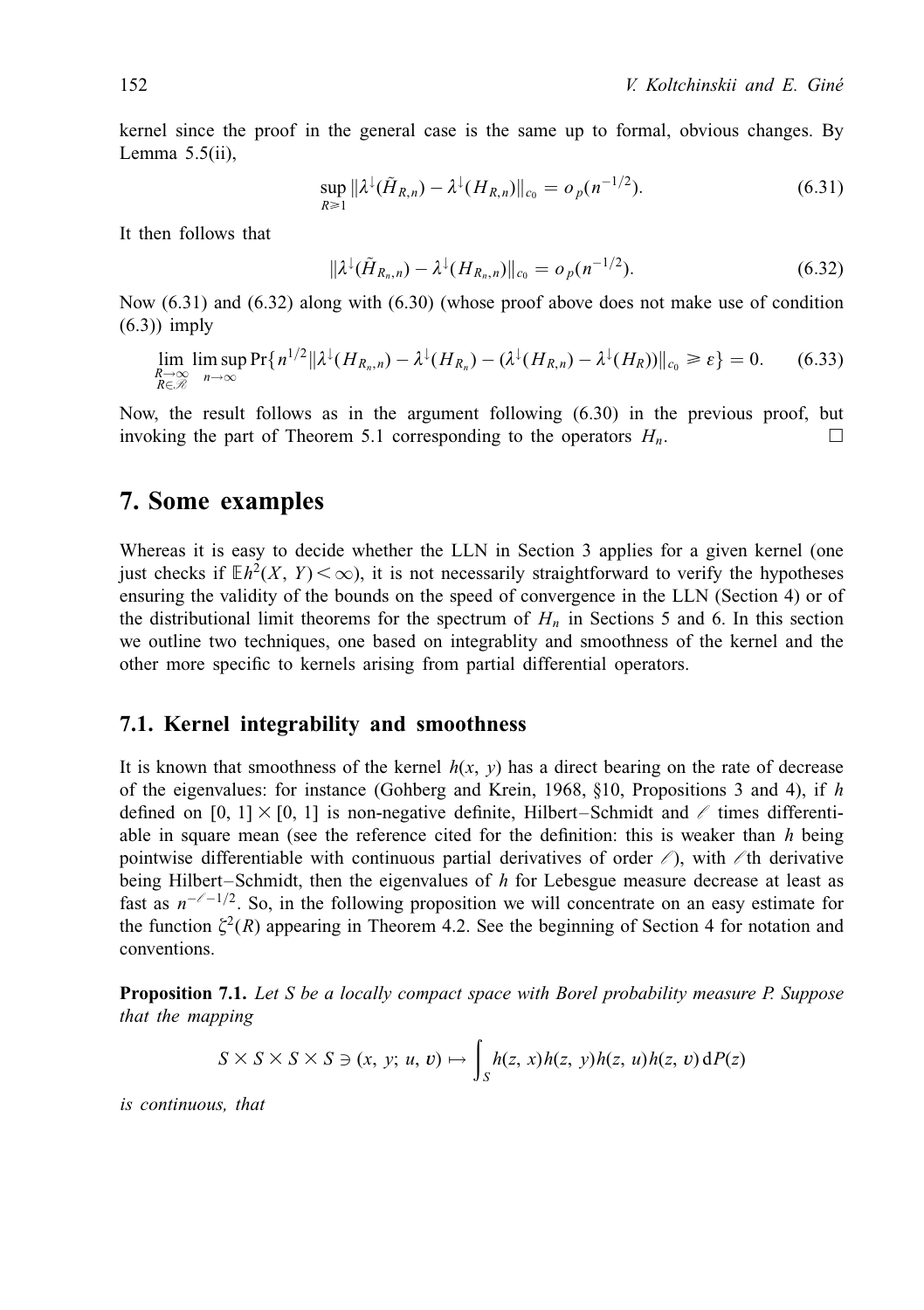kernel since the proof in the general case is the same up to formal, obvious changes. By Lemma 5.5(ii),

$$\sup_{R\geqslant 1} \|\lambda^{\downarrow}(\tilde{H}_{R,n}) - \lambda^{\downarrow}(H_{R,n})\|_{c_0} = o_p(n^{-1/2}). \tag{6.31}$$

It then follows that

$$\|\lambda^{\downarrow}(\tilde{H}_{R_n,n}) - \lambda^{\downarrow}(H_{R_n,n})\|_{c_0} = o_p(n^{-1/2}). \tag{6.32}$$

Now (6.31) and (6.32) along with (6.30) (whose proof above does not make use of condition (6.3)) imply

$$\lim_{\substack{R\to\infty \\ R\in\mathscr{R}}} \limsup_{n\to\infty} \Pr\{n^{1/2}\|\lambda^{\downarrow}(H_{R_n,n}) - \lambda^{\downarrow}(H_{R_n}) - (\lambda^{\downarrow}(H_{R,n}) - \lambda^{\downarrow}(H_R))\|_{c_0} \geqslant \varepsilon\} = 0. \tag{6.33}$$

Now, the result follows as in the argument following (6.30) in the previous proof, but invoking the part of Theorem 5.1 corresponding to the operators $H_n$. □

# 7. Some examples

Whereas it is easy to decide whether the LLN in Section 3 applies for a given kernel (one just checks if $\mathbb{E}h^2(X, Y) < \infty$), it is not necessarily straightforward to verify the hypotheses ensuring the validity of the bounds on the speed of convergence in the LLN (Section 4) or of the distributional limit theorems for the spectrum of $H_n$ in Sections 5 and 6. In this section we outline two techniques, one based on integrablity and smoothness of the kernel and the other more specific to kernels arising from partial differential operators.

## 7.1. Kernel integrability and smoothness

It is known that smoothness of the kernel $h(x, y)$ has a direct bearing on the rate of decrease of the eigenvalues: for instance (Gohberg and Krein, 1968, §10, Propositions 3 and 4), if $h$ defined on $[0, 1] \times [0, 1]$ is non-negative definite, Hilbert–Schmidt and $\ell$ times differentiable in square mean (see the reference cited for the definition: this is weaker than $h$ being pointwise differentiable with continuous partial derivatives of order $\ell$), with $\ell$th derivative being Hilbert–Schmidt, then the eigenvalues of $h$ for Lebesgue measure decrease at least as fast as $n^{-\ell-1/2}$. So, in the following proposition we will concentrate on an easy estimate for the function $\zeta^2(R)$ appearing in Theorem 4.2. See the beginning of Section 4 for notation and conventions.

**Proposition 7.1.** *Let $S$ be a locally compact space with Borel probability measure $P$. Suppose that the mapping*

$$S \times S \times S \times S \ni (x, y; u, v) \mapsto \int_S h(z, x)h(z, y)h(z, u)h(z, v)\, \mathrm{d}P(z)$$

*is continuous, that*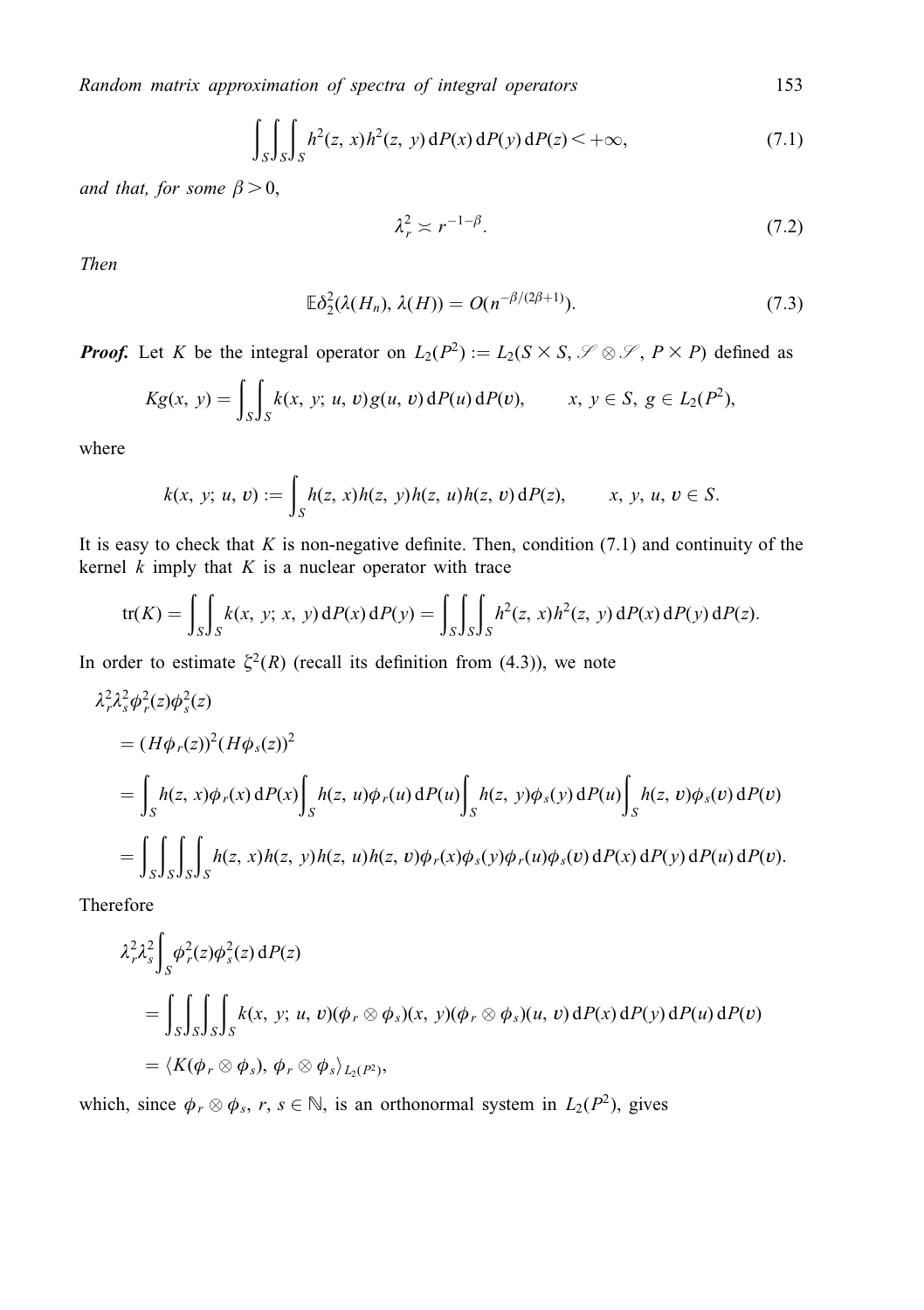$$\int_S \int_S \int_S h^2(z, x) h^2(z, y) \, \mathrm{d}P(x) \, \mathrm{d}P(y) \, \mathrm{d}P(z) < +\infty, \tag{7.1}$$

*and that, for some* $\beta > 0$,

$$\lambda_r^2 \asymp r^{-1-\beta}. \tag{7.2}$$

*Then*

$$\mathbb{E}\delta_2^2(\lambda(H_n), \lambda(H)) = O(n^{-\beta/(2\beta+1)}). \tag{7.3}$$

***Proof.*** Let $K$ be the integral operator on $L_2(P^2) := L_2(S \times S, \mathscr{S} \otimes \mathscr{S}, P \times P)$ defined as

$$Kg(x, y) = \int_S \int_S k(x, y; u, v) g(u, v) \, \mathrm{d}P(u) \, \mathrm{d}P(v), \qquad x, y \in S, \; g \in L_2(P^2),$$

where

$$k(x, y; u, v) := \int_S h(z, x) h(z, y) h(z, u) h(z, v) \, \mathrm{d}P(z), \qquad x, y, u, v \in S.$$

It is easy to check that $K$ is non-negative definite. Then, condition (7.1) and continuity of the kernel $k$ imply that $K$ is a nuclear operator with trace

$$\mathrm{tr}(K) = \int_S \int_S k(x, y; x, y) \, \mathrm{d}P(x) \, \mathrm{d}P(y) = \int_S \int_S \int_S h^2(z, x) h^2(z, y) \, \mathrm{d}P(x) \, \mathrm{d}P(y) \, \mathrm{d}P(z).$$

In order to estimate $\zeta^2(R)$ (recall its definition from (4.3)), we note

$$\begin{aligned}
&\lambda_r^2 \lambda_s^2 \phi_r^2(z) \phi_s^2(z) \\
&= (H\phi_r(z))^2 (H\phi_s(z))^2 \\
&= \int_S h(z, x)\phi_r(x) \, \mathrm{d}P(x) \int_S h(z, u)\phi_r(u) \, \mathrm{d}P(u) \int_S h(z, y)\phi_s(y) \, \mathrm{d}P(u) \int_S h(z, v)\phi_s(v) \, \mathrm{d}P(v) \\
&= \int_S \int_S \int_S \int_S h(z, x) h(z, y) h(z, u) h(z, v) \phi_r(x) \phi_s(y) \phi_r(u) \phi_s(v) \, \mathrm{d}P(x) \, \mathrm{d}P(y) \, \mathrm{d}P(u) \, \mathrm{d}P(v).
\end{aligned}$$

Therefore

$$\begin{aligned}
&\lambda_r^2 \lambda_s^2 \int_S \phi_r^2(z) \phi_s^2(z) \, \mathrm{d}P(z) \\
&= \int_S \int_S \int_S \int_S k(x, y; u, v) (\phi_r \otimes \phi_s)(x, y) (\phi_r \otimes \phi_s)(u, v) \, \mathrm{d}P(x) \, \mathrm{d}P(y) \, \mathrm{d}P(u) \, \mathrm{d}P(v) \\
&= \langle K(\phi_r \otimes \phi_s), \phi_r \otimes \phi_s \rangle_{L_2(P^2)},
\end{aligned}$$

which, since $\phi_r \otimes \phi_s$, $r, s \in \mathbb{N}$, is an orthonormal system in $L_2(P^2)$, gives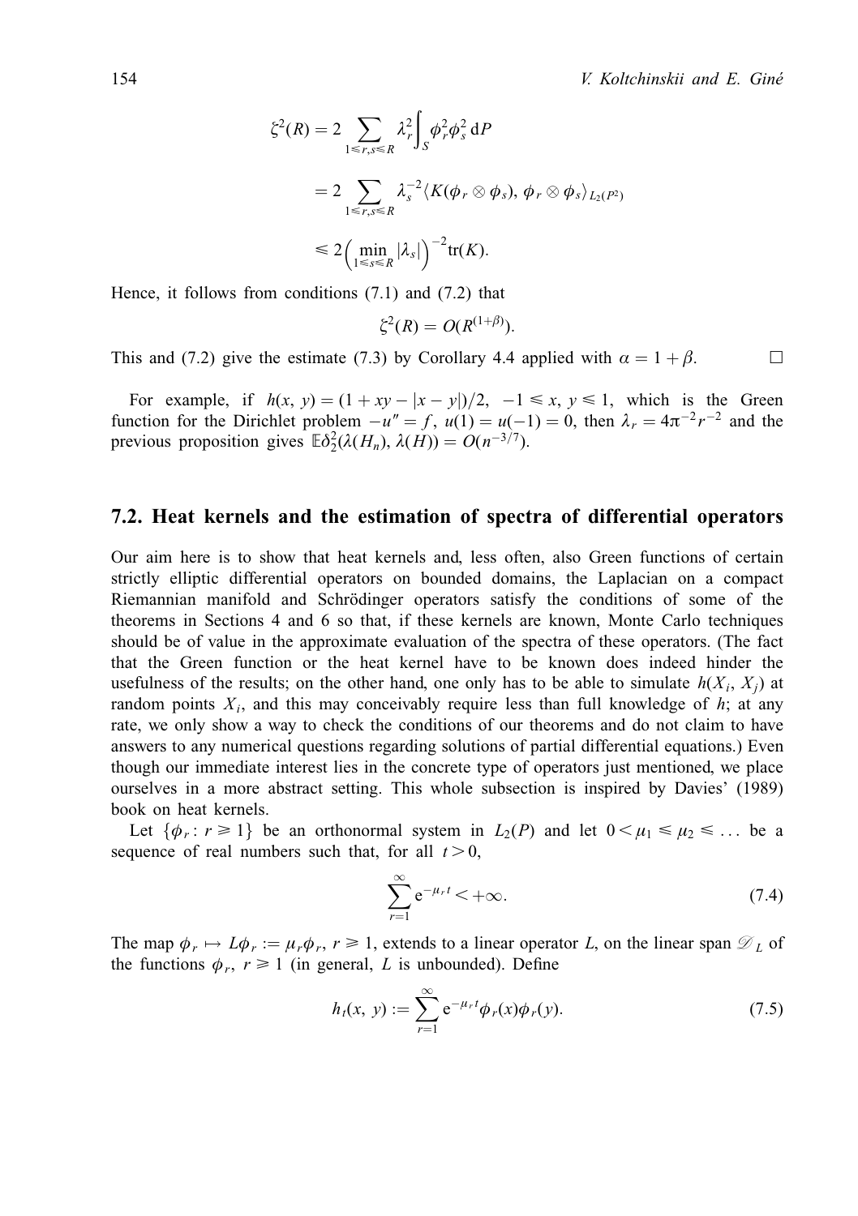$$
\begin{aligned}
\zeta^2(R) &= 2 \sum_{1 \leqslant r,s \leqslant R} \lambda_r^2 \int_S \phi_r^2 \phi_s^2 \, \mathrm{d}P \\
&= 2 \sum_{1 \leqslant r,s \leqslant R} \lambda_s^{-2} \langle K(\phi_r \otimes \phi_s), \phi_r \otimes \phi_s \rangle_{L_2(P^2)} \\
&\leqslant 2 \Big( \min_{1 \leqslant s \leqslant R} |\lambda_s| \Big)^{-2} \mathrm{tr}(K).
\end{aligned}
$$

Hence, it follows from conditions (7.1) and (7.2) that

$$
\zeta^2(R) = O(R^{(1+\beta)}).
$$

This and (7.2) give the estimate (7.3) by Corollary 4.4 applied with $\alpha = 1 + \beta$. □

For example, if $h(x, y) = (1 + xy - |x - y|)/2$, $-1 \leqslant x, y \leqslant 1$, which is the Green function for the Dirichlet problem $-u'' = f$, $u(1) = u(-1) = 0$, then $\lambda_r = 4\pi^{-2} r^{-2}$ and the previous proposition gives $\mathbb{E}\delta_2^2(\lambda(H_n), \lambda(H)) = O(n^{-3/7})$.

## 7.2. Heat kernels and the estimation of spectra of differential operators

Our aim here is to show that heat kernels and, less often, also Green functions of certain strictly elliptic differential operators on bounded domains, the Laplacian on a compact Riemannian manifold and Schrödinger operators satisfy the conditions of some of the theorems in Sections 4 and 6 so that, if these kernels are known, Monte Carlo techniques should be of value in the approximate evaluation of the spectra of these operators. (The fact that the Green function or the heat kernel have to be known does indeed hinder the usefulness of the results; on the other hand, one only has to be able to simulate $h(X_i, X_j)$ at random points $X_i$, and this may conceivably require less than full knowledge of $h$; at any rate, we only show a way to check the conditions of our theorems and do not claim to have answers to any numerical questions regarding solutions of partial differential equations.) Even though our immediate interest lies in the concrete type of operators just mentioned, we place ourselves in a more abstract setting. This whole subsection is inspired by Davies' (1989) book on heat kernels.

Let $\{\phi_r : r \geqslant 1\}$ be an orthonormal system in $L_2(P)$ and let $0 < \mu_1 \leqslant \mu_2 \leqslant \ldots$ be a sequence of real numbers such that, for all $t > 0$,

$$
\sum_{r=1}^{\infty} \mathrm{e}^{-\mu_r t} < +\infty. \tag{7.4}
$$

The map $\phi_r \mapsto L\phi_r := \mu_r \phi_r$, $r \geqslant 1$, extends to a linear operator $L$, on the linear span $\mathscr{D}_L$ of the functions $\phi_r$, $r \geqslant 1$ (in general, $L$ is unbounded). Define

$$
h_t(x, y) := \sum_{r=1}^{\infty} \mathrm{e}^{-\mu_r t} \phi_r(x) \phi_r(y). \tag{7.5}
$$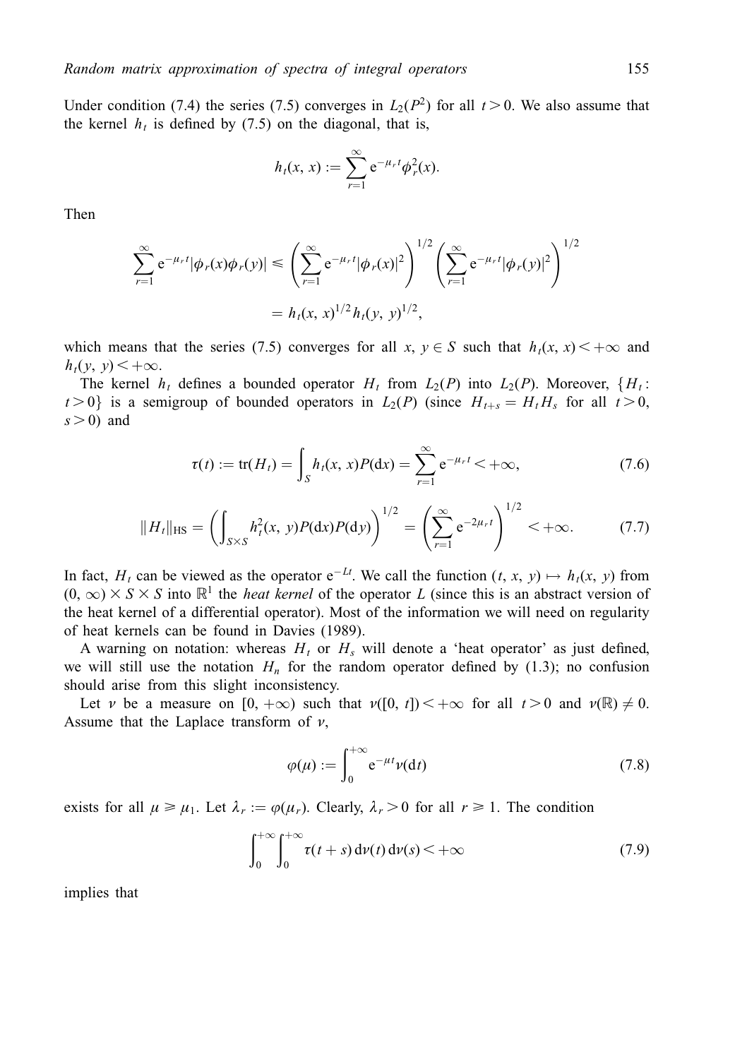Under condition (7.4) the series (7.5) converges in $L_2(P^2)$ for all $t > 0$. We also assume that the kernel $h_t$ is defined by (7.5) on the diagonal, that is,

$$h_t(x, x) := \sum_{r=1}^{\infty} e^{-\mu_r t} \phi_r^2(x).$$

Then

$$\sum_{r=1}^{\infty} e^{-\mu_r t} |\phi_r(x)\phi_r(y)| \leqslant \left( \sum_{r=1}^{\infty} e^{-\mu_r t} |\phi_r(x)|^2 \right)^{1/2} \left( \sum_{r=1}^{\infty} e^{-\mu_r t} |\phi_r(y)|^2 \right)^{1/2}$$

$$= h_t(x, x)^{1/2} h_t(y, y)^{1/2},$$

which means that the series (7.5) converges for all $x, y \in S$ such that $h_t(x, x) < +\infty$ and $h_t(y, y) < +\infty$.

The kernel $h_t$ defines a bounded operator $H_t$ from $L_2(P)$ into $L_2(P)$. Moreover, $\{H_t : t > 0\}$ is a semigroup of bounded operators in $L_2(P)$ (since $H_{t+s} = H_t H_s$ for all $t > 0$, $s > 0$) and

$$\tau(t) := \operatorname{tr}(H_t) = \int_S h_t(x, x) P(\mathrm{d}x) = \sum_{r=1}^{\infty} e^{-\mu_r t} < +\infty, \tag{7.6}$$

$$\|H_t\|_{\mathrm{HS}} = \left( \iint_{S \times S} h_t^2(x, y) P(\mathrm{d}x) P(\mathrm{d}y) \right)^{1/2} = \left( \sum_{r=1}^{\infty} e^{-2\mu_r t} \right)^{1/2} < +\infty. \tag{7.7}$$

In fact, $H_t$ can be viewed as the operator $e^{-Lt}$. We call the function $(t, x, y) \mapsto h_t(x, y)$ from $(0, \infty) \times S \times S$ into $\mathbb{R}^1$ the *heat kernel* of the operator $L$ (since this is an abstract version of the heat kernel of a differential operator). Most of the information we will need on regularity of heat kernels can be found in Davies (1989).

A warning on notation: whereas $H_t$ or $H_s$ will denote a 'heat operator' as just defined, we will still use the notation $H_n$ for the random operator defined by (1.3); no confusion should arise from this slight inconsistency.

Let $\nu$ be a measure on $[0, +\infty)$ such that $\nu([0, t]) < +\infty$ for all $t > 0$ and $\nu(\mathbb{R}) \neq 0$. Assume that the Laplace transform of $\nu$,

$$\varphi(\mu) := \int_0^{+\infty} e^{-\mu t} \nu(\mathrm{d}t) \tag{7.8}$$

exists for all $\mu \geqslant \mu_1$. Let $\lambda_r := \varphi(\mu_r)$. Clearly, $\lambda_r > 0$ for all $r \geqslant 1$. The condition

$$\int_0^{+\infty} \int_0^{+\infty} \tau(t + s) \, \mathrm{d}\nu(t) \, \mathrm{d}\nu(s) < +\infty \tag{7.9}$$

implies that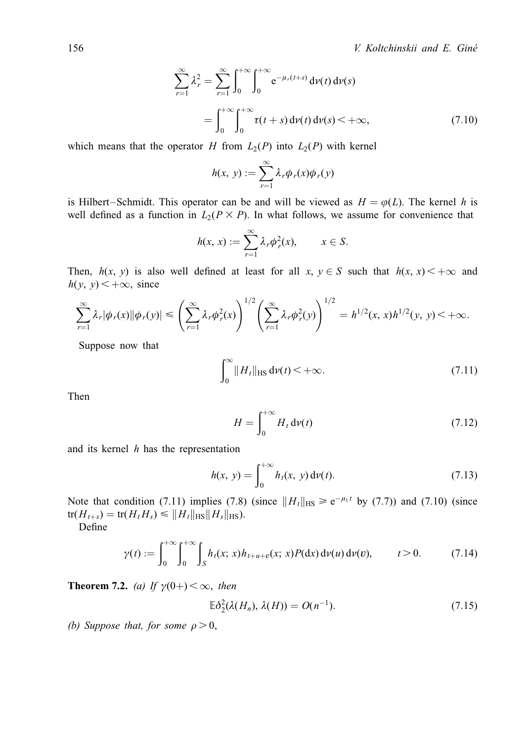$$\sum_{r=1}^{\infty} \lambda_r^2 = \sum_{r=1}^{\infty} \int_0^{+\infty}\int_0^{+\infty} \mathrm{e}^{-\mu_r(t+s)}\,\mathrm{d}\nu(t)\,\mathrm{d}\nu(s)$$

$$= \int_0^{+\infty}\int_0^{+\infty} \tau(t+s)\,\mathrm{d}\nu(t)\,\mathrm{d}\nu(s) < +\infty, \tag{7.10}$$

which means that the operator $H$ from $L_2(P)$ into $L_2(P)$ with kernel

$$h(x, y) := \sum_{r=1}^{\infty} \lambda_r \phi_r(x)\phi_r(y)$$

is Hilbert–Schmidt. This operator can be and will be viewed as $H = \varphi(L)$. The kernel $h$ is well defined as a function in $L_2(P \times P)$. In what follows, we assume for convenience that

$$h(x, x) := \sum_{r=1}^{\infty} \lambda_r \phi_r^2(x), \qquad x \in S.$$

Then, $h(x, y)$ is also well defined at least for all $x, y \in S$ such that $h(x, x) < +\infty$ and $h(y, y) < +\infty$, since

$$\sum_{r=1}^{\infty} \lambda_r |\phi_r(x)||\phi_r(y)| \leqslant \left(\sum_{r=1}^{\infty} \lambda_r \phi_r^2(x)\right)^{1/2}\left(\sum_{r=1}^{\infty} \lambda_r \phi_r^2(y)\right)^{1/2} = h^{1/2}(x, x) h^{1/2}(y, y) < +\infty.$$

Suppose now that

$$\int_0^{\infty} \|H_t\|_{\mathrm{HS}}\,\mathrm{d}\nu(t) < +\infty. \tag{7.11}$$

Then

$$H = \int_0^{+\infty} H_t\,\mathrm{d}\nu(t) \tag{7.12}$$

and its kernel $h$ has the representation

$$h(x, y) = \int_0^{+\infty} h_t(x, y)\,\mathrm{d}\nu(t). \tag{7.13}$$

Note that condition (7.11) implies (7.8) (since $\|H_t\|_{\mathrm{HS}} \geqslant \mathrm{e}^{-\mu_1 t}$ by (7.7)) and (7.10) (since $\mathrm{tr}(H_{t+s}) = \mathrm{tr}(H_t H_s) \leqslant \|H_t\|_{\mathrm{HS}}\|H_s\|_{\mathrm{HS}}$).

Define

$$\gamma(t) := \int_0^{+\infty}\int_0^{+\infty}\int_S h_t(x; x) h_{t+u+v}(x; x) P(\mathrm{d}x)\,\mathrm{d}\nu(u)\,\mathrm{d}\nu(v), \qquad t > 0. \tag{7.14}$$

**Theorem 7.2.** *(a) If $\gamma(0+) < \infty$, then*

$$\mathbb{E}\delta_2^2(\lambda(H_n), \lambda(H)) = O(n^{-1}). \tag{7.15}$$

*(b) Suppose that, for some $\rho > 0$,*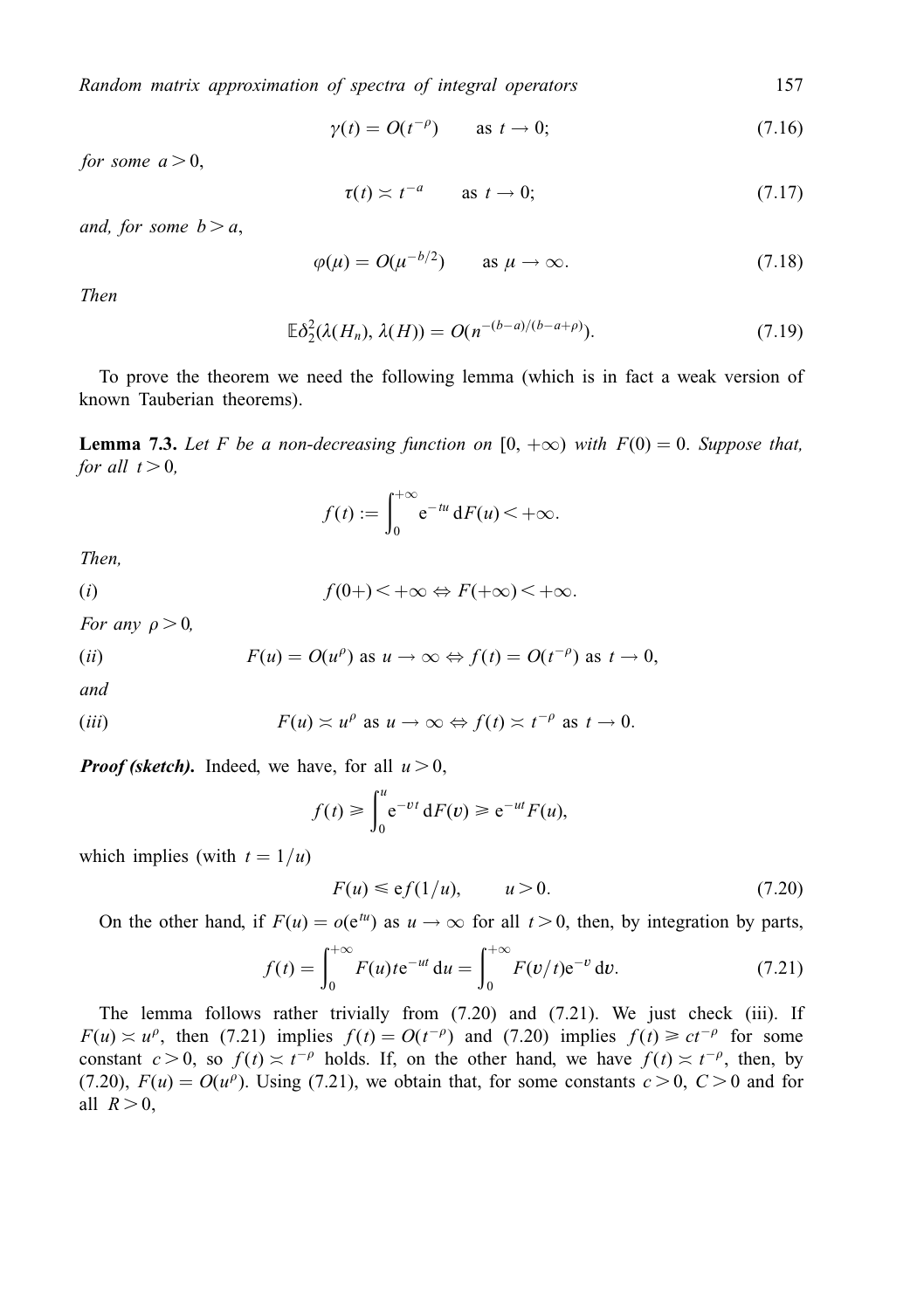$$\gamma(t) = O(t^{-\rho}) \qquad \text{as } t \to 0; \tag{7.16}$$

*for some* $a > 0$,

$$\tau(t) \asymp t^{-a} \qquad \text{as } t \to 0; \tag{7.17}$$

*and, for some* $b > a$,

$$\varphi(\mu) = O(\mu^{-b/2}) \qquad \text{as } \mu \to \infty. \tag{7.18}$$

*Then*

$$\mathbb{E}\delta_2^2(\lambda(H_n), \lambda(H)) = O(n^{-(b-a)/(b-a+\rho)}). \tag{7.19}$$

To prove the theorem we need the following lemma (which is in fact a weak version of known Tauberian theorems).

**Lemma 7.3.** *Let $F$ be a non-decreasing function on $[0, +\infty)$ with $F(0) = 0$. Suppose that, for all $t > 0$,*

$$f(t) := \int_0^{+\infty} \mathrm{e}^{-tu}\, \mathrm{d}F(u) < +\infty.$$

*Then,*

(*i*) $$f(0+) < +\infty \Leftrightarrow F(+\infty) < +\infty.$$

*For any* $\rho > 0$,

(*ii*) $$F(u) = O(u^\rho) \text{ as } u \to \infty \Leftrightarrow f(t) = O(t^{-\rho}) \text{ as } t \to 0,$$

*and*

(*iii*) $$F(u) \asymp u^\rho \text{ as } u \to \infty \Leftrightarrow f(t) \asymp t^{-\rho} \text{ as } t \to 0.$$

***Proof (sketch).*** Indeed, we have, for all $u > 0$,

$$f(t) \geqslant \int_0^u \mathrm{e}^{-vt}\, \mathrm{d}F(v) \geqslant \mathrm{e}^{-ut} F(u),$$

which implies (with $t = 1/u$)

$$F(u) \leqslant \mathrm{e} f(1/u), \qquad u > 0. \tag{7.20}$$

On the other hand, if $F(u) = o(\mathrm{e}^{tu})$ as $u \to \infty$ for all $t > 0$, then, by integration by parts,

$$f(t) = \int_0^{+\infty} F(u) t \mathrm{e}^{-ut}\, \mathrm{d}u = \int_0^{+\infty} F(v/t) \mathrm{e}^{-v}\, \mathrm{d}v. \tag{7.21}$$

The lemma follows rather trivially from (7.20) and (7.21). We just check (iii). If $F(u) \asymp u^\rho$, then (7.21) implies $f(t) = O(t^{-\rho})$ and (7.20) implies $f(t) \geqslant ct^{-\rho}$ for some constant $c > 0$, so $f(t) \asymp t^{-\rho}$ holds. If, on the other hand, we have $f(t) \asymp t^{-\rho}$, then, by (7.20), $F(u) = O(u^\rho)$. Using (7.21), we obtain that, for some constants $c > 0$, $C > 0$ and for all $R > 0$,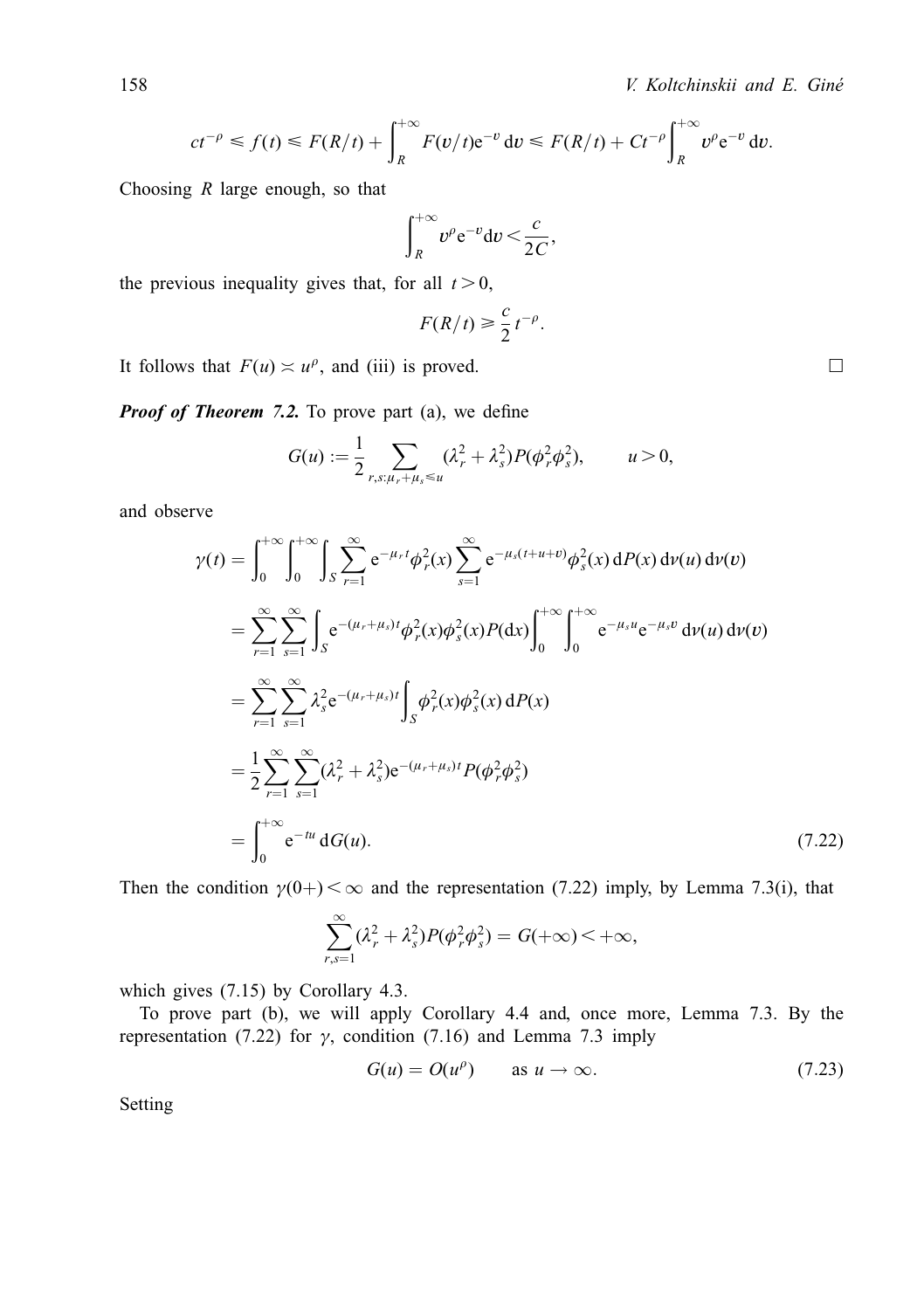$$ct^{-\rho} \leqslant f(t) \leqslant F(R/t) + \int_R^{+\infty} F(v/t) e^{-v} \, dv \leqslant F(R/t) + Ct^{-\rho} \int_R^{+\infty} v^\rho e^{-v} \, dv.$$

Choosing $R$ large enough, so that

$$\int_R^{+\infty} v^\rho e^{-v} dv < \frac{c}{2C},$$

the previous inequality gives that, for all $t > 0$,

$$F(R/t) \geqslant \frac{c}{2} t^{-\rho}.$$

It follows that $F(u) \asymp u^\rho$, and (iii) is proved. □

***Proof of Theorem 7.2.*** To prove part (a), we define

$$G(u) := \frac{1}{2} \sum_{r,s:\mu_r+\mu_s \leqslant u} (\lambda_r^2 + \lambda_s^2) P(\phi_r^2 \phi_s^2), \qquad u > 0,$$

and observe

$$\begin{aligned}
\gamma(t) &= \int_0^{+\infty} \int_0^{+\infty} \int_S \sum_{r=1}^{\infty} e^{-\mu_r t} \phi_r^2(x) \sum_{s=1}^{\infty} e^{-\mu_s(t+u+v)} \phi_s^2(x) \, dP(x) \, d\nu(u) \, d\nu(v) \\
&= \sum_{r=1}^{\infty} \sum_{s=1}^{\infty} \int_S e^{-(\mu_r+\mu_s)t} \phi_r^2(x) \phi_s^2(x) P(dx) \int_0^{+\infty} \int_0^{+\infty} e^{-\mu_s u} e^{-\mu_s v} \, d\nu(u) \, d\nu(v) \\
&= \sum_{r=1}^{\infty} \sum_{s=1}^{\infty} \lambda_s^2 e^{-(\mu_r+\mu_s)t} \int_S \phi_r^2(x) \phi_s^2(x) \, dP(x) \\
&= \frac{1}{2} \sum_{r=1}^{\infty} \sum_{s=1}^{\infty} (\lambda_r^2 + \lambda_s^2) e^{-(\mu_r+\mu_s)t} P(\phi_r^2 \phi_s^2) \\
&= \int_0^{+\infty} e^{-tu} \, dG(u).
\end{aligned} \tag{7.22}$$

Then the condition $\gamma(0+) < \infty$ and the representation (7.22) imply, by Lemma 7.3(i), that

$$\sum_{r,s=1}^{\infty} (\lambda_r^2 + \lambda_s^2) P(\phi_r^2 \phi_s^2) = G(+\infty) < +\infty,$$

which gives (7.15) by Corollary 4.3.

To prove part (b), we will apply Corollary 4.4 and, once more, Lemma 7.3. By the representation (7.22) for $\gamma$, condition (7.16) and Lemma 7.3 imply

$$G(u) = O(u^\rho) \qquad \text{as } u \to \infty. \tag{7.23}$$

Setting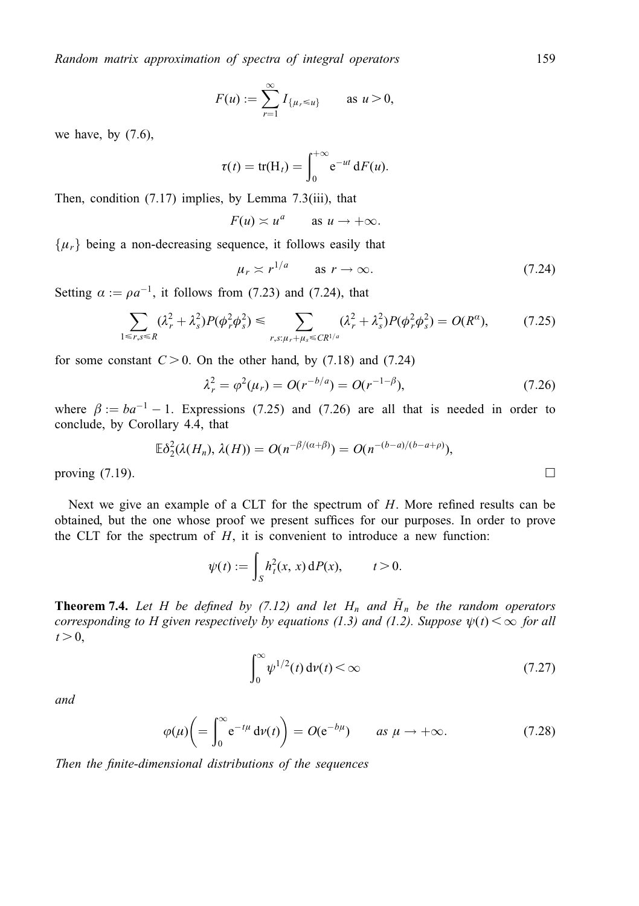$$F(u) := \sum_{r=1}^{\infty} I_{\{\mu_r \leqslant u\}} \qquad \text{as } u > 0,$$

we have, by (7.6),

$$\tau(t) = \operatorname{tr}(\mathrm{H}_t) = \int_0^{+\infty} \mathrm{e}^{-ut}\, \mathrm{d}F(u).$$

Then, condition (7.17) implies, by Lemma 7.3(iii), that

$$F(u) \asymp u^a \qquad \text{as } u \to +\infty.$$

$\{\mu_r\}$ being a non-decreasing sequence, it follows easily that

$$\mu_r \asymp r^{1/a} \qquad \text{as } r \to \infty. \tag{7.24}$$

Setting $\alpha := \rho a^{-1}$, it follows from (7.23) and (7.24), that

$$\sum_{1 \leqslant r,s \leqslant R} (\lambda_r^2 + \lambda_s^2) P(\phi_r^2 \phi_s^2) \leqslant \sum_{r,s:\mu_r + \mu_s \leqslant CR^{1/a}} (\lambda_r^2 + \lambda_s^2) P(\phi_r^2 \phi_s^2) = O(R^\alpha), \tag{7.25}$$

for some constant $C > 0$. On the other hand, by (7.18) and (7.24)

$$\lambda_r^2 = \varphi^2(\mu_r) = O(r^{-b/a}) = O(r^{-1-\beta}), \tag{7.26}$$

where $\beta := ba^{-1} - 1$. Expressions (7.25) and (7.26) are all that is needed in order to conclude, by Corollary 4.4, that

$$\mathbb{E}\delta_2^2(\lambda(H_n), \lambda(H)) = O(n^{-\beta/(\alpha+\beta)}) = O(n^{-(b-a)/(b-a+\rho)}),$$

proving (7.19). □

Next we give an example of a CLT for the spectrum of $H$. More refined results can be obtained, but the one whose proof we present suffices for our purposes. In order to prove the CLT for the spectrum of $H$, it is convenient to introduce a new function:

$$\psi(t) := \int_S h_t^2(x, x)\, \mathrm{d}P(x), \qquad t > 0.$$

**Theorem 7.4.** *Let $H$ be defined by (7.12) and let $H_n$ and $\tilde{H}_n$ be the random operators corresponding to $H$ given respectively by equations (1.3) and (1.2). Suppose $\psi(t) < \infty$ for all $t > 0$,*

$$\int_0^\infty \psi^{1/2}(t)\, \mathrm{d}\nu(t) < \infty \tag{7.27}$$

*and*

$$\varphi(\mu)\left( = \int_0^\infty \mathrm{e}^{-t\mu}\, \mathrm{d}\nu(t) \right) = O(\mathrm{e}^{-b\mu}) \qquad \text{as } \mu \to +\infty. \tag{7.28}$$

*Then the finite-dimensional distributions of the sequences*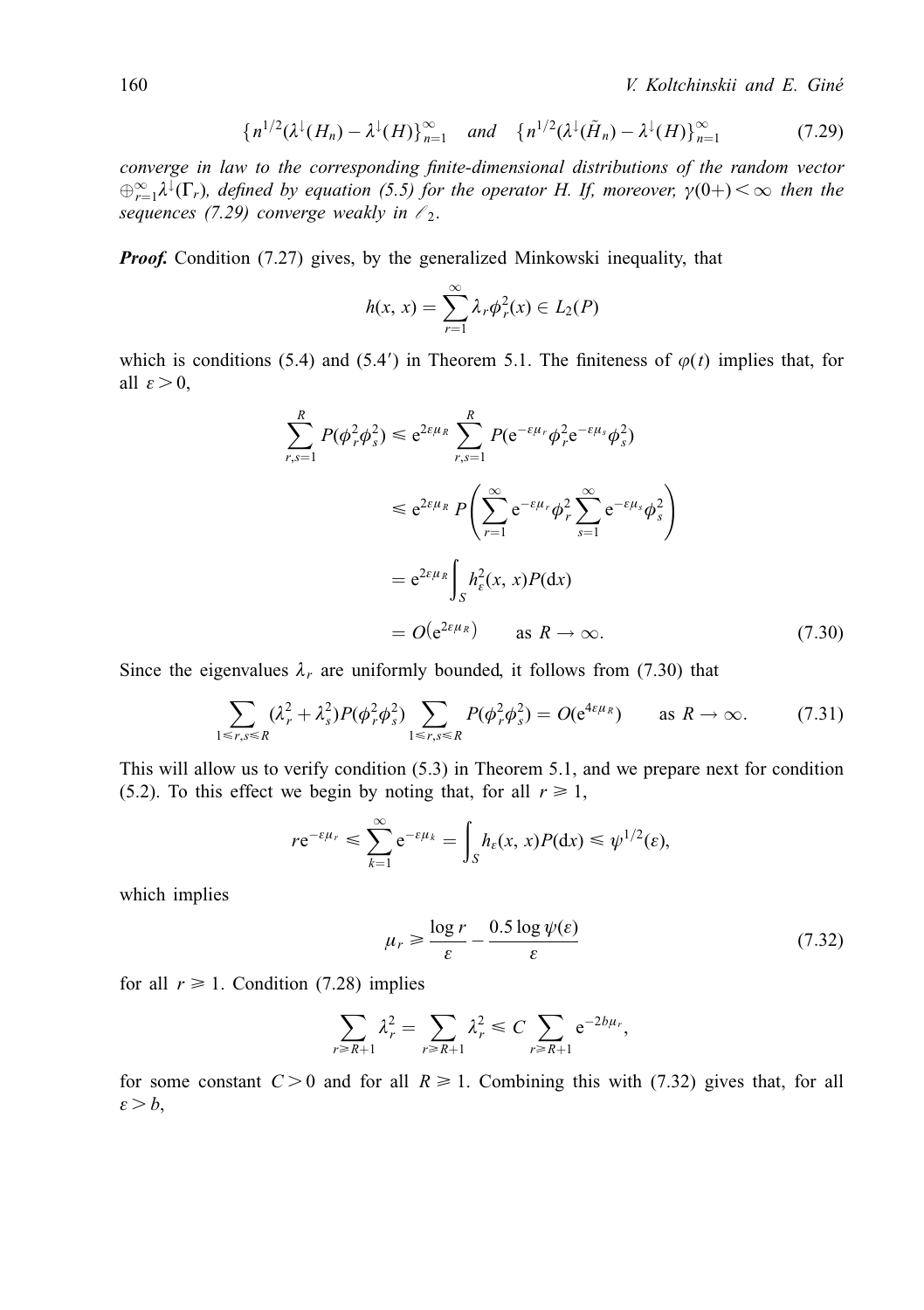$$\{n^{1/2}(\lambda^{\downarrow}(H_n) - \lambda^{\downarrow}(H)\}_{n=1}^{\infty} \quad and \quad \{n^{1/2}(\lambda^{\downarrow}(\tilde{H}_n) - \lambda^{\downarrow}(H)\}_{n=1}^{\infty} \tag{7.29}$$

*converge in law to the corresponding finite-dimensional distributions of the random vector $\oplus_{r=1}^{\infty}\lambda^{\downarrow}(\Gamma_r)$, defined by equation (5.5) for the operator H. If, moreover, $\gamma(0+) < \infty$ then the sequences (7.29) converge weakly in $\ell_2$.*

***Proof.*** Condition (7.27) gives, by the generalized Minkowski inequality, that

$$h(x, x) = \sum_{r=1}^{\infty} \lambda_r \phi_r^2(x) \in L_2(P)$$

which is conditions (5.4) and (5.4′) in Theorem 5.1. The finiteness of $\varphi(t)$ implies that, for all $\varepsilon > 0$,

$$\begin{aligned}
\sum_{r,s=1}^{R} P(\phi_r^2\phi_s^2) &\leqslant e^{2\varepsilon\mu_R} \sum_{r,s=1}^{R} P(e^{-\varepsilon\mu_r}\phi_r^2 e^{-\varepsilon\mu_s}\phi_s^2) \\
&\leqslant e^{2\varepsilon\mu_R} P\left(\sum_{r=1}^{\infty} e^{-\varepsilon\mu_r}\phi_r^2 \sum_{s=1}^{\infty} e^{-\varepsilon\mu_s}\phi_s^2\right) \\
&= e^{2\varepsilon\mu_R}\int_S h_\varepsilon^2(x, x)P(dx) \\
&= O(e^{2\varepsilon\mu_R}) \qquad \text{as } R \to \infty.
\end{aligned} \tag{7.30}$$

Since the eigenvalues $\lambda_r$ are uniformly bounded, it follows from (7.30) that

$$\sum_{1\leqslant r,s\leqslant R} (\lambda_r^2 + \lambda_s^2)P(\phi_r^2\phi_s^2) \sum_{1\leqslant r,s\leqslant R} P(\phi_r^2\phi_s^2) = O(e^{4\varepsilon\mu_R}) \qquad \text{as } R \to \infty. \tag{7.31}$$

This will allow us to verify condition (5.3) in Theorem 5.1, and we prepare next for condition (5.2). To this effect we begin by noting that, for all $r \geqslant 1$,

$$r e^{-\varepsilon\mu_r} \leqslant \sum_{k=1}^{\infty} e^{-\varepsilon\mu_k} = \int_S h_\varepsilon(x, x)P(dx) \leqslant \psi^{1/2}(\varepsilon),$$

which implies

$$\mu_r \geqslant \frac{\log r}{\varepsilon} - \frac{0.5\log\psi(\varepsilon)}{\varepsilon} \tag{7.32}$$

for all $r \geqslant 1$. Condition (7.28) implies

$$\sum_{r\geqslant R+1} \lambda_r^2 = \sum_{r\geqslant R+1} \lambda_r^2 \leqslant C \sum_{r\geqslant R+1} e^{-2b\mu_r},$$

for some constant $C > 0$ and for all $R \geqslant 1$. Combining this with (7.32) gives that, for all $\varepsilon > b$,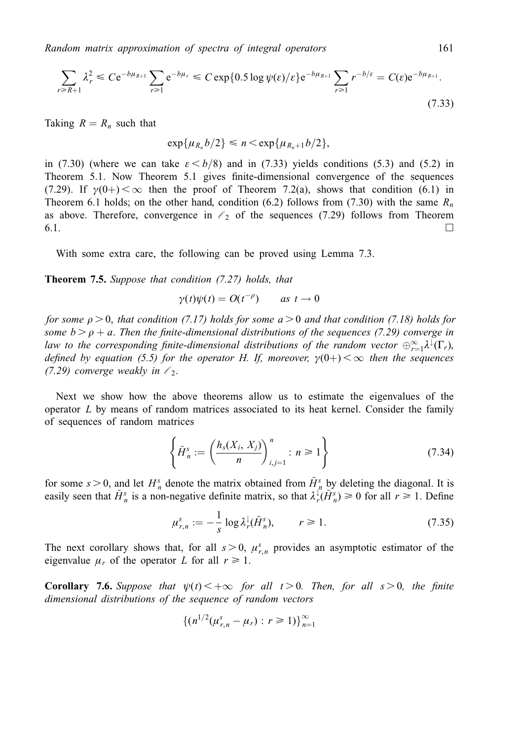$$\sum_{r \geqslant R+1} \lambda_r^2 \leqslant C\mathrm{e}^{-b\mu_{R+1}} \sum_{r \geqslant 1} \mathrm{e}^{-b\mu_r} \leqslant C \exp\{0.5 \log \psi(\varepsilon)/\varepsilon\} \mathrm{e}^{-b\mu_{R+1}} \sum_{r \geqslant 1} r^{-b/\varepsilon} = C(\varepsilon)\mathrm{e}^{-b\mu_{R+1}}. \tag{7.33}$$

Taking $R = R_n$ such that

$$\exp\{\mu_{R_n} b/2\} \leqslant n < \exp\{\mu_{R_n+1} b/2\},$$

in (7.30) (where we can take $\varepsilon < b/8$) and in (7.33) yields conditions (5.3) and (5.2) in Theorem 5.1. Now Theorem 5.1 gives finite-dimensional convergence of the sequences (7.29). If $\gamma(0+) < \infty$ then the proof of Theorem 7.2(a), shows that condition (6.1) in Theorem 6.1 holds; on the other hand, condition (6.2) follows from (7.30) with the same $R_n$ as above. Therefore, convergence in $\ell_2$ of the sequences (7.29) follows from Theorem 6.1. □

With some extra care, the following can be proved using Lemma 7.3.

**Theorem 7.5.** *Suppose that condition (7.27) holds, that*

$$\gamma(t)\psi(t) = O(t^{-\rho}) \qquad as\ t \to 0$$

*for some $\rho > 0$, that condition (7.17) holds for some $a > 0$ and that condition (7.18) holds for some $b > \rho + a$. Then the finite-dimensional distributions of the sequences (7.29) converge in law to the corresponding finite-dimensional distributions of the random vector $\oplus_{r=1}^{\infty} \lambda^{\downarrow}(\Gamma_r)$, defined by equation (5.5) for the operator H. If, moreover, $\gamma(0+) < \infty$ then the sequences (7.29) converge weakly in $\ell_2$.*

Next we show how the above theorems allow us to estimate the eigenvalues of the operator $L$ by means of random matrices associated to its heat kernel. Consider the family of sequences of random matrices

$$\left\{ \tilde{H}_n^s := \left( \frac{h_s(X_i, X_j)}{n} \right)_{i,j=1}^{n} : n \geqslant 1 \right\} \tag{7.34}$$

for some $s > 0$, and let $H_n^s$ denote the matrix obtained from $\tilde{H}_n^s$ by deleting the diagonal. It is easily seen that $\tilde{H}_n^s$ is a non-negative definite matrix, so that $\lambda_r^{\downarrow}(\tilde{H}_n^s) \geqslant 0$ for all $r \geqslant 1$. Define

$$\mu_{r,n}^s := -\frac{1}{s} \log \lambda_r^{\downarrow}(\tilde{H}_n^s), \qquad r \geqslant 1. \tag{7.35}$$

The next corollary shows that, for all $s > 0$, $\mu_{r,n}^s$ provides an asymptotic estimator of the eigenvalue $\mu_r$ of the operator $L$ for all $r \geqslant 1$.

**Corollary 7.6.** *Suppose that $\psi(t) < +\infty$ for all $t > 0$. Then, for all $s > 0$, the finite dimensional distributions of the sequence of random vectors*

$$\{(n^{1/2}(\mu_{r,n}^s - \mu_r) : r \geqslant 1)\}_{n=1}^{\infty}$$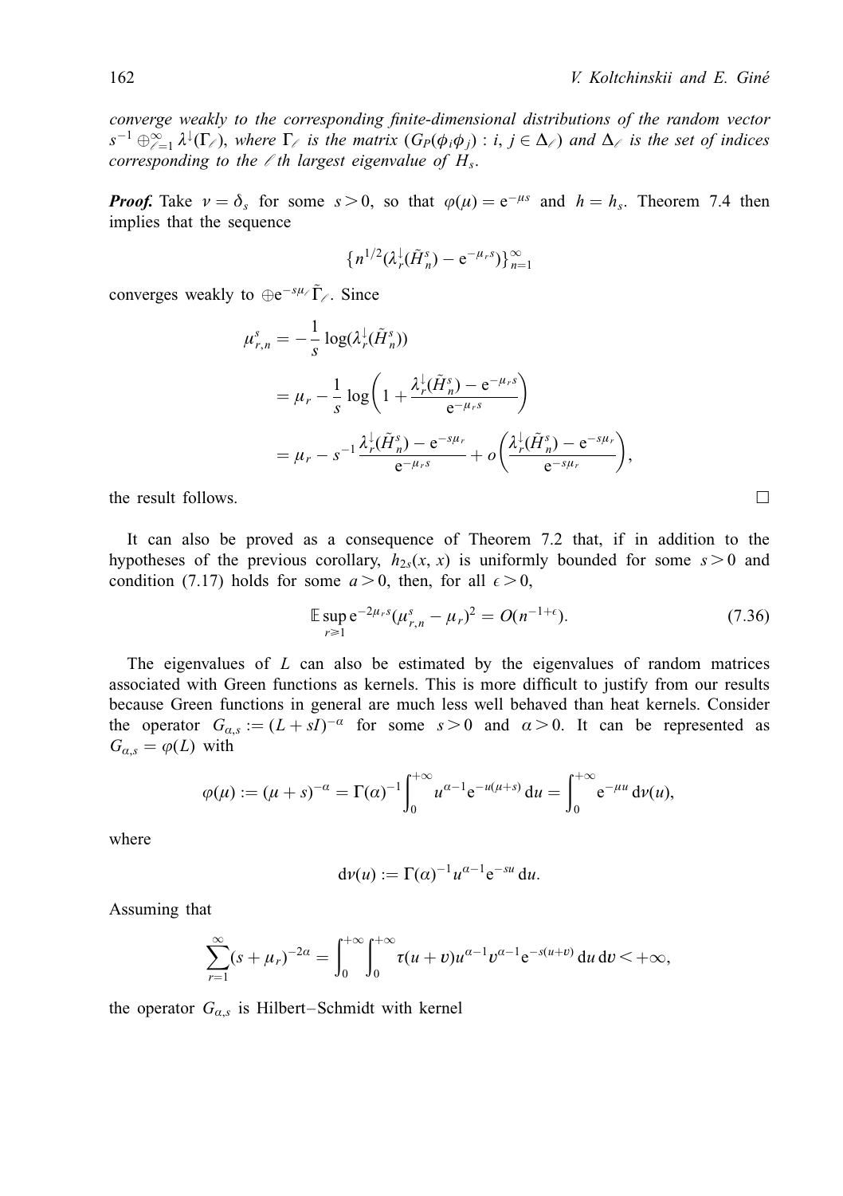*converge weakly to the corresponding finite-dimensional distributions of the random vector* $s^{-1} \oplus_{\ell=1}^{\infty} \lambda^{\downarrow}(\Gamma_\ell)$, *where* $\Gamma_\ell$ *is the matrix* $(G_P(\phi_i \phi_j) : i, j \in \Delta_\ell)$ *and* $\Delta_\ell$ *is the set of indices corresponding to the* $\ell$ *th largest eigenvalue of* $H_s$.

***Proof.*** Take $\nu = \delta_s$ for some $s > 0$, so that $\varphi(\mu) = \mathrm{e}^{-\mu s}$ and $h = h_s$. Theorem 7.4 then implies that the sequence

$$\{n^{1/2}(\lambda_r^{\downarrow}(\tilde{H}_n^s) - \mathrm{e}^{-\mu_r s})\}_{n=1}^{\infty}$$

converges weakly to $\oplus \mathrm{e}^{-s\mu_\ell} \tilde{\Gamma}_\ell$. Since

$$
\begin{aligned}
\mu_{r,n}^s &= -\frac{1}{s} \log(\lambda_r^{\downarrow}(\tilde{H}_n^s)) \\
&= \mu_r - \frac{1}{s} \log\left(1 + \frac{\lambda_r^{\downarrow}(\tilde{H}_n^s) - \mathrm{e}^{-\mu_r s}}{\mathrm{e}^{-\mu_r s}}\right) \\
&= \mu_r - s^{-1} \frac{\lambda_r^{\downarrow}(\tilde{H}_n^s) - \mathrm{e}^{-s\mu_r}}{\mathrm{e}^{-\mu_r s}} + o\left(\frac{\lambda_r^{\downarrow}(\tilde{H}_n^s) - \mathrm{e}^{-s\mu_r}}{\mathrm{e}^{-s\mu_r}}\right),
\end{aligned}
$$

the result follows. □

It can also be proved as a consequence of Theorem 7.2 that, if in addition to the hypotheses of the previous corollary, $h_{2s}(x, x)$ is uniformly bounded for some $s > 0$ and condition (7.17) holds for some $a > 0$, then, for all $\epsilon > 0$,

$$\mathbb{E} \sup_{r \geqslant 1} \mathrm{e}^{-2\mu_r s}(\mu_{r,n}^s - \mu_r)^2 = O(n^{-1+\epsilon}). \tag{7.36}$$

The eigenvalues of $L$ can also be estimated by the eigenvalues of random matrices associated with Green functions as kernels. This is more difficult to justify from our results because Green functions in general are much less well behaved than heat kernels. Consider the operator $G_{\alpha,s} := (L + sI)^{-\alpha}$ for some $s > 0$ and $\alpha > 0$. It can be represented as $G_{\alpha,s} = \varphi(L)$ with

$$\varphi(\mu) := (\mu + s)^{-\alpha} = \Gamma(\alpha)^{-1} \int_0^{+\infty} u^{\alpha-1} \mathrm{e}^{-u(\mu+s)} \, \mathrm{d}u = \int_0^{+\infty} \mathrm{e}^{-\mu u} \, \mathrm{d}\nu(u),$$

where

$$\mathrm{d}\nu(u) := \Gamma(\alpha)^{-1} u^{\alpha-1} \mathrm{e}^{-su} \, \mathrm{d}u.$$

Assuming that

$$\sum_{r=1}^{\infty} (s + \mu_r)^{-2\alpha} = \int_0^{+\infty} \int_0^{+\infty} \tau(u + v) u^{\alpha-1} v^{\alpha-1} \mathrm{e}^{-s(u+v)} \, \mathrm{d}u \, \mathrm{d}v < +\infty,$$

the operator $G_{\alpha,s}$ is Hilbert–Schmidt with kernel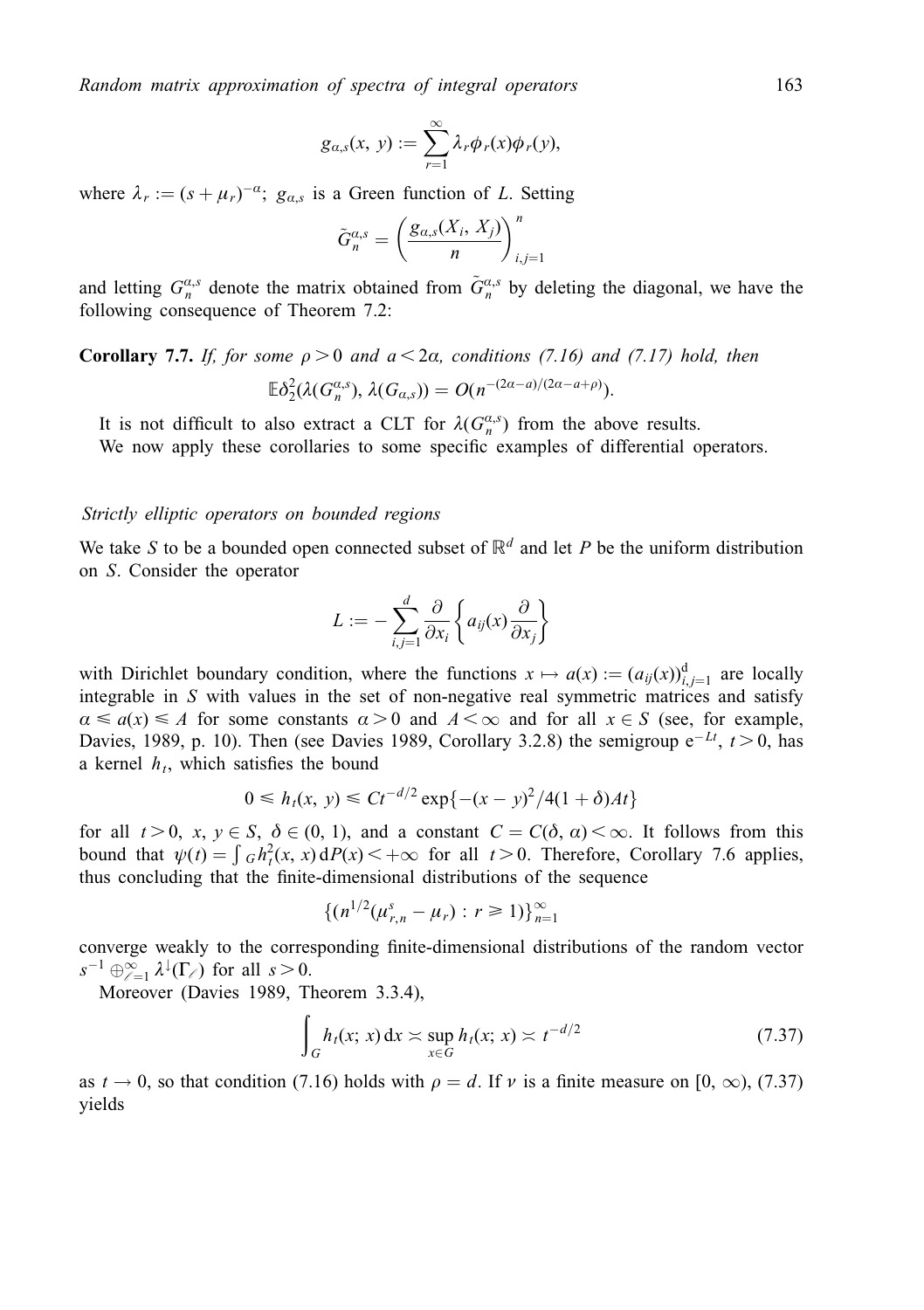$$g_{\alpha,s}(x, y) := \sum_{r=1}^{\infty} \lambda_r \phi_r(x)\phi_r(y),$$

where $\lambda_r := (s + \mu_r)^{-\alpha}$; $g_{\alpha,s}$ is a Green function of $L$. Setting

$$\tilde{G}_n^{\alpha,s} = \left(\frac{g_{\alpha,s}(X_i, X_j)}{n}\right)_{i,j=1}^{n}$$

and letting $G_n^{\alpha,s}$ denote the matrix obtained from $\tilde{G}_n^{\alpha,s}$ by deleting the diagonal, we have the following consequence of Theorem 7.2:

**Corollary 7.7.** *If, for some $\rho > 0$ and $a < 2\alpha$, conditions (7.16) and (7.17) hold, then*

$$\mathbb{E}\delta_2^2(\lambda(G_n^{\alpha,s}), \lambda(G_{\alpha,s})) = O(n^{-(2\alpha-a)/(2\alpha-a+\rho)}).$$

It is not difficult to also extract a CLT for $\lambda(G_n^{\alpha,s})$ from the above results.

We now apply these corollaries to some specific examples of differential operators.

*Strictly elliptic operators on bounded regions*

We take $S$ to be a bounded open connected subset of $\mathbb{R}^d$ and let $P$ be the uniform distribution on $S$. Consider the operator

$$L := -\sum_{i,j=1}^{d} \frac{\partial}{\partial x_i}\left\{a_{ij}(x)\frac{\partial}{\partial x_j}\right\}$$

with Dirichlet boundary condition, where the functions $x \mapsto a(x) := (a_{ij}(x))_{i,j=1}^{\mathrm{d}}$ are locally integrable in $S$ with values in the set of non-negative real symmetric matrices and satisfy $\alpha \leqslant a(x) \leqslant A$ for some constants $\alpha > 0$ and $A < \infty$ and for all $x \in S$ (see, for example, Davies, 1989, p. 10). Then (see Davies 1989, Corollary 3.2.8) the semigroup $\mathrm{e}^{-Lt}$, $t > 0$, has a kernel $h_t$, which satisfies the bound

$$0 \leqslant h_t(x, y) \leqslant Ct^{-d/2}\exp\{-(x-y)^2/4(1+\delta)At\}$$

for all $t > 0$, $x, y \in S$, $\delta \in (0, 1)$, and a constant $C = C(\delta, \alpha) < \infty$. It follows from this bound that $\psi(t) = \int_G h_t^2(x, x)\,\mathrm{d}P(x) < +\infty$ for all $t > 0$. Therefore, Corollary 7.6 applies, thus concluding that the finite-dimensional distributions of the sequence

$$\{(n^{1/2}(\mu_{r,n}^s - \mu_r) : r \geqslant 1)\}_{n=1}^{\infty}$$

converge weakly to the corresponding finite-dimensional distributions of the random vector $s^{-1} \oplus_{\ell=1}^{\infty} \lambda^{\downarrow}(\Gamma_\ell)$ for all $s > 0$.

Moreover (Davies 1989, Theorem 3.3.4),

$$\int_G h_t(x;x)\,\mathrm{d}x \asymp \sup_{x\in G} h_t(x;x) \asymp t^{-d/2} \tag{7.37}$$

as $t \to 0$, so that condition (7.16) holds with $\rho = d$. If $\nu$ is a finite measure on $[0, \infty)$, (7.37) yields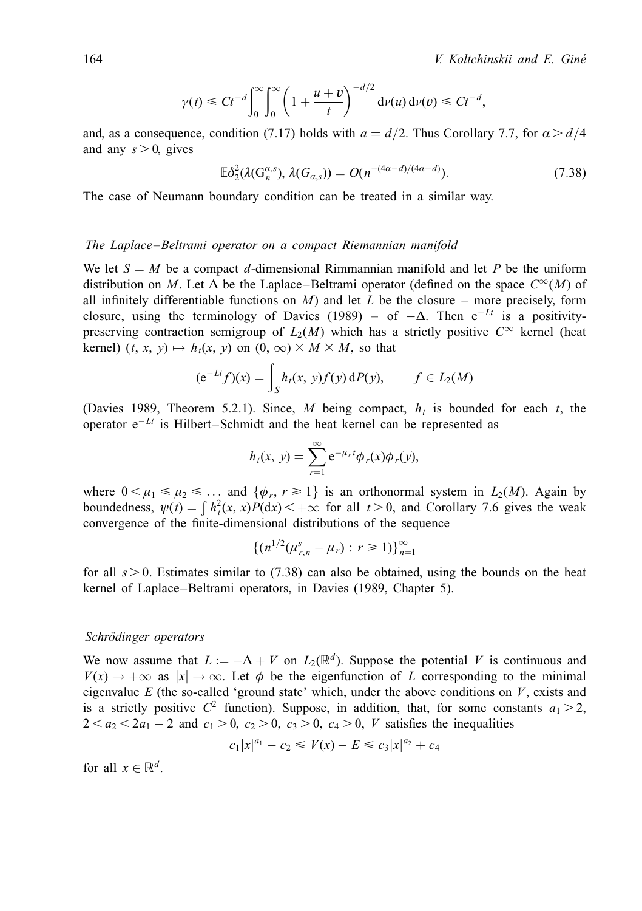$$\gamma(t) \leqslant Ct^{-d} \int_0^\infty \int_0^\infty \left(1 + \frac{u+v}{t}\right)^{-d/2} \mathrm{d}\nu(u)\,\mathrm{d}\nu(v) \leqslant Ct^{-d},$$

and, as a consequence, condition (7.17) holds with $a = d/2$. Thus Corollary 7.7, for $\alpha > d/4$ and any $s > 0$, gives

$$\mathbb{E}\delta_2^2(\lambda(\mathrm{G}_n^{\alpha,s}), \lambda(G_{\alpha,s})) = O(n^{-(4\alpha-d)/(4\alpha+d)}). \tag{7.38}$$

The case of Neumann boundary condition can be treated in a similar way.

### *The Laplace–Beltrami operator on a compact Riemannian manifold*

We let $S = M$ be a compact $d$-dimensional Rimmannian manifold and let $P$ be the uniform distribution on $M$. Let $\Delta$ be the Laplace–Beltrami operator (defined on the space $C^\infty(M)$ of all infinitely differentiable functions on $M$) and let $L$ be the closure – more precisely, form closure, using the terminology of Davies (1989) – of $-\Delta$. Then $\mathrm{e}^{-Lt}$ is a positivity-preserving contraction semigroup of $L_2(M)$ which has a strictly positive $C^\infty$ kernel (heat kernel) $(t, x, y) \mapsto h_t(x, y)$ on $(0, \infty) \times M \times M$, so that

$$(\mathrm{e}^{-Lt} f)(x) = \int_S h_t(x, y) f(y)\,\mathrm{d}P(y), \qquad f \in L_2(M)$$

(Davies 1989, Theorem 5.2.1). Since, $M$ being compact, $h_t$ is bounded for each $t$, the operator $\mathrm{e}^{-Lt}$ is Hilbert–Schmidt and the heat kernel can be represented as

$$h_t(x, y) = \sum_{r=1}^\infty \mathrm{e}^{-\mu_r t} \phi_r(x)\phi_r(y),$$

where $0 < \mu_1 \leqslant \mu_2 \leqslant \ldots$ and $\{\phi_r, r \geqslant 1\}$ is an orthonormal system in $L_2(M)$. Again by boundedness, $\psi(t) = \int h_t^2(x, x) P(\mathrm{d}x) < +\infty$ for all $t > 0$, and Corollary 7.6 gives the weak convergence of the finite-dimensional distributions of the sequence

$$\{(n^{1/2}(\mu_{r,n}^s - \mu_r) : r \geqslant 1)\}_{n=1}^\infty$$

for all $s > 0$. Estimates similar to (7.38) can also be obtained, using the bounds on the heat kernel of Laplace–Beltrami operators, in Davies (1989, Chapter 5).

### *Schrödinger operators*

We now assume that $L := -\Delta + V$ on $L_2(\mathbb{R}^d)$. Suppose the potential $V$ is continuous and $V(x) \to +\infty$ as $|x| \to \infty$. Let $\phi$ be the eigenfunction of $L$ corresponding to the minimal eigenvalue $E$ (the so-called 'ground state' which, under the above conditions on $V$, exists and is a strictly positive $C^2$ function). Suppose, in addition, that, for some constants $a_1 > 2$, $2 < a_2 < 2a_1 - 2$ and $c_1 > 0$, $c_2 > 0$, $c_3 > 0$, $c_4 > 0$, $V$ satisfies the inequalities

$$c_1|x|^{a_1} - c_2 \leqslant V(x) - E \leqslant c_3|x|^{a_2} + c_4$$

for all $x \in \mathbb{R}^d$.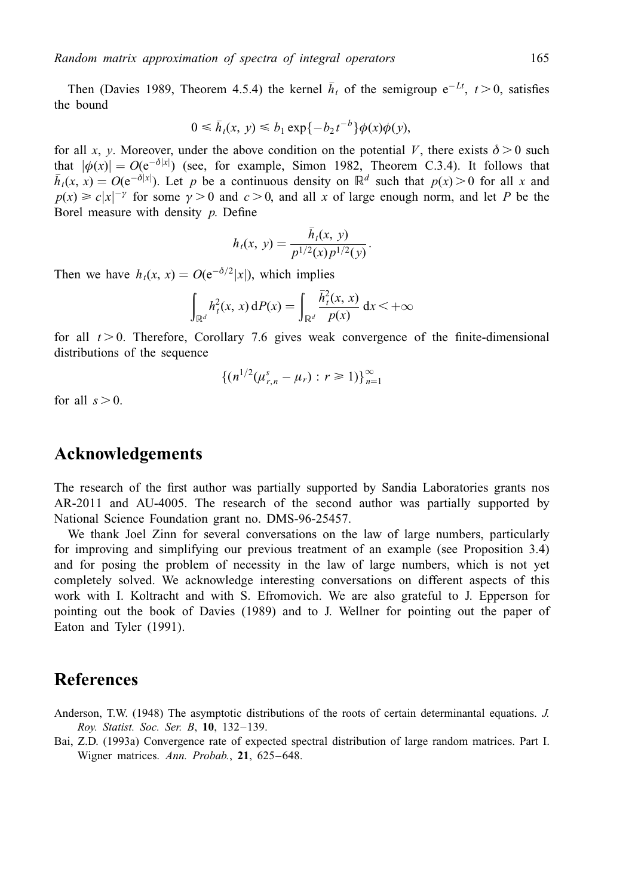Then (Davies 1989, Theorem 4.5.4) the kernel $\bar{h}_t$ of the semigroup $\mathrm{e}^{-Lt}$, $t > 0$, satisfies the bound

$$0 \leqslant \bar{h}_t(x, y) \leqslant b_1 \exp\{-b_2 t^{-b}\} \phi(x)\phi(y),$$

for all $x$, $y$. Moreover, under the above condition on the potential $V$, there exists $\delta > 0$ such that $|\phi(x)| = O(\mathrm{e}^{-\delta|x|})$ (see, for example, Simon 1982, Theorem C.3.4). It follows that $\bar{h}_t(x, x) = O(\mathrm{e}^{-\delta|x|})$. Let $p$ be a continuous density on $\mathbb{R}^d$ such that $p(x) > 0$ for all $x$ and $p(x) \geqslant c|x|^{-\gamma}$ for some $\gamma > 0$ and $c > 0$, and all $x$ of large enough norm, and let $P$ be the Borel measure with density $p$. Define

$$h_t(x, y) = \frac{\bar{h}_t(x, y)}{p^{1/2}(x) p^{1/2}(y)}.$$

Then we have $h_t(x, x) = O(\mathrm{e}^{-\delta/2}|x|)$, which implies

$$\int_{\mathbb{R}^d} h_t^2(x, x)\, \mathrm{d}P(x) = \int_{\mathbb{R}^d} \frac{\bar{h}_t^2(x, x)}{p(x)}\, \mathrm{d}x < +\infty$$

for all $t > 0$. Therefore, Corollary 7.6 gives weak convergence of the finite-dimensional distributions of the sequence

$$\{(n^{1/2}(\mu_{r,n}^s - \mu_r) : r \geqslant 1)\}_{n=1}^{\infty}$$

for all $s > 0$.

## Acknowledgements

The research of the first author was partially supported by Sandia Laboratories grants nos AR-2011 and AU-4005. The research of the second author was partially supported by National Science Foundation grant no. DMS-96-25457.

We thank Joel Zinn for several conversations on the law of large numbers, particularly for improving and simplifying our previous treatment of an example (see Proposition 3.4) and for posing the problem of necessity in the law of large numbers, which is not yet completely solved. We acknowledge interesting conversations on different aspects of this work with I. Koltracht and with S. Efromovich. We are also grateful to J. Epperson for pointing out the book of Davies (1989) and to J. Wellner for pointing out the paper of Eaton and Tyler (1991).

## References

Anderson, T.W. (1948) The asymptotic distributions of the roots of certain determinantal equations. *J. Roy. Statist. Soc. Ser. B*, **10**, 132–139.

Bai, Z.D. (1993a) Convergence rate of expected spectral distribution of large random matrices. Part I. Wigner matrices. *Ann. Probab.*, **21**, 625–648.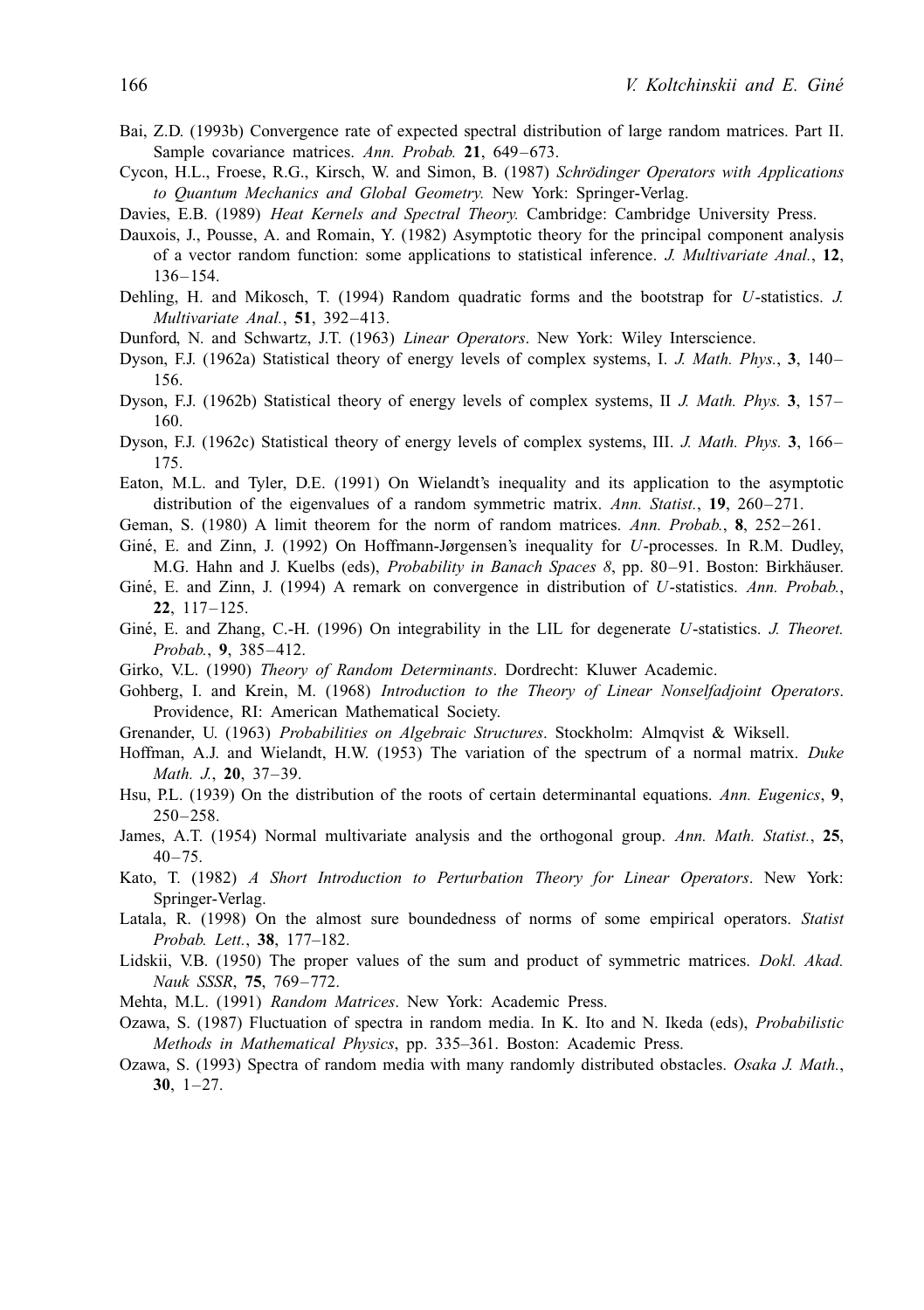Bai, Z.D. (1993b) Convergence rate of expected spectral distribution of large random matrices. Part II. Sample covariance matrices. *Ann. Probab.* **21**, 649–673.

Cycon, H.L., Froese, R.G., Kirsch, W. and Simon, B. (1987) *Schrödinger Operators with Applications to Quantum Mechanics and Global Geometry.* New York: Springer-Verlag.

Davies, E.B. (1989) *Heat Kernels and Spectral Theory.* Cambridge: Cambridge University Press.

Dauxois, J., Pousse, A. and Romain, Y. (1982) Asymptotic theory for the principal component analysis of a vector random function: some applications to statistical inference. *J. Multivariate Anal.*, **12**, 136–154.

Dehling, H. and Mikosch, T. (1994) Random quadratic forms and the bootstrap for $U$-statistics. *J. Multivariate Anal.*, **51**, 392–413.

Dunford, N. and Schwartz, J.T. (1963) *Linear Operators*. New York: Wiley Interscience.

Dyson, F.J. (1962a) Statistical theory of energy levels of complex systems, I. *J. Math. Phys.*, **3**, 140–156.

Dyson, F.J. (1962b) Statistical theory of energy levels of complex systems, II *J. Math. Phys.* **3**, 157–160.

Dyson, F.J. (1962c) Statistical theory of energy levels of complex systems, III. *J. Math. Phys.* **3**, 166–175.

Eaton, M.L. and Tyler, D.E. (1991) On Wielandt's inequality and its application to the asymptotic distribution of the eigenvalues of a random symmetric matrix. *Ann. Statist.*, **19**, 260–271.

Geman, S. (1980) A limit theorem for the norm of random matrices. *Ann. Probab.*, **8**, 252–261.

Giné, E. and Zinn, J. (1992) On Hoffmann-Jørgensen's inequality for $U$-processes. In R.M. Dudley, M.G. Hahn and J. Kuelbs (eds), *Probability in Banach Spaces 8*, pp. 80–91. Boston: Birkhäuser.

Giné, E. and Zinn, J. (1994) A remark on convergence in distribution of $U$-statistics. *Ann. Probab.*, **22**, 117–125.

Giné, E. and Zhang, C.-H. (1996) On integrability in the LIL for degenerate $U$-statistics. *J. Theoret. Probab.*, **9**, 385–412.

Girko, V.L. (1990) *Theory of Random Determinants*. Dordrecht: Kluwer Academic.

Gohberg, I. and Krein, M. (1968) *Introduction to the Theory of Linear Nonselfadjoint Operators*. Providence, RI: American Mathematical Society.

Grenander, U. (1963) *Probabilities on Algebraic Structures*. Stockholm: Almqvist & Wiksell.

Hoffman, A.J. and Wielandt, H.W. (1953) The variation of the spectrum of a normal matrix. *Duke Math. J.*, **20**, 37–39.

Hsu, P.L. (1939) On the distribution of the roots of certain determinantal equations. *Ann. Eugenics*, **9**, 250–258.

James, A.T. (1954) Normal multivariate analysis and the orthogonal group. *Ann. Math. Statist.*, **25**, 40–75.

Kato, T. (1982) *A Short Introduction to Perturbation Theory for Linear Operators*. New York: Springer-Verlag.

Latala, R. (1998) On the almost sure boundedness of norms of some empirical operators. *Statist Probab. Lett.*, **38**, 177–182.

Lidskii, V.B. (1950) The proper values of the sum and product of symmetric matrices. *Dokl. Akad. Nauk SSSR*, **75**, 769–772.

Mehta, M.L. (1991) *Random Matrices*. New York: Academic Press.

Ozawa, S. (1987) Fluctuation of spectra in random media. In K. Ito and N. Ikeda (eds), *Probabilistic Methods in Mathematical Physics*, pp. 335–361. Boston: Academic Press.

Ozawa, S. (1993) Spectra of random media with many randomly distributed obstacles. *Osaka J. Math.*, **30**, 1–27.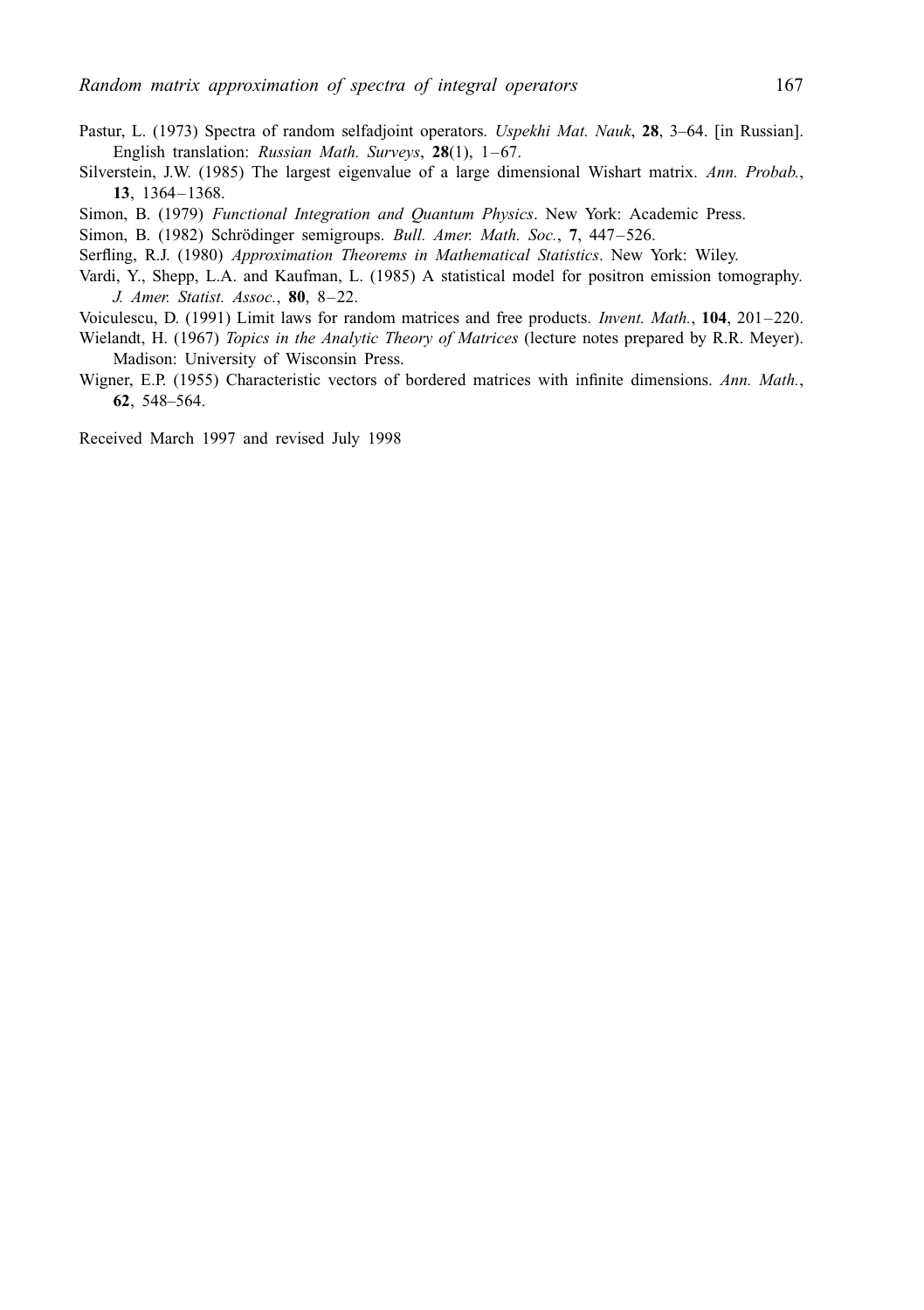Pastur, L. (1973) Spectra of random selfadjoint operators. *Uspekhi Mat. Nauk*, **28**, 3–64. [in Russian]. English translation: *Russian Math. Surveys*, **28**(1), 1–67.

Silverstein, J.W. (1985) The largest eigenvalue of a large dimensional Wishart matrix. *Ann. Probab.*, **13**, 1364–1368.

Simon, B. (1979) *Functional Integration and Quantum Physics*. New York: Academic Press.

Simon, B. (1982) Schrödinger semigroups. *Bull. Amer. Math. Soc.*, **7**, 447–526.

Serfling, R.J. (1980) *Approximation Theorems in Mathematical Statistics*. New York: Wiley.

Vardi, Y., Shepp, L.A. and Kaufman, L. (1985) A statistical model for positron emission tomography. *J. Amer. Statist. Assoc.*, **80**, 8–22.

Voiculescu, D. (1991) Limit laws for random matrices and free products. *Invent. Math.*, **104**, 201–220.

Wielandt, H. (1967) *Topics in the Analytic Theory of Matrices* (lecture notes prepared by R.R. Meyer). Madison: University of Wisconsin Press.

Wigner, E.P. (1955) Characteristic vectors of bordered matrices with infinite dimensions. *Ann. Math.*, **62**, 548–564.

Received March 1997 and revised July 1998